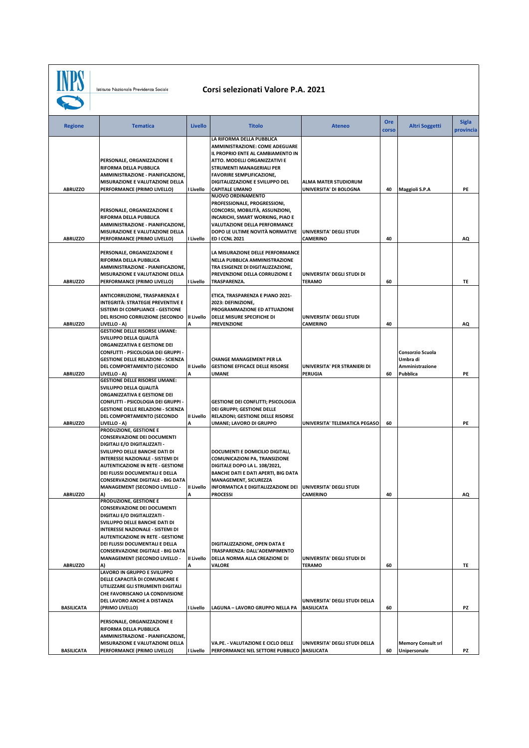INPS Istituto Nazionale Previdenza Sociale

# Corsi selezionati Valore P.A. 2021

| Regione | Tematica | Livello | Titolo | Ateneo | Ore corso | Altri Soggetti | Sigla provincia |
|---|---|---|---|---|---|---|---|
| ABRUZZO | PERSONALE, ORGANIZZAZIONE E RIFORMA DELLA PUBBLICA AMMINISTRAZIONE - PIANIFICAZIONE, MISURAZIONE E VALUTAZIONE DELLA PERFORMANCE (PRIMO LIVELLO) | I Livello | LA RIFORMA DELLA PUBBLICA AMMINISTRAZIONE: COME ADEGUARE IL PROPRIO ENTE AL CAMBIAMENTO IN ATTO. MODELLI ORGANIZZATIVI E STRUMENTI MANAGERIALI PER FAVORIRE SEMPLIFICAZIONE, DIGITALIZZAZIONE E SVILUPPO DEL CAPITALE UMANO | ALMA MATER STUDIORUM UNIVERSITA' DI BOLOGNA | 40 | Maggioli S.P.A | PE |
| ABRUZZO | PERSONALE, ORGANIZZAZIONE E RIFORMA DELLA PUBBLICA AMMINISTRAZIONE - PIANIFICAZIONE, MISURAZIONE E VALUTAZIONE DELLA PERFORMANCE (PRIMO LIVELLO) | I Livello | NUOVO ORDINAMENTO PROFESSIONALE, PROGRESSIONI, CONCORSI, MOBILITÀ, ASSUNZIONI, INCARICHI, SMART WORKING, PIAO E VALUTAZIONE DELLA PERFORMANCE DOPO LE ULTIME NOVITÀ NORMATIVE ED I CCNL 2021 | UNIVERSITA' DEGLI STUDI CAMERINO | 40 | | AQ |
| ABRUZZO | PERSONALE, ORGANIZZAZIONE E RIFORMA DELLA PUBBLICA AMMINISTRAZIONE - PIANIFICAZIONE, MISURAZIONE E VALUTAZIONE DELLA PERFORMANCE (PRIMO LIVELLO) | I Livello | LA MISURAZIONE DELLE PERFORMANCE NELLA PUBBLICA AMMINISTRAZIONE TRA ESIGENZE DI DIGITALIZZAZIONE, PREVENZIONE DELLA CORRUZIONE E TRASPARENZA. | UNIVERSITA' DEGLI STUDI DI TERAMO | 60 | | TE |
| ABRUZZO | ANTICORRUZIONE, TRASPARENZA E INTEGRITÀ: STRATEGIE PREVENTIVE E SISTEMI DI COMPLIANCE - GESTIONE DEL RISCHIO CORRUZIONE (SECONDO LIVELLO - A) | II Livello A | ETICA, TRASPARENZA E PIANO 2021-2023: DEFINIZIONE, PROGRAMMAZIONE ED ATTUAZIONE DELLE MISURE SPECIFICHE DI PREVENZIONE | UNIVERSITA' DEGLI STUDI CAMERINO | 40 | | AQ |
| ABRUZZO | GESTIONE DELLE RISORSE UMANE: SVILUPPO DELLA QUALITÀ ORGANIZZATIVA E GESTIONE DEI CONFLITTI - PSICOLOGIA DEI GRUPPI - GESTIONE DELLE RELAZIONI - SCIENZA DEL COMPORTAMENTO (SECONDO LIVELLO - A) | II Livello A | CHANGE MANAGEMENT PER LA GESTIONE EFFICACE DELLE RISORSE UMANE | UNIVERSITA' PER STRANIERI DI PERUGIA | 60 | Consorzio Scuola Umbra di Amministrazione Pubblica | PE |
| ABRUZZO | GESTIONE DELLE RISORSE UMANE: SVILUPPO DELLA QUALITÀ ORGANIZZATIVA E GESTIONE DEI CONFLITTI - PSICOLOGIA DEI GRUPPI - GESTIONE DELLE RELAZIONI - SCIENZA DEL COMPORTAMENTO (SECONDO LIVELLO - A) | II Livello A | GESTIONE DEI CONFLITTI; PSICOLOGIA DEI GRUPPI; GESTIONE DELLE RELAZIONI; GESTIONE DELLE RISORSE UMANE; LAVORO DI GRUPPO | UNIVERSITA' TELEMATICA PEGASO | 60 | | PE |
| ABRUZZO | PRODUZIONE, GESTIONE E CONSERVAZIONE DEI DOCUMENTI DIGITALI E/O DIGITALIZZATI - SVILUPPO DELLE BANCHE DATI DI INTERESSE NAZIONALE - SISTEMI DI AUTENTICAZIONE IN RETE - GESTIONE DEI FLUSSI DOCUMENTALI E DELLA CONSERVAZIONE DIGITALE - BIG DATA MANAGEMENT (SECONDO LIVELLO - A) | II Livello A | DOCUMENTI E DOMICILIO DIGITALI, COMUNICAZIONI PA, TRANSIZIONE DIGITALE DOPO LA L. 108/2021, BANCHE DATI E DATI APERTI, BIG DATA MANAGEMENT, SICUREZZA INFORMATICA E DIGITALIZZAZIONE DEI PROCESSI | UNIVERSITA' DEGLI STUDI CAMERINO | 40 | | AQ |
| ABRUZZO | PRODUZIONE, GESTIONE E CONSERVAZIONE DEI DOCUMENTI DIGITALI E/O DIGITALIZZATI - SVILUPPO DELLE BANCHE DATI DI INTERESSE NAZIONALE - SISTEMI DI AUTENTICAZIONE IN RETE - GESTIONE DEI FLUSSI DOCUMENTALI E DELLA CONSERVAZIONE DIGITALE - BIG DATA MANAGEMENT (SECONDO LIVELLO - A) | II Livello A | DIGITALIZZAZIONE, OPEN DATA E TRASPARENZA: DALL'ADEMPIMENTO DELLA NORMA ALLA CREAZIONE DI VALORE | UNIVERSITA' DEGLI STUDI DI TERAMO | 60 | | TE |
| BASILICATA | LAVORO IN GRUPPO E SVILUPPO DELLE CAPACITÀ DI COMUNICARE E UTILIZZARE GLI STRUMENTI DIGITALI CHE FAVORISCANO LA CONDIVISIONE DEL LAVORO ANCHE A DISTANZA (PRIMO LIVELLO) | I Livello | LAGUNA – LAVORO GRUPPO NELLA PA | UNIVERSITA' DEGLI STUDI DELLA BASILICATA | 60 | | PZ |
| BASILICATA | PERSONALE, ORGANIZZAZIONE E RIFORMA DELLA PUBBLICA AMMINISTRAZIONE - PIANIFICAZIONE, MISURAZIONE E VALUTAZIONE DELLA PERFORMANCE (PRIMO LIVELLO) | I Livello | VA.PE. - VALUTAZIONE E CICLO DELLE PERFORMANCE NEL SETTORE PUBBLICO | UNIVERSITA' DEGLI STUDI DELLA BASILICATA | 60 | Memory Consult srl Unipersonale | PZ |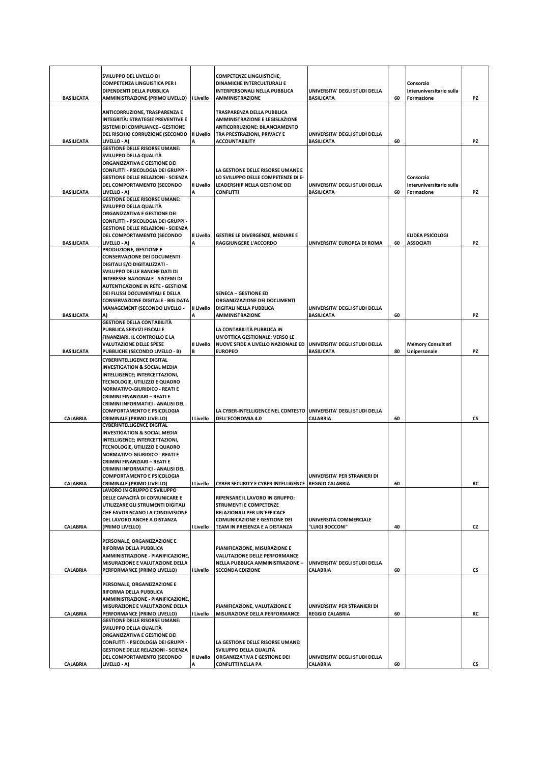| | | | | | | | |
|---|---|---|---|---|---|---|---|
| BASILICATA | SVILUPPO DEL LIVELLO DI COMPETENZA LINGUISTICA PER I DIPENDENTI DELLA PUBBLICA AMMINISTRAZIONE (PRIMO LIVELLO) | I Livello | COMPETENZE LINGUISTICHE, DINAMICHE INTERCULTURALI E INTERPERSONALI NELLA PUBBLICA AMMINISTRAZIONE | UNIVERSITA' DEGLI STUDI DELLA BASILICATA | 60 | Consorzio Interuniversitario sulla Formazione | PZ |
| BASILICATA | ANTICORRUZIONE, TRASPARENZA E INTEGRITÀ: STRATEGIE PREVENTIVE E SISTEMI DI COMPLIANCE - GESTIONE DEL RISCHIO CORRUZIONE (SECONDO LIVELLO - A) | II Livello A | TRASPARENZA DELLA PUBBLICA AMMINISTRAZIONE E LEGISLAZIONE ANTICORRUZIONE: BILANCIAMENTO TRA PRESTRAZIONI, PRIVACY E ACCOUNTABILITY | UNIVERSITA' DEGLI STUDI DELLA BASILICATA | 60 | | PZ |
| BASILICATA | GESTIONE DELLE RISORSE UMANE: SVILUPPO DELLA QUALITÀ ORGANIZZATIVA E GESTIONE DEI CONFLITTI - PSICOLOGIA DEI GRUPPI - GESTIONE DELLE RELAZIONI - SCIENZA DEL COMPORTAMENTO (SECONDO LIVELLO - A) | II Livello A | LA GESTIONE DELLE RISORSE UMANE E LO SVILUPPO DELLE COMPETENZE DI E-LEADERSHIP NELLA GESTIONE DEI CONFLITTI | UNIVERSITA' DEGLI STUDI DELLA BASILICATA | 60 | Consorzio Interuniversitario sulla Formazione | PZ |
| BASILICATA | GESTIONE DELLE RISORSE UMANE: SVILUPPO DELLA QUALITÀ ORGANIZZATIVA E GESTIONE DEI CONFLITTI - PSICOLOGIA DEI GRUPPI - GESTIONE DELLE RELAZIONI - SCIENZA DEL COMPORTAMENTO (SECONDO LIVELLO - A) | II Livello A | GESTIRE LE DIVERGENZE, MEDIARE E RAGGIUNGERE L'ACCORDO | UNIVERSITA' EUROPEA DI ROMA | 60 | ELIDEA PSICOLOGI ASSOCIATI | PZ |
| BASILICATA | PRODUZIONE, GESTIONE E CONSERVAZIONE DEI DOCUMENTI DIGITALI E/O DIGITALIZZATI - SVILUPPO DELLE BANCHE DATI DI INTERESSE NAZIONALE - SISTEMI DI AUTENTICAZIONE IN RETE - GESTIONE DEI FLUSSI DOCUMENTALI E DELLA CONSERVAZIONE DIGITALE - BIG DATA MANAGEMENT (SECONDO LIVELLO - A) | II Livello A | SENECA – GESTIONE ED ORGANIZZAZIONE DEI DOCUMENTI DIGITALI NELLA PUBBLICA AMMINISTRAZIONE | UNIVERSITA' DEGLI STUDI DELLA BASILICATA | 60 | | PZ |
| BASILICATA | GESTIONE DELLA CONTABILITÀ PUBBLICA SERVIZI FISCALI E FINANZIARI. IL CONTROLLO E LA VALUTAZIONE DELLE SPESE PUBBLICHE (SECONDO LIVELLO - B) | II Livello B | LA CONTABILITÀ PUBBLICA IN UN'OTTICA GESTIONALE: VERSO LE NUOVE SFIDE A LIVELLO NAZIONALE ED EUROPEO | UNIVERSITA' DEGLI STUDI DELLA BASILICATA | 80 | Memory Consult srl Unipersonale | PZ |
| CALABRIA | CYBERINTELLIGENCE DIGITAL INVESTIGATION & SOCIAL MEDIA INTELLIGENCE; INTERCETTAZIONI, TECNOLOGIE, UTILIZZO E QUADRO NORMATIVO-GIURIDICO - REATI E CRIMINI FINANZIARI – REATI E CRIMINI INFORMATICI - ANALISI DEL COMPORTAMENTO E PSICOLOGIA CRIMINALE (PRIMO LIVELLO) | I Livello | LA CYBER-INTELLIGENCE NEL CONTESTO DELL'ECONOMIA 4.0 | UNIVERSITA' DEGLI STUDI DELLA CALABRIA | 60 | | CS |
| CALABRIA | CYBERINTELLIGENCE DIGITAL INVESTIGATION & SOCIAL MEDIA INTELLIGENCE; INTERCETTAZIONI, TECNOLOGIE, UTILIZZO E QUADRO NORMATIVO-GIURIDICO - REATI E CRIMINI FINANZIARI – REATI E CRIMINI INFORMATICI - ANALISI DEL COMPORTAMENTO E PSICOLOGIA CRIMINALE (PRIMO LIVELLO) | I Livello | CYBER SECURITY E CYBER INTELLIGENCE | UNIVERSITA' PER STRANIERI DI REGGIO CALABRIA | 60 | | RC |
| CALABRIA | LAVORO IN GRUPPO E SVILUPPO DELLE CAPACITÀ DI COMUNICARE E UTILIZZARE GLI STRUMENTI DIGITALI CHE FAVORISCANO LA CONDIVISIONE DEL LAVORO ANCHE A DISTANZA (PRIMO LIVELLO) | I Livello | RIPENSARE IL LAVORO IN GRUPPO: STRUMENTI E COMPETENZE RELAZIONALI PER UN'EFFICACE COMUNICAZIONE E GESTIONE DEI TEAM IN PRESENZA E A DISTANZA | UNIVERSITA COMMERCIALE "LUIGI BOCCONI" | 40 | | CZ |
| CALABRIA | PERSONALE, ORGANIZZAZIONE E RIFORMA DELLA PUBBLICA AMMINISTRAZIONE - PIANIFICAZIONE, MISURAZIONE E VALUTAZIONE DELLA PERFORMANCE (PRIMO LIVELLO) | I Livello | PIANIFICAZIONE, MISURAZIONE E VALUTAZIONE DELLE PERFORMANCE NELLA PUBBLICA AMMINISTRAZIONE – SECONDA EDIZIONE | UNIVERSITA' DEGLI STUDI DELLA CALABRIA | 60 | | CS |
| CALABRIA | PERSONALE, ORGANIZZAZIONE E RIFORMA DELLA PUBBLICA AMMINISTRAZIONE - PIANIFICAZIONE, MISURAZIONE E VALUTAZIONE DELLA PERFORMANCE (PRIMO LIVELLO) | I Livello | PIANIFICAZIONE, VALUTAZIONE E MISURAZIONE DELLA PERFORMANCE | UNIVERSITA' PER STRANIERI DI REGGIO CALABRIA | 60 | | RC |
| CALABRIA | GESTIONE DELLE RISORSE UMANE: SVILUPPO DELLA QUALITÀ ORGANIZZATIVA E GESTIONE DEI CONFLITTI - PSICOLOGIA DEI GRUPPI - GESTIONE DELLE RELAZIONI - SCIENZA DEL COMPORTAMENTO (SECONDO LIVELLO - A) | II Livello A | LA GESTIONE DELLE RISORSE UMANE: SVILUPPO DELLA QUALITÀ ORGANIZZATIVA E GESTIONE DEI CONFLITTI NELLA PA | UNIVERSITA' DEGLI STUDI DELLA CALABRIA | 60 | | CS |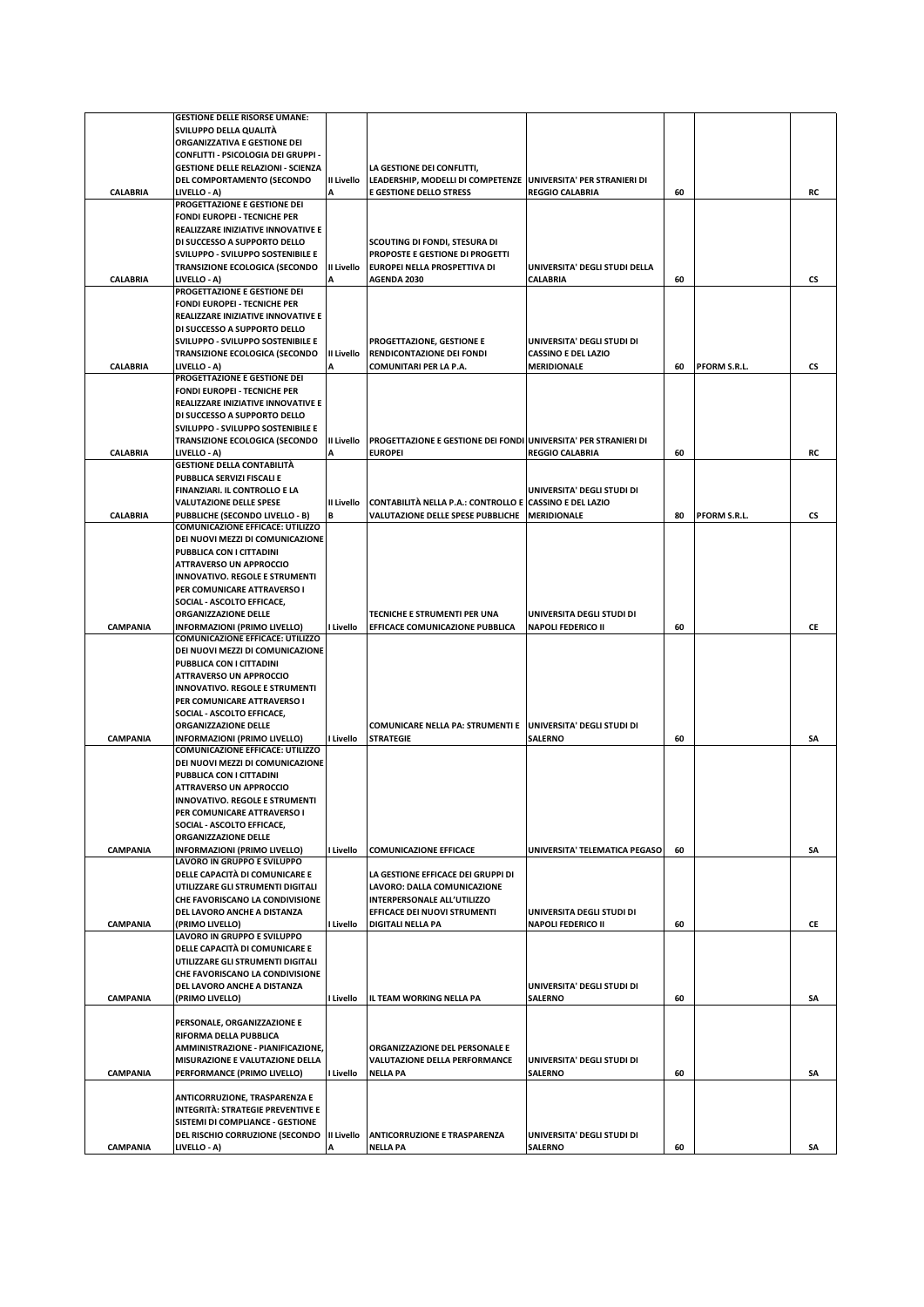| | | | | | | | |
|---|---|---|---|---|---|---|---|
| CALABRIA | GESTIONE DELLE RISORSE UMANE: SVILUPPO DELLA QUALITÀ ORGANIZZATIVA E GESTIONE DEI CONFLITTI - PSICOLOGIA DEI GRUPPI - GESTIONE DELLE RELAZIONI - SCIENZA DEL COMPORTAMENTO (SECONDO LIVELLO - A) | II Livello A | LA GESTIONE DEI CONFLITTI, LEADERSHIP, MODELLI DI COMPETENZE E GESTIONE DELLO STRESS | UNIVERSITA' PER STRANIERI DI REGGIO CALABRIA | 60 | | RC |
| CALABRIA | PROGETTAZIONE E GESTIONE DEI FONDI EUROPEI - TECNICHE PER REALIZZARE INIZIATIVE INNOVATIVE E DI SUCCESSO A SUPPORTO DELLO SVILUPPO - SVILUPPO SOSTENIBILE E TRANSIZIONE ECOLOGICA (SECONDO LIVELLO - A) | II Livello A | SCOUTING DI FONDI, STESURA DI PROPOSTE E GESTIONE DI PROGETTI EUROPEI NELLA PROSPETTIVA DI AGENDA 2030 | UNIVERSITA' DEGLI STUDI DELLA CALABRIA | 60 | | CS |
| CALABRIA | PROGETTAZIONE E GESTIONE DEI FONDI EUROPEI - TECNICHE PER REALIZZARE INIZIATIVE INNOVATIVE E DI SUCCESSO A SUPPORTO DELLO SVILUPPO - SVILUPPO SOSTENIBILE E TRANSIZIONE ECOLOGICA (SECONDO LIVELLO - A) | II Livello A | PROGETTAZIONE, GESTIONE E RENDICONTAZIONE DEI FONDI COMUNITARI PER LA P.A. | UNIVERSITA' DEGLI STUDI DI CASSINO E DEL LAZIO MERIDIONALE | 60 | PFORM S.R.L. | CS |
| CALABRIA | PROGETTAZIONE E GESTIONE DEI FONDI EUROPEI - TECNICHE PER REALIZZARE INIZIATIVE INNOVATIVE E DI SUCCESSO A SUPPORTO DELLO SVILUPPO - SVILUPPO SOSTENIBILE E TRANSIZIONE ECOLOGICA (SECONDO LIVELLO - A) | II Livello A | PROGETTAZIONE E GESTIONE DEI FONDI EUROPEI | UNIVERSITA' PER STRANIERI DI REGGIO CALABRIA | 60 | | RC |
| CALABRIA | GESTIONE DELLA CONTABILITÀ PUBBLICA SERVIZI FISCALI E FINANZIARI. IL CONTROLLO E LA VALUTAZIONE DELLE SPESE PUBBLICHE (SECONDO LIVELLO - B) | II Livello B | CONTABILITÀ NELLA P.A.: CONTROLLO E VALUTAZIONE DELLE SPESE PUBBLICHE | UNIVERSITA' DEGLI STUDI DI CASSINO E DEL LAZIO MERIDIONALE | 80 | PFORM S.R.L. | CS |
| CAMPANIA | COMUNICAZIONE EFFICACE: UTILIZZO DEI NUOVI MEZZI DI COMUNICAZIONE PUBBLICA CON I CITTADINI ATTRAVERSO UN APPROCCIO INNOVATIVO. REGOLE E STRUMENTI PER COMUNICARE ATTRAVERSO I SOCIAL - ASCOLTO EFFICACE, ORGANIZZAZIONE DELLE INFORMAZIONI (PRIMO LIVELLO) | I Livello | TECNICHE E STRUMENTI PER UNA EFFICACE COMUNICAZIONE PUBBLICA | UNIVERSITA DEGLI STUDI DI NAPOLI FEDERICO II | 60 | | CE |
| CAMPANIA | COMUNICAZIONE EFFICACE: UTILIZZO DEI NUOVI MEZZI DI COMUNICAZIONE PUBBLICA CON I CITTADINI ATTRAVERSO UN APPROCCIO INNOVATIVO. REGOLE E STRUMENTI PER COMUNICARE ATTRAVERSO I SOCIAL - ASCOLTO EFFICACE, ORGANIZZAZIONE DELLE INFORMAZIONI (PRIMO LIVELLO) | I Livello | COMUNICARE NELLA PA: STRUMENTI E STRATEGIE | UNIVERSITA' DEGLI STUDI DI SALERNO | 60 | | SA |
| CAMPANIA | COMUNICAZIONE EFFICACE: UTILIZZO DEI NUOVI MEZZI DI COMUNICAZIONE PUBBLICA CON I CITTADINI ATTRAVERSO UN APPROCCIO INNOVATIVO. REGOLE E STRUMENTI PER COMUNICARE ATTRAVERSO I SOCIAL - ASCOLTO EFFICACE, ORGANIZZAZIONE DELLE INFORMAZIONI (PRIMO LIVELLO) | I Livello | COMUNICAZIONE EFFICACE | UNIVERSITA' TELEMATICA PEGASO | 60 | | SA |
| CAMPANIA | LAVORO IN GRUPPO E SVILUPPO DELLE CAPACITÀ DI COMUNICARE E UTILIZZARE GLI STRUMENTI DIGITALI CHE FAVORISCANO LA CONDIVISIONE DEL LAVORO ANCHE A DISTANZA (PRIMO LIVELLO) | I Livello | LA GESTIONE EFFICACE DEI GRUPPI DI LAVORO: DALLA COMUNICAZIONE INTERPERSONALE ALL'UTILIZZO EFFICACE DEI NUOVI STRUMENTI DIGITALI NELLA PA | UNIVERSITA DEGLI STUDI DI NAPOLI FEDERICO II | 60 | | CE |
| CAMPANIA | LAVORO IN GRUPPO E SVILUPPO DELLE CAPACITÀ DI COMUNICARE E UTILIZZARE GLI STRUMENTI DIGITALI CHE FAVORISCANO LA CONDIVISIONE DEL LAVORO ANCHE A DISTANZA (PRIMO LIVELLO) | I Livello | IL TEAM WORKING NELLA PA | UNIVERSITA' DEGLI STUDI DI SALERNO | 60 | | SA |
| CAMPANIA | PERSONALE, ORGANIZZAZIONE E RIFORMA DELLA PUBBLICA AMMINISTRAZIONE - PIANIFICAZIONE, MISURAZIONE E VALUTAZIONE DELLA PERFORMANCE (PRIMO LIVELLO) | I Livello | ORGANIZZAZIONE DEL PERSONALE E VALUTAZIONE DELLA PERFORMANCE NELLA PA | UNIVERSITA' DEGLI STUDI DI SALERNO | 60 | | SA |
| CAMPANIA | ANTICORRUZIONE, TRASPARENZA E INTEGRITÀ: STRATEGIE PREVENTIVE E SISTEMI DI COMPLIANCE - GESTIONE DEL RISCHIO CORRUZIONE (SECONDO LIVELLO - A) | II Livello A | ANTICORRUZIONE E TRASPARENZA NELLA PA | UNIVERSITA' DEGLI STUDI DI SALERNO | 60 | | SA |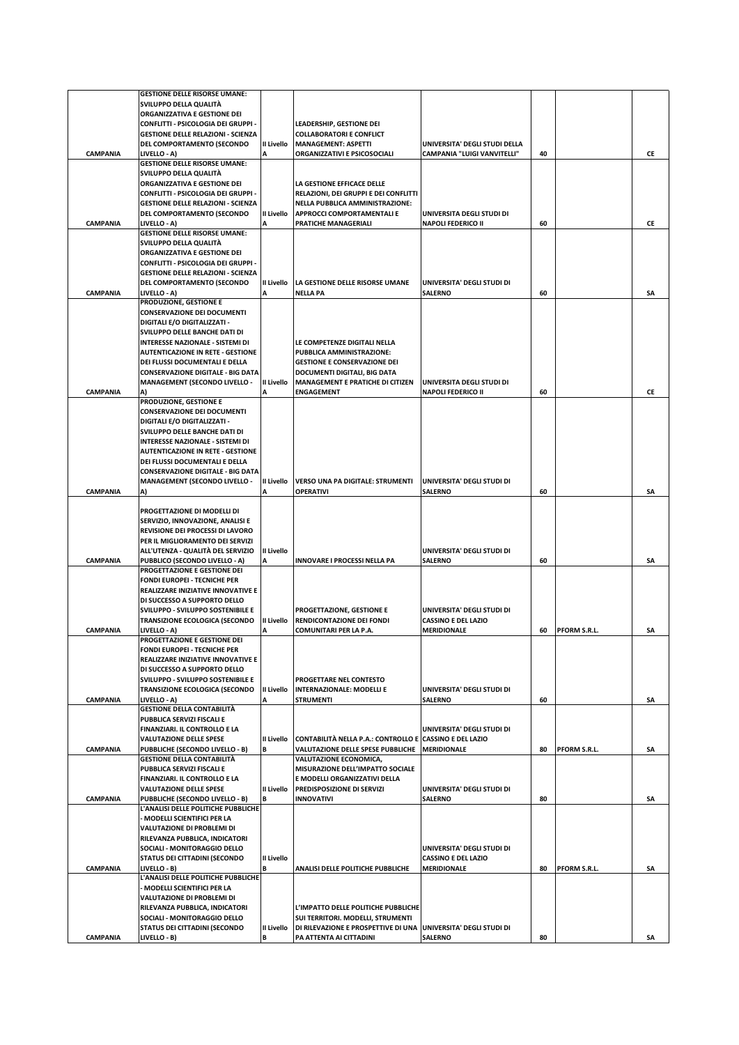| | | | | | | | |
|---|---|---|---|---|---|---|---|
| CAMPANIA | GESTIONE DELLE RISORSE UMANE: SVILUPPO DELLA QUALITÀ ORGANIZZATIVA E GESTIONE DEI CONFLITTI - PSICOLOGIA DEI GRUPPI - GESTIONE DELLE RELAZIONI - SCIENZA DEL COMPORTAMENTO (SECONDO LIVELLO - A) | II Livello A | LEADERSHIP, GESTIONE DEI COLLABORATORI E CONFLICT MANAGEMENT: ASPETTI ORGANIZZATIVI E PSICOSOCIALI | UNIVERSITA' DEGLI STUDI DELLA CAMPANIA "LUIGI VANVITELLI" | 40 | | CE |
| CAMPANIA | GESTIONE DELLE RISORSE UMANE: SVILUPPO DELLA QUALITÀ ORGANIZZATIVA E GESTIONE DEI CONFLITTI - PSICOLOGIA DEI GRUPPI - GESTIONE DELLE RELAZIONI - SCIENZA DEL COMPORTAMENTO (SECONDO LIVELLO - A) | II Livello A | LA GESTIONE EFFICACE DELLE RELAZIONI, DEI GRUPPI E DEI CONFLITTI NELLA PUBBLICA AMMINISTRAZIONE: APPROCCI COMPORTAMENTALI E PRATICHE MANAGERIALI | UNIVERSITA DEGLI STUDI DI NAPOLI FEDERICO II | 60 | | CE |
| CAMPANIA | GESTIONE DELLE RISORSE UMANE: SVILUPPO DELLA QUALITÀ ORGANIZZATIVA E GESTIONE DEI CONFLITTI - PSICOLOGIA DEI GRUPPI - GESTIONE DELLE RELAZIONI - SCIENZA DEL COMPORTAMENTO (SECONDO LIVELLO - A) | II Livello A | LA GESTIONE DELLE RISORSE UMANE NELLA PA | UNIVERSITA' DEGLI STUDI DI SALERNO | 60 | | SA |
| CAMPANIA | PRODUZIONE, GESTIONE E CONSERVAZIONE DEI DOCUMENTI DIGITALI E/O DIGITALIZZATI - SVILUPPO DELLE BANCHE DATI DI INTERESSE NAZIONALE - SISTEMI DI AUTENTICAZIONE IN RETE - GESTIONE DEI FLUSSI DOCUMENTALI E DELLA CONSERVAZIONE DIGITALE - BIG DATA MANAGEMENT (SECONDO LIVELLO - A) | II Livello A | LE COMPETENZE DIGITALI NELLA PUBBLICA AMMINISTRAZIONE: GESTIONE E CONSERVAZIONE DEI DOCUMENTI DIGITALI, BIG DATA MANAGEMENT E PRATICHE DI CITIZEN ENGAGEMENT | UNIVERSITA DEGLI STUDI DI NAPOLI FEDERICO II | 60 | | CE |
| CAMPANIA | PRODUZIONE, GESTIONE E CONSERVAZIONE DEI DOCUMENTI DIGITALI E/O DIGITALIZZATI - SVILUPPO DELLE BANCHE DATI DI INTERESSE NAZIONALE - SISTEMI DI AUTENTICAZIONE IN RETE - GESTIONE DEI FLUSSI DOCUMENTALI E DELLA CONSERVAZIONE DIGITALE - BIG DATA MANAGEMENT (SECONDO LIVELLO - A) | II Livello A | VERSO UNA PA DIGITALE: STRUMENTI OPERATIVI | UNIVERSITA' DEGLI STUDI DI SALERNO | 60 | | SA |
| CAMPANIA | PROGETTAZIONE DI MODELLI DI SERVIZIO, INNOVAZIONE, ANALISI E REVISIONE DEI PROCESSI DI LAVORO PER IL MIGLIORAMENTO DEI SERVIZI ALL'UTENZA - QUALITÀ DEL SERVIZIO PUBBLICO (SECONDO LIVELLO - A) | II Livello A | INNOVARE I PROCESSI NELLA PA | UNIVERSITA' DEGLI STUDI DI SALERNO | 60 | | SA |
| CAMPANIA | PROGETTAZIONE E GESTIONE DEI FONDI EUROPEI - TECNICHE PER REALIZZARE INIZIATIVE INNOVATIVE E DI SUCCESSO A SUPPORTO DELLO SVILUPPO - SVILUPPO SOSTENIBILE E TRANSIZIONE ECOLOGICA (SECONDO LIVELLO - A) | II Livello A | PROGETTAZIONE, GESTIONE E RENDICONTAZIONE DEI FONDI COMUNITARI PER LA P.A. | UNIVERSITA' DEGLI STUDI DI CASSINO E DEL LAZIO MERIDIONALE | 60 | PFORM S.R.L. | SA |
| CAMPANIA | PROGETTAZIONE E GESTIONE DEI FONDI EUROPEI - TECNICHE PER REALIZZARE INIZIATIVE INNOVATIVE E DI SUCCESSO A SUPPORTO DELLO SVILUPPO - SVILUPPO SOSTENIBILE E TRANSIZIONE ECOLOGICA (SECONDO LIVELLO - A) | II Livello A | PROGETTARE NEL CONTESTO INTERNAZIONALE: MODELLI E STRUMENTI | UNIVERSITA' DEGLI STUDI DI SALERNO | 60 | | SA |
| CAMPANIA | GESTIONE DELLA CONTABILITÀ PUBBLICA SERVIZI FISCALI E FINANZIARI. IL CONTROLLO E LA VALUTAZIONE DELLE SPESE PUBBLICHE (SECONDO LIVELLO - B) | II Livello B | CONTABILITÀ NELLA P.A.: CONTROLLO E VALUTAZIONE DELLE SPESE PUBBLICHE | UNIVERSITA' DEGLI STUDI DI CASSINO E DEL LAZIO MERIDIONALE | 80 | PFORM S.R.L. | SA |
| CAMPANIA | GESTIONE DELLA CONTABILITÀ PUBBLICA SERVIZI FISCALI E FINANZIARI. IL CONTROLLO E LA VALUTAZIONE DELLE SPESE PUBBLICHE (SECONDO LIVELLO - B) | II Livello B | VALUTAZIONE ECONOMICA, MISURAZIONE DELL'IMPATTO SOCIALE E MODELLI ORGANIZZATIVI DELLA PREDISPOSIZIONE DI SERVIZI INNOVATIVI | UNIVERSITA' DEGLI STUDI DI SALERNO | 80 | | SA |
| CAMPANIA | L'ANALISI DELLE POLITICHE PUBBLICHE - MODELLI SCIENTIFICI PER LA VALUTAZIONE DI PROBLEMI DI RILEVANZA PUBBLICA, INDICATORI SOCIALI - MONITORAGGIO DELLO STATUS DEI CITTADINI (SECONDO LIVELLO - B) | II Livello B | ANALISI DELLE POLITICHE PUBBLICHE | UNIVERSITA' DEGLI STUDI DI CASSINO E DEL LAZIO MERIDIONALE | 80 | PFORM S.R.L. | SA |
| CAMPANIA | L'ANALISI DELLE POLITICHE PUBBLICHE - MODELLI SCIENTIFICI PER LA VALUTAZIONE DI PROBLEMI DI RILEVANZA PUBBLICA, INDICATORI SOCIALI - MONITORAGGIO DELLO STATUS DEI CITTADINI (SECONDO LIVELLO - B) | II Livello B | L'IMPATTO DELLE POLITICHE PUBBLICHE SUI TERRITORI. MODELLI, STRUMENTI DI RILEVAZIONE E PROSPETTIVE DI UNA PA ATTENTA AI CITTADINI | UNIVERSITA' DEGLI STUDI DI SALERNO | 80 | | SA |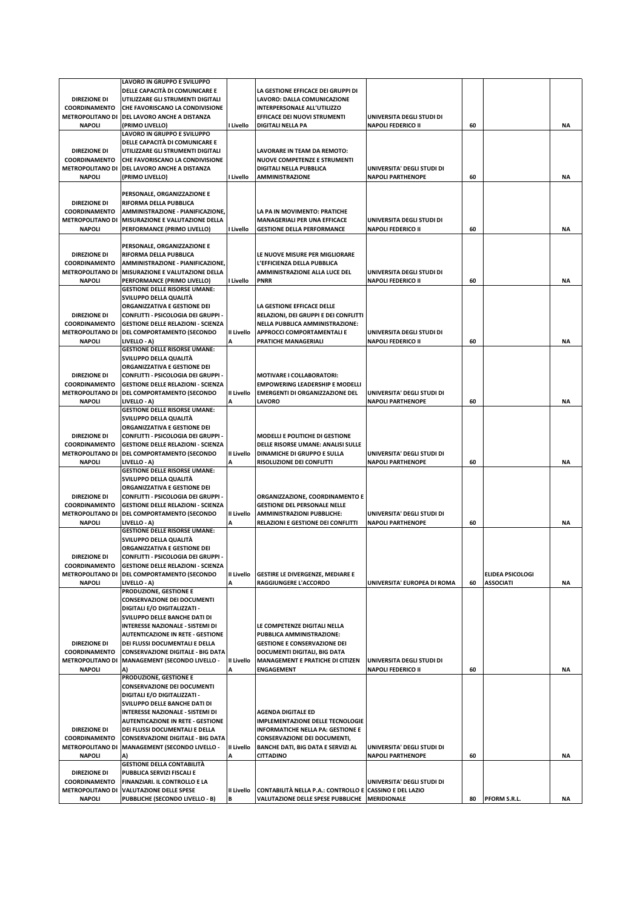| DIREZIONE DI COORDINAMENTO METROPOLITANO DI NAPOLI | LAVORO IN GRUPPO E SVILUPPO DELLE CAPACITÀ DI COMUNICARE E UTILIZZARE GLI STRUMENTI DIGITALI CHE FAVORISCANO LA CONDIVISIONE DEL LAVORO ANCHE A DISTANZA (PRIMO LIVELLO) | I Livello | LA GESTIONE EFFICACE DEI GRUPPI DI LAVORO: DALLA COMUNICAZIONE INTERPERSONALE ALL'UTILIZZO EFFICACE DEI NUOVI STRUMENTI DIGITALI NELLA PA | UNIVERSITA DEGLI STUDI DI NAPOLI FEDERICO II | 60 | | NA |
|---|---|---|---|---|---|---|---|
| DIREZIONE DI COORDINAMENTO METROPOLITANO DI NAPOLI | LAVORO IN GRUPPO E SVILUPPO DELLE CAPACITÀ DI COMUNICARE E UTILIZZARE GLI STRUMENTI DIGITALI CHE FAVORISCANO LA CONDIVISIONE DEL LAVORO ANCHE A DISTANZA (PRIMO LIVELLO) | I Livello | LAVORARE IN TEAM DA REMOTO: NUOVE COMPETENZE E STRUMENTI DIGITALI NELLA PUBBLICA AMMINISTRAZIONE | UNIVERSITA' DEGLI STUDI DI NAPOLI PARTHENOPE | 60 | | NA |
| DIREZIONE DI COORDINAMENTO METROPOLITANO DI NAPOLI | PERSONALE, ORGANIZZAZIONE E RIFORMA DELLA PUBBLICA AMMINISTRAZIONE - PIANIFICAZIONE, MISURAZIONE E VALUTAZIONE DELLA PERFORMANCE (PRIMO LIVELLO) | I Livello | LA PA IN MOVIMENTO: PRATICHE MANAGERIALI PER UNA EFFICACE GESTIONE DELLA PERFORMANCE | UNIVERSITA DEGLI STUDI DI NAPOLI FEDERICO II | 60 | | NA |
| DIREZIONE DI COORDINAMENTO METROPOLITANO DI NAPOLI | PERSONALE, ORGANIZZAZIONE E RIFORMA DELLA PUBBLICA AMMINISTRAZIONE - PIANIFICAZIONE, MISURAZIONE E VALUTAZIONE DELLA PERFORMANCE (PRIMO LIVELLO) | I Livello | LE NUOVE MISURE PER MIGLIORARE L'EFFICIENZA DELLA PUBBLICA AMMINISTRAZIONE ALLA LUCE DEL PNRR | UNIVERSITA DEGLI STUDI DI NAPOLI FEDERICO II | 60 | | NA |
| DIREZIONE DI COORDINAMENTO METROPOLITANO DI NAPOLI | GESTIONE DELLE RISORSE UMANE: SVILUPPO DELLA QUALITÀ ORGANIZZATIVA E GESTIONE DEI CONFLITTI - PSICOLOGIA DEI GRUPPI - GESTIONE DELLE RELAZIONI - SCIENZA DEL COMPORTAMENTO (SECONDO LIVELLO - A) | II Livello A | LA GESTIONE EFFICACE DELLE RELAZIONI, DEI GRUPPI E DEI CONFLITTI NELLA PUBBLICA AMMINISTRAZIONE: APPROCCI COMPORTAMENTALI E PRATICHE MANAGERIALI | UNIVERSITA DEGLI STUDI DI NAPOLI FEDERICO II | 60 | | NA |
| DIREZIONE DI COORDINAMENTO METROPOLITANO DI NAPOLI | GESTIONE DELLE RISORSE UMANE: SVILUPPO DELLA QUALITÀ ORGANIZZATIVA E GESTIONE DEI CONFLITTI - PSICOLOGIA DEI GRUPPI - GESTIONE DELLE RELAZIONI - SCIENZA DEL COMPORTAMENTO (SECONDO LIVELLO - A) | II Livello A | MOTIVARE I COLLABORATORI: EMPOWERING LEADERSHIP E MODELLI EMERGENTI DI ORGANIZZAZIONE DEL LAVORO | UNIVERSITA' DEGLI STUDI DI NAPOLI PARTHENOPE | 60 | | NA |
| DIREZIONE DI COORDINAMENTO METROPOLITANO DI NAPOLI | GESTIONE DELLE RISORSE UMANE: SVILUPPO DELLA QUALITÀ ORGANIZZATIVA E GESTIONE DEI CONFLITTI - PSICOLOGIA DEI GRUPPI - GESTIONE DELLE RELAZIONI - SCIENZA DEL COMPORTAMENTO (SECONDO LIVELLO - A) | II Livello A | MODELLI E POLITICHE DI GESTIONE DELLE RISORSE UMANE: ANALISI SULLE DINAMICHE DI GRUPPO E SULLA RISOLUZIONE DEI CONFLITTI | UNIVERSITA' DEGLI STUDI DI NAPOLI PARTHENOPE | 60 | | NA |
| DIREZIONE DI COORDINAMENTO METROPOLITANO DI NAPOLI | GESTIONE DELLE RISORSE UMANE: SVILUPPO DELLA QUALITÀ ORGANIZZATIVA E GESTIONE DEI CONFLITTI - PSICOLOGIA DEI GRUPPI - GESTIONE DELLE RELAZIONI - SCIENZA DEL COMPORTAMENTO (SECONDO LIVELLO - A) | II Livello A | ORGANIZZAZIONE, COORDINAMENTO E GESTIONE DEL PERSONALE NELLE AMMINISTRAZIONI PUBBLICHE: RELAZIONI E GESTIONE DEI CONFLITTI | UNIVERSITA' DEGLI STUDI DI NAPOLI PARTHENOPE | 60 | | NA |
| DIREZIONE DI COORDINAMENTO METROPOLITANO DI NAPOLI | GESTIONE DELLE RISORSE UMANE: SVILUPPO DELLA QUALITÀ ORGANIZZATIVA E GESTIONE DEI CONFLITTI - PSICOLOGIA DEI GRUPPI - GESTIONE DELLE RELAZIONI - SCIENZA DEL COMPORTAMENTO (SECONDO LIVELLO - A) | II Livello A | GESTIRE LE DIVERGENZE, MEDIARE E RAGGIUNGERE L'ACCORDO | UNIVERSITA' EUROPEA DI ROMA | 60 | ELIDEA PSICOLOGI ASSOCIATI | NA |
| DIREZIONE DI COORDINAMENTO METROPOLITANO DI NAPOLI | PRODUZIONE, GESTIONE E CONSERVAZIONE DEI DOCUMENTI DIGITALI E/O DIGITALIZZATI - SVILUPPO DELLE BANCHE DATI DI INTERESSE NAZIONALE - SISTEMI DI AUTENTICAZIONE IN RETE - GESTIONE DEI FLUSSI DOCUMENTALI E DELLA CONSERVAZIONE DIGITALE - BIG DATA MANAGEMENT (SECONDO LIVELLO - A) | II Livello A | LE COMPETENZE DIGITALI NELLA PUBBLICA AMMINISTRAZIONE: GESTIONE E CONSERVAZIONE DEI DOCUMENTI DIGITALI, BIG DATA MANAGEMENT E PRATICHE DI CITIZEN ENGAGEMENT | UNIVERSITA DEGLI STUDI DI NAPOLI FEDERICO II | 60 | | NA |
| DIREZIONE DI COORDINAMENTO METROPOLITANO DI NAPOLI | PRODUZIONE, GESTIONE E CONSERVAZIONE DEI DOCUMENTI DIGITALI E/O DIGITALIZZATI - SVILUPPO DELLE BANCHE DATI DI INTERESSE NAZIONALE - SISTEMI DI AUTENTICAZIONE IN RETE - GESTIONE DEI FLUSSI DOCUMENTALI E DELLA CONSERVAZIONE DIGITALE - BIG DATA MANAGEMENT (SECONDO LIVELLO - A) | II Livello A | AGENDA DIGITALE ED IMPLEMENTAZIONE DELLE TECNOLOGIE INFORMATICHE NELLA PA: GESTIONE E CONSERVAZIONE DEI DOCUMENTI, BANCHE DATI, BIG DATA E SERVIZI AL CITTADINO | UNIVERSITA' DEGLI STUDI DI NAPOLI PARTHENOPE | 60 | | NA |
| DIREZIONE DI COORDINAMENTO METROPOLITANO DI NAPOLI | GESTIONE DELLA CONTABILITÀ PUBBLICA SERVIZI FISCALI E FINANZIARI. IL CONTROLLO E LA VALUTAZIONE DELLE SPESE PUBBLICHE (SECONDO LIVELLO - B) | II Livello B | CONTABILITÀ NELLA P.A.: CONTROLLO E VALUTAZIONE DELLE SPESE PUBBLICHE | UNIVERSITA' DEGLI STUDI DI CASSINO E DEL LAZIO MERIDIONALE | 80 | PFORM S.R.L. | NA |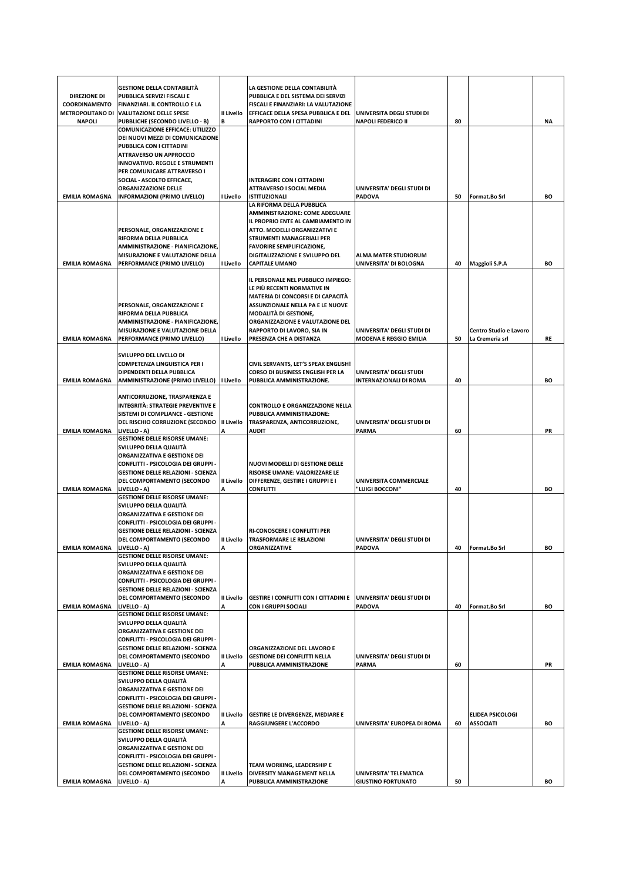| | | | | | | | |
|---|---|---|---|---|---|---|---|
| DIREZIONE DI COORDINAMENTO METROPOLITANO DI NAPOLI | GESTIONE DELLA CONTABILITÀ PUBBLICA SERVIZI FISCALI E FINANZIARI. IL CONTROLLO E LA VALUTAZIONE DELLE SPESE PUBBLICHE (SECONDO LIVELLO - B) | II Livello B | LA GESTIONE DELLA CONTABILITÀ PUBBLICA E DEL SISTEMA DEI SERVIZI FISCALI E FINANZIARI: LA VALUTAZIONE EFFICACE DELLA SPESA PUBBLICA E DEL RAPPORTO CON I CITTADINI | UNIVERSITA DEGLI STUDI DI NAPOLI FEDERICO II | 80 | | NA |
| EMILIA ROMAGNA | COMUNICAZIONE EFFICACE: UTILIZZO DEI NUOVI MEZZI DI COMUNICAZIONE PUBBLICA CON I CITTADINI ATTRAVERSO UN APPROCCIO INNOVATIVO. REGOLE E STRUMENTI PER COMUNICARE ATTRAVERSO I SOCIAL - ASCOLTO EFFICACE, ORGANIZZAZIONE DELLE INFORMAZIONI (PRIMO LIVELLO) | I Livello | INTERAGIRE CON I CITTADINI ATTRAVERSO I SOCIAL MEDIA ISTITUZIONALI | UNIVERSITA' DEGLI STUDI DI PADOVA | 50 | Format.Bo Srl | BO |
| EMILIA ROMAGNA | PERSONALE, ORGANIZZAZIONE E RIFORMA DELLA PUBBLICA AMMINISTRAZIONE - PIANIFICAZIONE, MISURAZIONE E VALUTAZIONE DELLA PERFORMANCE (PRIMO LIVELLO) | I Livello | LA RIFORMA DELLA PUBBLICA AMMINISTRAZIONE: COME ADEGUARE IL PROPRIO ENTE AL CAMBIAMENTO IN ATTO. MODELLI ORGANIZZATIVI E STRUMENTI MANAGERIALI PER FAVORIRE SEMPLIFICAZIONE, DIGITALIZZAZIONE E SVILUPPO DEL CAPITALE UMANO | ALMA MATER STUDIORUM UNIVERSITA' DI BOLOGNA | 40 | Maggioli S.P.A | BO |
| EMILIA ROMAGNA | PERSONALE, ORGANIZZAZIONE E RIFORMA DELLA PUBBLICA AMMINISTRAZIONE - PIANIFICAZIONE, MISURAZIONE E VALUTAZIONE DELLA PERFORMANCE (PRIMO LIVELLO) | I Livello | IL PERSONALE NEL PUBBLICO IMPIEGO: LE PIÙ RECENTI NORMATIVE IN MATERIA DI CONCORSI E DI CAPACITÀ ASSUNZIONALE NELLA PA E LE NUOVE MODALITÀ DI GESTIONE, ORGANIZZAZIONE E VALUTAZIONE DEL RAPPORTO DI LAVORO, SIA IN PRESENZA CHE A DISTANZA | UNIVERSITA' DEGLI STUDI DI MODENA E REGGIO EMILIA | 50 | Centro Studio e Lavoro La Cremeria srl | RE |
| EMILIA ROMAGNA | SVILUPPO DEL LIVELLO DI COMPETENZA LINGUISTICA PER I DIPENDENTI DELLA PUBBLICA AMMINISTRAZIONE (PRIMO LIVELLO) | I Livello | CIVIL SERVANTS, LET'S SPEAK ENGLISH! CORSO DI BUSINESS ENGLISH PER LA PUBBLICA AMMINISTRAZIONE. | UNIVERSITA' DEGLI STUDI INTERNAZIONALI DI ROMA | 40 | | BO |
| EMILIA ROMAGNA | ANTICORRUZIONE, TRASPARENZA E INTEGRITÀ: STRATEGIE PREVENTIVE E SISTEMI DI COMPLIANCE - GESTIONE DEL RISCHIO CORRUZIONE (SECONDO LIVELLO - A) | II Livello A | CONTROLLO E ORGANIZZAZIONE NELLA PUBBLICA AMMINISTRAZIONE: TRASPARENZA, ANTICORRUZIONE, AUDIT | UNIVERSITA' DEGLI STUDI DI PARMA | 60 | | PR |
| EMILIA ROMAGNA | GESTIONE DELLE RISORSE UMANE: SVILUPPO DELLA QUALITÀ ORGANIZZATIVA E GESTIONE DEI CONFLITTI - PSICOLOGIA DEI GRUPPI - GESTIONE DELLE RELAZIONI - SCIENZA DEL COMPORTAMENTO (SECONDO LIVELLO - A) | II Livello A | NUOVI MODELLI DI GESTIONE DELLE RISORSE UMANE: VALORIZZARE LE DIFFERENZE, GESTIRE I GRUPPI E I CONFLITTI | UNIVERSITA COMMERCIALE "LUIGI BOCCONI" | 40 | | BO |
| EMILIA ROMAGNA | GESTIONE DELLE RISORSE UMANE: SVILUPPO DELLA QUALITÀ ORGANIZZATIVA E GESTIONE DEI CONFLITTI - PSICOLOGIA DEI GRUPPI - GESTIONE DELLE RELAZIONI - SCIENZA DEL COMPORTAMENTO (SECONDO LIVELLO - A) | II Livello A | RI-CONOSCERE I CONFLITTI PER TRASFORMARE LE RELAZIONI ORGANIZZATIVE | UNIVERSITA' DEGLI STUDI DI PADOVA | 40 | Format.Bo Srl | BO |
| EMILIA ROMAGNA | GESTIONE DELLE RISORSE UMANE: SVILUPPO DELLA QUALITÀ ORGANIZZATIVA E GESTIONE DEI CONFLITTI - PSICOLOGIA DEI GRUPPI - GESTIONE DELLE RELAZIONI - SCIENZA DEL COMPORTAMENTO (SECONDO LIVELLO - A) | II Livello A | GESTIRE I CONFLITTI CON I CITTADINI E CON I GRUPPI SOCIALI | UNIVERSITA' DEGLI STUDI DI PADOVA | 40 | Format.Bo Srl | BO |
| EMILIA ROMAGNA | GESTIONE DELLE RISORSE UMANE: SVILUPPO DELLA QUALITÀ ORGANIZZATIVA E GESTIONE DEI CONFLITTI - PSICOLOGIA DEI GRUPPI - GESTIONE DELLE RELAZIONI - SCIENZA DEL COMPORTAMENTO (SECONDO LIVELLO - A) | II Livello A | ORGANIZZAZIONE DEL LAVORO E GESTIONE DEI CONFLITTI NELLA PUBBLICA AMMINISTRAZIONE | UNIVERSITA' DEGLI STUDI DI PARMA | 60 | | PR |
| EMILIA ROMAGNA | GESTIONE DELLE RISORSE UMANE: SVILUPPO DELLA QUALITÀ ORGANIZZATIVA E GESTIONE DEI CONFLITTI - PSICOLOGIA DEI GRUPPI - GESTIONE DELLE RELAZIONI - SCIENZA DEL COMPORTAMENTO (SECONDO LIVELLO - A) | II Livello A | GESTIRE LE DIVERGENZE, MEDIARE E RAGGIUNGERE L'ACCORDO | UNIVERSITA' EUROPEA DI ROMA | 60 | ELIDEA PSICOLOGI ASSOCIATI | BO |
| EMILIA ROMAGNA | GESTIONE DELLE RISORSE UMANE: SVILUPPO DELLA QUALITÀ ORGANIZZATIVA E GESTIONE DEI CONFLITTI - PSICOLOGIA DEI GRUPPI - GESTIONE DELLE RELAZIONI - SCIENZA DEL COMPORTAMENTO (SECONDO LIVELLO - A) | II Livello A | TEAM WORKING, LEADERSHIP E DIVERSITY MANAGEMENT NELLA PUBBLICA AMMINISTRAZIONE | UNIVERSITA' TELEMATICA GIUSTINO FORTUNATO | 50 | | BO |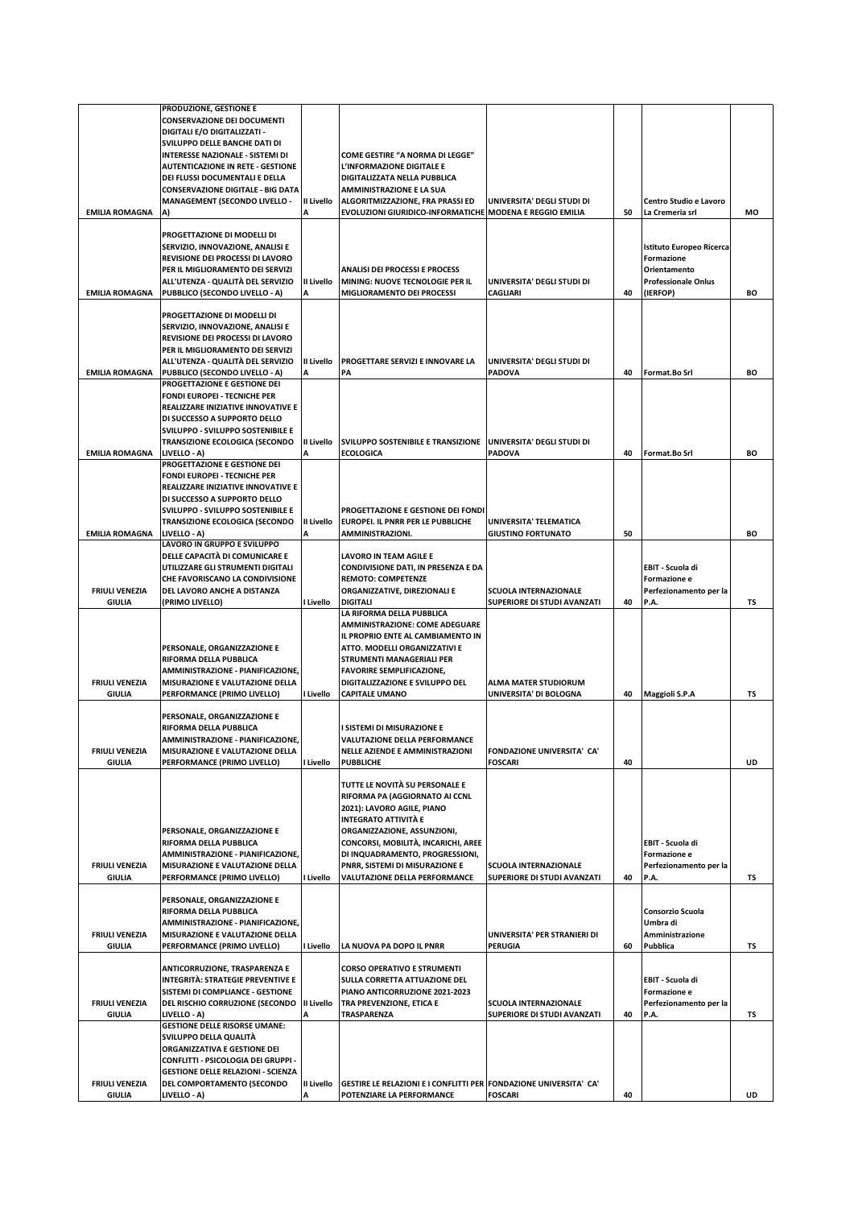| | | | | | | | |
|---|---|---|---|---|---|---|---|
| EMILIA ROMAGNA | PRODUZIONE, GESTIONE E CONSERVAZIONE DEI DOCUMENTI DIGITALI E/O DIGITALIZZATI - SVILUPPO DELLE BANCHE DATI DI INTERESSE NAZIONALE - SISTEMI DI AUTENTICAZIONE IN RETE - GESTIONE DEI FLUSSI DOCUMENTALI E DELLA CONSERVAZIONE DIGITALE - BIG DATA MANAGEMENT (SECONDO LIVELLO - A) | II Livello A | COME GESTIRE "A NORMA DI LEGGE" L'INFORMAZIONE DIGITALE E DIGITALIZZATA NELLA PUBBLICA AMMINISTRAZIONE E LA SUA ALGORITMIZZAZIONE, FRA PRASSI ED EVOLUZIONI GIURIDICO-INFORMATICHE | UNIVERSITA' DEGLI STUDI DI MODENA E REGGIO EMILIA | 50 | Centro Studio e Lavoro La Cremeria srl | MO |
| EMILIA ROMAGNA | PROGETTAZIONE DI MODELLI DI SERVIZIO, INNOVAZIONE, ANALISI E REVISIONE DEI PROCESSI DI LAVORO PER IL MIGLIORAMENTO DEI SERVIZI ALL'UTENZA - QUALITÀ DEL SERVIZIO PUBBLICO (SECONDO LIVELLO - A) | II Livello A | ANALISI DEI PROCESSI E PROCESS MINING: NUOVE TECNOLOGIE PER IL MIGLIORAMENTO DEI PROCESSI | UNIVERSITA' DEGLI STUDI DI CAGLIARI | 40 | Istituto Europeo Ricerca Formazione Orientamento Professionale Onlus (IERFOP) | BO |
| EMILIA ROMAGNA | PROGETTAZIONE DI MODELLI DI SERVIZIO, INNOVAZIONE, ANALISI E REVISIONE DEI PROCESSI DI LAVORO PER IL MIGLIORAMENTO DEI SERVIZI ALL'UTENZA - QUALITÀ DEL SERVIZIO PUBBLICO (SECONDO LIVELLO - A) | II Livello A | PROGETTARE SERVIZI E INNOVARE LA PA | UNIVERSITA' DEGLI STUDI DI PADOVA | 40 | Format.Bo Srl | BO |
| EMILIA ROMAGNA | PROGETTAZIONE E GESTIONE DEI FONDI EUROPEI - TECNICHE PER REALIZZARE INIZIATIVE INNOVATIVE E DI SUCCESSO A SUPPORTO DELLO SVILUPPO - SVILUPPO SOSTENIBILE E TRANSIZIONE ECOLOGICA (SECONDO LIVELLO - A) | II Livello A | SVILUPPO SOSTENIBILE E TRANSIZIONE ECOLOGICA | UNIVERSITA' DEGLI STUDI DI PADOVA | 40 | Format.Bo Srl | BO |
| EMILIA ROMAGNA | PROGETTAZIONE E GESTIONE DEI FONDI EUROPEI - TECNICHE PER REALIZZARE INIZIATIVE INNOVATIVE E DI SUCCESSO A SUPPORTO DELLO SVILUPPO - SVILUPPO SOSTENIBILE E TRANSIZIONE ECOLOGICA (SECONDO LIVELLO - A) | II Livello A | PROGETTAZIONE E GESTIONE DEI FONDI EUROPEI. IL PNRR PER LE PUBBLICHE AMMINISTRAZIONI. | UNIVERSITA' TELEMATICA GIUSTINO FORTUNATO | 50 | | BO |
| FRIULI VENEZIA GIULIA | LAVORO IN GRUPPO E SVILUPPO DELLE CAPACITÀ DI COMUNICARE E UTILIZZARE GLI STRUMENTI DIGITALI CHE FAVORISCANO LA CONDIVISIONE DEL LAVORO ANCHE A DISTANZA (PRIMO LIVELLO) | I Livello | LAVORO IN TEAM AGILE E CONDIVISIONE DATI, IN PRESENZA E DA REMOTO: COMPETENZE ORGANIZZATIVE, DIREZIONALI E DIGITALI | SCUOLA INTERNAZIONALE SUPERIORE DI STUDI AVANZATI | 40 | EBIT - Scuola di Formazione e Perfezionamento per la P.A. | TS |
| FRIULI VENEZIA GIULIA | PERSONALE, ORGANIZZAZIONE E RIFORMA DELLA PUBBLICA AMMINISTRAZIONE - PIANIFICAZIONE, MISURAZIONE E VALUTAZIONE DELLA PERFORMANCE (PRIMO LIVELLO) | I Livello | LA RIFORMA DELLA PUBBLICA AMMINISTRAZIONE: COME ADEGUARE IL PROPRIO ENTE AL CAMBIAMENTO IN ATTO. MODELLI ORGANIZZATIVI E STRUMENTI MANAGERIALI PER FAVORIRE SEMPLIFICAZIONE, DIGITALIZZAZIONE E SVILUPPO DEL CAPITALE UMANO | ALMA MATER STUDIORUM UNIVERSITA' DI BOLOGNA | 40 | Maggioli S.P.A | TS |
| FRIULI VENEZIA GIULIA | PERSONALE, ORGANIZZAZIONE E RIFORMA DELLA PUBBLICA AMMINISTRAZIONE - PIANIFICAZIONE, MISURAZIONE E VALUTAZIONE DELLA PERFORMANCE (PRIMO LIVELLO) | I Livello | I SISTEMI DI MISURAZIONE E VALUTAZIONE DELLA PERFORMANCE NELLE AZIENDE E AMMINISTRAZIONI PUBBLICHE | FONDAZIONE UNIVERSITA' CA' FOSCARI | 40 | | UD |
| FRIULI VENEZIA GIULIA | PERSONALE, ORGANIZZAZIONE E RIFORMA DELLA PUBBLICA AMMINISTRAZIONE - PIANIFICAZIONE, MISURAZIONE E VALUTAZIONE DELLA PERFORMANCE (PRIMO LIVELLO) | I Livello | TUTTE LE NOVITÀ SU PERSONALE E RIFORMA PA (AGGIORNATO AI CCNL 2021): LAVORO AGILE, PIANO INTEGRATO ATTIVITÀ E ORGANIZZAZIONE, ASSUNZIONI, CONCORSI, MOBILITÀ, INCARICHI, AREE DI INQUADRAMENTO, PROGRESSIONI, PNRR, SISTEMI DI MISURAZIONE E VALUTAZIONE DELLA PERFORMANCE | SCUOLA INTERNAZIONALE SUPERIORE DI STUDI AVANZATI | 40 | EBIT - Scuola di Formazione e Perfezionamento per la P.A. | TS |
| FRIULI VENEZIA GIULIA | PERSONALE, ORGANIZZAZIONE E RIFORMA DELLA PUBBLICA AMMINISTRAZIONE - PIANIFICAZIONE, MISURAZIONE E VALUTAZIONE DELLA PERFORMANCE (PRIMO LIVELLO) | I Livello | LA NUOVA PA DOPO IL PNRR | UNIVERSITA' PER STRANIERI DI PERUGIA | 60 | Consorzio Scuola Umbra di Amministrazione Pubblica | TS |
| FRIULI VENEZIA GIULIA | ANTICORRUZIONE, TRASPARENZA E INTEGRITÀ: STRATEGIE PREVENTIVE E SISTEMI DI COMPLIANCE - GESTIONE DEL RISCHIO CORRUZIONE (SECONDO LIVELLO - A) | II Livello A | CORSO OPERATIVO E STRUMENTI SULLA CORRETTA ATTUAZIONE DEL PIANO ANTICORRUZIONE 2021-2023 TRA PREVENZIONE, ETICA E TRASPARENZA | SCUOLA INTERNAZIONALE SUPERIORE DI STUDI AVANZATI | 40 | EBIT - Scuola di Formazione e Perfezionamento per la P.A. | TS |
| FRIULI VENEZIA GIULIA | GESTIONE DELLE RISORSE UMANE: SVILUPPO DELLA QUALITÀ ORGANIZZATIVA E GESTIONE DEI CONFLITTI - PSICOLOGIA DEI GRUPPI - GESTIONE DELLE RELAZIONI - SCIENZA DEL COMPORTAMENTO (SECONDO LIVELLO - A) | II Livello A | GESTIRE LE RELAZIONI E I CONFLITTI PER POTENZIARE LA PERFORMANCE | FONDAZIONE UNIVERSITA' CA' FOSCARI | 40 | | UD |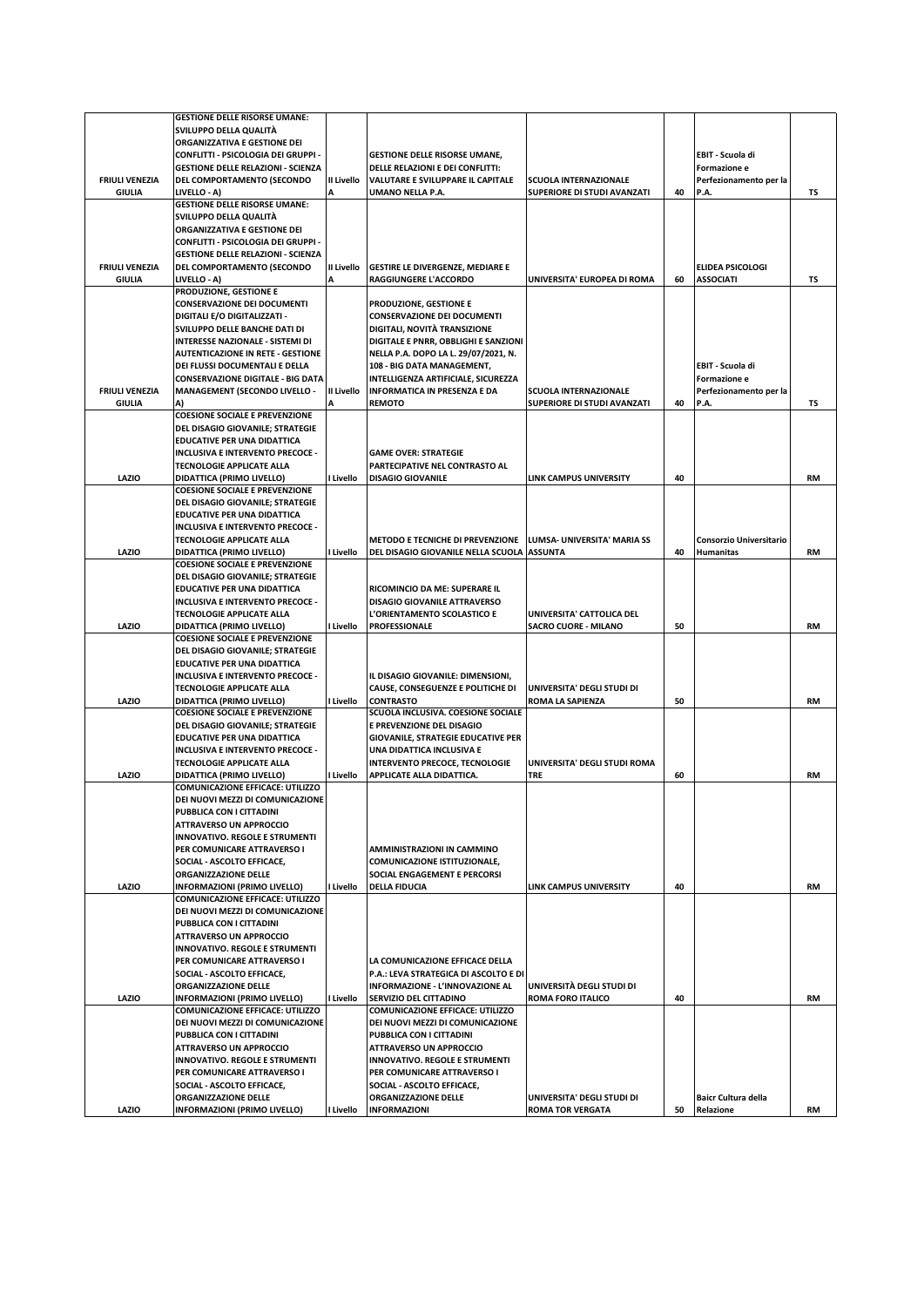| | | | | | | | |
|---|---|---|---|---|---|---|---|
| FRIULI VENEZIA GIULIA | GESTIONE DELLE RISORSE UMANE: SVILUPPO DELLA QUALITÀ ORGANIZZATIVA E GESTIONE DEI CONFLITTI - PSICOLOGIA DEI GRUPPI - GESTIONE DELLE RELAZIONI - SCIENZA DEL COMPORTAMENTO (SECONDO LIVELLO - A) | II Livello A | GESTIONE DELLE RISORSE UMANE, DELLE RELAZIONI E DEI CONFLITTI: VALUTARE E SVILUPPARE IL CAPITALE UMANO NELLA P.A. | SCUOLA INTERNAZIONALE SUPERIORE DI STUDI AVANZATI | 40 | EBIT - Scuola di Formazione e Perfezionamento per la P.A. | TS |
| FRIULI VENEZIA GIULIA | GESTIONE DELLE RISORSE UMANE: SVILUPPO DELLA QUALITÀ ORGANIZZATIVA E GESTIONE DEI CONFLITTI - PSICOLOGIA DEI GRUPPI - GESTIONE DELLE RELAZIONI - SCIENZA DEL COMPORTAMENTO (SECONDO LIVELLO - A) | II Livello A | GESTIRE LE DIVERGENZE, MEDIARE E RAGGIUNGERE L'ACCORDO | UNIVERSITA' EUROPEA DI ROMA | 60 | ELIDEA PSICOLOGI ASSOCIATI | TS |
| FRIULI VENEZIA GIULIA | PRODUZIONE, GESTIONE E CONSERVAZIONE DEI DOCUMENTI DIGITALI E/O DIGITALIZZATI - SVILUPPO DELLE BANCHE DATI DI INTERESSE NAZIONALE - SISTEMI DI AUTENTICAZIONE IN RETE - GESTIONE DEI FLUSSI DOCUMENTALI E DELLA CONSERVAZIONE DIGITALE - BIG DATA MANAGEMENT (SECONDO LIVELLO - A) | II Livello A | PRODUZIONE, GESTIONE E CONSERVAZIONE DEI DOCUMENTI DIGITALI, NOVITÀ TRANSIZIONE DIGITALE E PNRR, OBBLIGHI E SANZIONI NELLA P.A. DOPO LA L. 29/07/2021, N. 108 - BIG DATA MANAGEMENT, INTELLIGENZA ARTIFICIALE, SICUREZZA INFORMATICA IN PRESENZA E DA REMOTO | SCUOLA INTERNAZIONALE SUPERIORE DI STUDI AVANZATI | 40 | EBIT - Scuola di Formazione e Perfezionamento per la P.A. | TS |
| LAZIO | COESIONE SOCIALE E PREVENZIONE DEL DISAGIO GIOVANILE; STRATEGIE EDUCATIVE PER UNA DIDATTICA INCLUSIVA E INTERVENTO PRECOCE - TECNOLOGIE APPLICATE ALLA DIDATTICA (PRIMO LIVELLO) | I Livello | GAME OVER: STRATEGIE PARTECIPATIVE NEL CONTRASTO AL DISAGIO GIOVANILE | LINK CAMPUS UNIVERSITY | 40 | | RM |
| LAZIO | COESIONE SOCIALE E PREVENZIONE DEL DISAGIO GIOVANILE; STRATEGIE EDUCATIVE PER UNA DIDATTICA INCLUSIVA E INTERVENTO PRECOCE - TECNOLOGIE APPLICATE ALLA DIDATTICA (PRIMO LIVELLO) | I Livello | METODO E TECNICHE DI PREVENZIONE DEL DISAGIO GIOVANILE NELLA SCUOLA | LUMSA- UNIVERSITA' MARIA SS ASSUNTA | 40 | Consorzio Universitario Humanitas | RM |
| LAZIO | COESIONE SOCIALE E PREVENZIONE DEL DISAGIO GIOVANILE; STRATEGIE EDUCATIVE PER UNA DIDATTICA INCLUSIVA E INTERVENTO PRECOCE - TECNOLOGIE APPLICATE ALLA DIDATTICA (PRIMO LIVELLO) | I Livello | RICOMINCIO DA ME: SUPERARE IL DISAGIO GIOVANILE ATTRAVERSO L'ORIENTAMENTO SCOLASTICO E PROFESSIONALE | UNIVERSITA' CATTOLICA DEL SACRO CUORE - MILANO | 50 | | RM |
| LAZIO | COESIONE SOCIALE E PREVENZIONE DEL DISAGIO GIOVANILE; STRATEGIE EDUCATIVE PER UNA DIDATTICA INCLUSIVA E INTERVENTO PRECOCE - TECNOLOGIE APPLICATE ALLA DIDATTICA (PRIMO LIVELLO) | I Livello | IL DISAGIO GIOVANILE: DIMENSIONI, CAUSE, CONSEGUENZE E POLITICHE DI CONTRASTO | UNIVERSITA' DEGLI STUDI DI ROMA LA SAPIENZA | 50 | | RM |
| LAZIO | COESIONE SOCIALE E PREVENZIONE DEL DISAGIO GIOVANILE; STRATEGIE EDUCATIVE PER UNA DIDATTICA INCLUSIVA E INTERVENTO PRECOCE - TECNOLOGIE APPLICATE ALLA DIDATTICA (PRIMO LIVELLO) | I Livello | SCUOLA INCLUSIVA. COESIONE SOCIALE E PREVENZIONE DEL DISAGIO GIOVANILE, STRATEGIE EDUCATIVE PER UNA DIDATTICA INCLUSIVA E INTERVENTO PRECOCE, TECNOLOGIE APPLICATE ALLA DIDATTICA. | UNIVERSITA' DEGLI STUDI ROMA TRE | 60 | | RM |
| LAZIO | COMUNICAZIONE EFFICACE: UTILIZZO DEI NUOVI MEZZI DI COMUNICAZIONE PUBBLICA CON I CITTADINI ATTRAVERSO UN APPROCCIO INNOVATIVO. REGOLE E STRUMENTI PER COMUNICARE ATTRAVERSO I SOCIAL - ASCOLTO EFFICACE, ORGANIZZAZIONE DELLE INFORMAZIONI (PRIMO LIVELLO) | I Livello | AMMINISTRAZIONI IN CAMMINO COMUNICAZIONE ISTITUZIONALE, SOCIAL ENGAGEMENT E PERCORSI DELLA FIDUCIA | LINK CAMPUS UNIVERSITY | 40 | | RM |
| LAZIO | COMUNICAZIONE EFFICACE: UTILIZZO DEI NUOVI MEZZI DI COMUNICAZIONE PUBBLICA CON I CITTADINI ATTRAVERSO UN APPROCCIO INNOVATIVO. REGOLE E STRUMENTI PER COMUNICARE ATTRAVERSO I SOCIAL - ASCOLTO EFFICACE, ORGANIZZAZIONE DELLE INFORMAZIONI (PRIMO LIVELLO) | I Livello | LA COMUNICAZIONE EFFICACE DELLA P.A.: LEVA STRATEGICA DI ASCOLTO E DI INFORMAZIONE - L'INNOVAZIONE AL SERVIZIO DEL CITTADINO | UNIVERSITÀ DEGLI STUDI DI ROMA FORO ITALICO | 40 | | RM |
| LAZIO | COMUNICAZIONE EFFICACE: UTILIZZO DEI NUOVI MEZZI DI COMUNICAZIONE PUBBLICA CON I CITTADINI ATTRAVERSO UN APPROCCIO INNOVATIVO. REGOLE E STRUMENTI PER COMUNICARE ATTRAVERSO I SOCIAL - ASCOLTO EFFICACE, ORGANIZZAZIONE DELLE INFORMAZIONI (PRIMO LIVELLO) | I Livello | COMUNICAZIONE EFFICACE: UTILIZZO DEI NUOVI MEZZI DI COMUNICAZIONE PUBBLICA CON I CITTADINI ATTRAVERSO UN APPROCCIO INNOVATIVO. REGOLE E STRUMENTI PER COMUNICARE ATTRAVERSO I SOCIAL - ASCOLTO EFFICACE, ORGANIZZAZIONE DELLE INFORMAZIONI | UNIVERSITA' DEGLI STUDI DI ROMA TOR VERGATA | 50 | Baicr Cultura della Relazione | RM |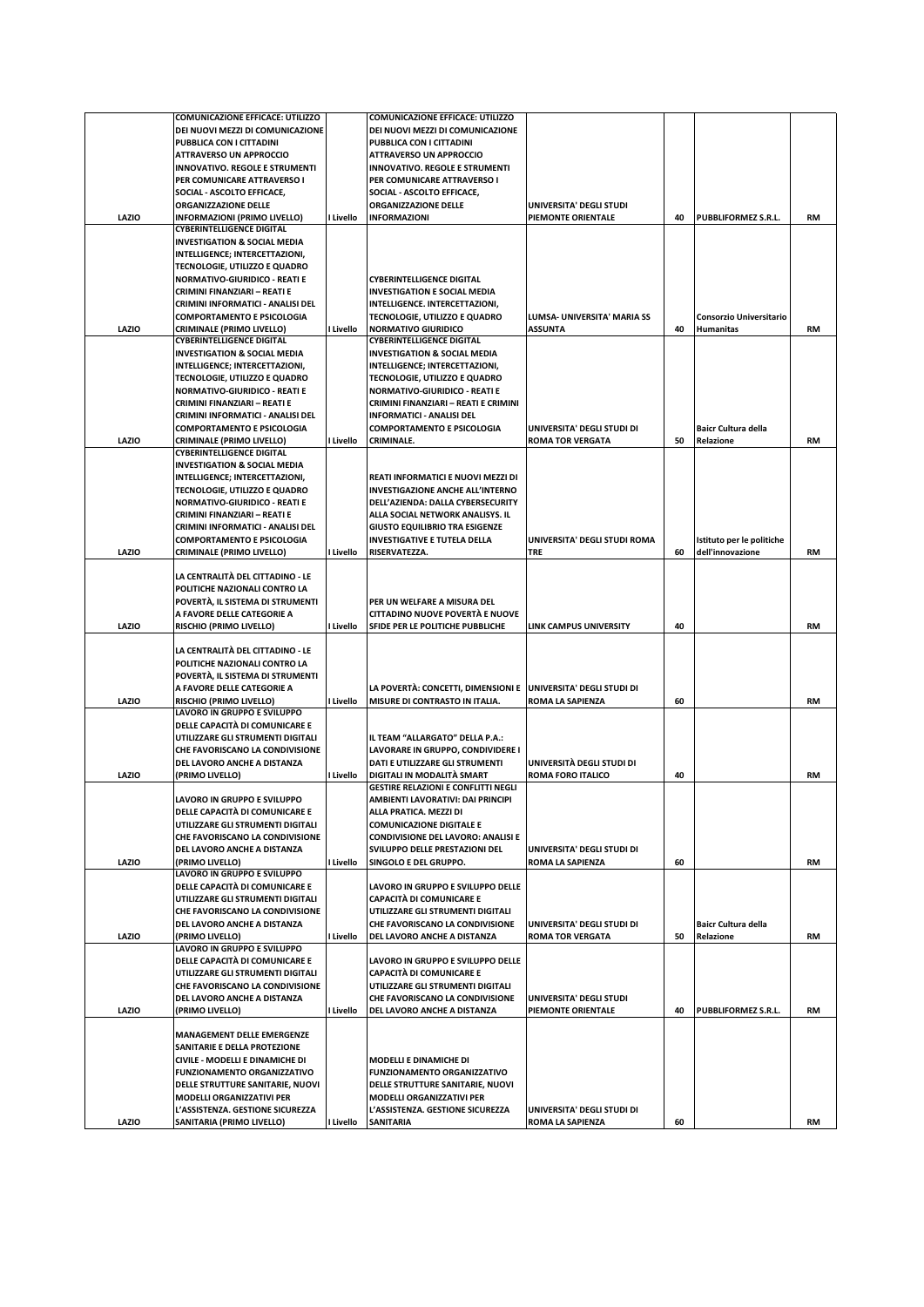| | | | | | | | |
|---|---|---|---|---|---|---|---|
| LAZIO | COMUNICAZIONE EFFICACE: UTILIZZO DEI NUOVI MEZZI DI COMUNICAZIONE PUBBLICA CON I CITTADINI ATTRAVERSO UN APPROCCIO INNOVATIVO. REGOLE E STRUMENTI PER COMUNICARE ATTRAVERSO I SOCIAL - ASCOLTO EFFICACE, ORGANIZZAZIONE DELLE INFORMAZIONI (PRIMO LIVELLO) | I Livello | COMUNICAZIONE EFFICACE: UTILIZZO DEI NUOVI MEZZI DI COMUNICAZIONE PUBBLICA CON I CITTADINI ATTRAVERSO UN APPROCCIO INNOVATIVO. REGOLE E STRUMENTI PER COMUNICARE ATTRAVERSO I SOCIAL - ASCOLTO EFFICACE, ORGANIZZAZIONE DELLE INFORMAZIONI | UNIVERSITA' DEGLI STUDI PIEMONTE ORIENTALE | 40 | PUBBLIFORMEZ S.R.L. | RM |
| LAZIO | CYBERINTELLIGENCE DIGITAL INVESTIGATION & SOCIAL MEDIA INTELLIGENCE; INTERCETTAZIONI, TECNOLOGIE, UTILIZZO E QUADRO NORMATIVO-GIURIDICO - REATI E CRIMINI FINANZIARI – REATI E CRIMINI INFORMATICI - ANALISI DEL COMPORTAMENTO E PSICOLOGIA CRIMINALE (PRIMO LIVELLO) | I Livello | CYBERINTELLIGENCE DIGITAL INVESTIGATION E SOCIAL MEDIA INTELLIGENCE. INTERCETTAZIONI, TECNOLOGIE, UTILIZZO E QUADRO NORMATIVO GIURIDICO | LUMSA- UNIVERSITA' MARIA SS ASSUNTA | 40 | Consorzio Universitario Humanitas | RM |
| LAZIO | CYBERINTELLIGENCE DIGITAL INVESTIGATION & SOCIAL MEDIA INTELLIGENCE; INTERCETTAZIONI, TECNOLOGIE, UTILIZZO E QUADRO NORMATIVO-GIURIDICO - REATI E CRIMINI FINANZIARI – REATI E CRIMINI INFORMATICI - ANALISI DEL COMPORTAMENTO E PSICOLOGIA CRIMINALE (PRIMO LIVELLO) | I Livello | CYBERINTELLIGENCE DIGITAL INVESTIGATION & SOCIAL MEDIA INTELLIGENCE; INTERCETTAZIONI, TECNOLOGIE, UTILIZZO E QUADRO NORMATIVO-GIURIDICO - REATI E CRIMINI FINANZIARI – REATI E CRIMINI INFORMATICI - ANALISI DEL COMPORTAMENTO E PSICOLOGIA CRIMINALE. | UNIVERSITA' DEGLI STUDI DI ROMA TOR VERGATA | 50 | Baicr Cultura della Relazione | RM |
| LAZIO | CYBERINTELLIGENCE DIGITAL INVESTIGATION & SOCIAL MEDIA INTELLIGENCE; INTERCETTAZIONI, TECNOLOGIE, UTILIZZO E QUADRO NORMATIVO-GIURIDICO - REATI E CRIMINI FINANZIARI – REATI E CRIMINI INFORMATICI - ANALISI DEL COMPORTAMENTO E PSICOLOGIA CRIMINALE (PRIMO LIVELLO) | I Livello | REATI INFORMATICI E NUOVI MEZZI DI INVESTIGAZIONE ANCHE ALL'INTERNO DELL'AZIENDA: DALLA CYBERSECURITY ALLA SOCIAL NETWORK ANALYSIS. IL GIUSTO EQUILIBRIO TRA ESIGENZE INVESTIGATIVE E TUTELA DELLA RISERVATEZZA. | UNIVERSITA' DEGLI STUDI ROMA TRE | 60 | Istituto per le politiche dell'innovazione | RM |
| LAZIO | LA CENTRALITÀ DEL CITTADINO - LE POLITICHE NAZIONALI CONTRO LA POVERTÀ, IL SISTEMA DI STRUMENTI A FAVORE DELLE CATEGORIE A RISCHIO (PRIMO LIVELLO) | I Livello | PER UN WELFARE A MISURA DEL CITTADINO NUOVE POVERTÀ E NUOVE SFIDE PER LE POLITICHE PUBBLICHE | LINK CAMPUS UNIVERSITY | 40 | | RM |
| LAZIO | LA CENTRALITÀ DEL CITTADINO - LE POLITICHE NAZIONALI CONTRO LA POVERTÀ, IL SISTEMA DI STRUMENTI A FAVORE DELLE CATEGORIE A RISCHIO (PRIMO LIVELLO) | I Livello | LA POVERTÀ: CONCETTI, DIMENSIONI E MISURE DI CONTRASTO IN ITALIA. | UNIVERSITA' DEGLI STUDI DI ROMA LA SAPIENZA | 60 | | RM |
| LAZIO | LAVORO IN GRUPPO E SVILUPPO DELLE CAPACITÀ DI COMUNICARE E UTILIZZARE GLI STRUMENTI DIGITALI CHE FAVORISCANO LA CONDIVISIONE DEL LAVORO ANCHE A DISTANZA (PRIMO LIVELLO) | I Livello | IL TEAM "ALLARGATO" DELLA P.A.: LAVORARE IN GRUPPO, CONDIVIDERE I DATI E UTILIZZARE GLI STRUMENTI DIGITALI IN MODALITÀ SMART | UNIVERSITÀ DEGLI STUDI DI ROMA FORO ITALICO | 40 | | RM |
| LAZIO | LAVORO IN GRUPPO E SVILUPPO DELLE CAPACITÀ DI COMUNICARE E UTILIZZARE GLI STRUMENTI DIGITALI CHE FAVORISCANO LA CONDIVISIONE DEL LAVORO ANCHE A DISTANZA (PRIMO LIVELLO) | I Livello | GESTIRE RELAZIONI E CONFLITTI NEGLI AMBIENTI LAVORATIVI: DAI PRINCIPI ALLA PRATICA. MEZZI DI COMUNICAZIONE DIGITALE E CONDIVISIONE DEL LAVORO: ANALISI E SVILUPPO DELLE PRESTAZIONI DEL SINGOLO E DEL GRUPPO. | UNIVERSITA' DEGLI STUDI DI ROMA LA SAPIENZA | 60 | | RM |
| LAZIO | LAVORO IN GRUPPO E SVILUPPO DELLE CAPACITÀ DI COMUNICARE E UTILIZZARE GLI STRUMENTI DIGITALI CHE FAVORISCANO LA CONDIVISIONE DEL LAVORO ANCHE A DISTANZA (PRIMO LIVELLO) | I Livello | LAVORO IN GRUPPO E SVILUPPO DELLE CAPACITÀ DI COMUNICARE E UTILIZZARE GLI STRUMENTI DIGITALI CHE FAVORISCANO LA CONDIVISIONE DEL LAVORO ANCHE A DISTANZA | UNIVERSITA' DEGLI STUDI DI ROMA TOR VERGATA | 50 | Baicr Cultura della Relazione | RM |
| LAZIO | LAVORO IN GRUPPO E SVILUPPO DELLE CAPACITÀ DI COMUNICARE E UTILIZZARE GLI STRUMENTI DIGITALI CHE FAVORISCANO LA CONDIVISIONE DEL LAVORO ANCHE A DISTANZA (PRIMO LIVELLO) | I Livello | LAVORO IN GRUPPO E SVILUPPO DELLE CAPACITÀ DI COMUNICARE E UTILIZZARE GLI STRUMENTI DIGITALI CHE FAVORISCANO LA CONDIVISIONE DEL LAVORO ANCHE A DISTANZA | UNIVERSITA' DEGLI STUDI PIEMONTE ORIENTALE | 40 | PUBBLIFORMEZ S.R.L. | RM |
| LAZIO | MANAGEMENT DELLE EMERGENZE SANITARIE E DELLA PROTEZIONE CIVILE - MODELLI E DINAMICHE DI FUNZIONAMENTO ORGANIZZATIVO DELLE STRUTTURE SANITARIE, NUOVI MODELLI ORGANIZZATIVI PER L'ASSISTENZA. GESTIONE SICUREZZA SANITARIA (PRIMO LIVELLO) | I Livello | MODELLI E DINAMICHE DI FUNZIONAMENTO ORGANIZZATIVO DELLE STRUTTURE SANITARIE, NUOVI MODELLI ORGANIZZATIVI PER L'ASSISTENZA. GESTIONE SICUREZZA SANITARIA | UNIVERSITA' DEGLI STUDI DI ROMA LA SAPIENZA | 60 | | RM |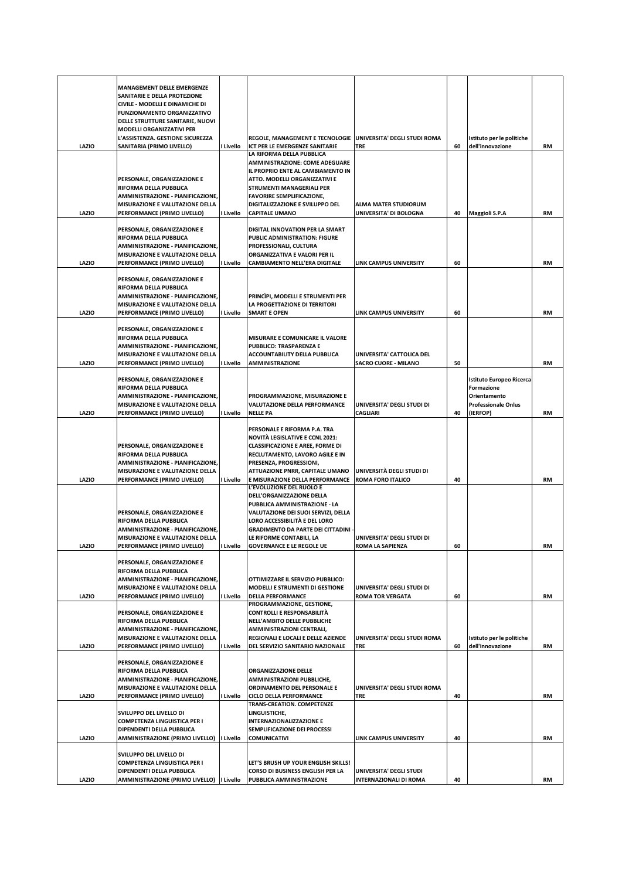| | | | | | | | |
|---|---|---|---|---|---|---|---|
| LAZIO | MANAGEMENT DELLE EMERGENZE SANITARIE E DELLA PROTEZIONE CIVILE - MODELLI E DINAMICHE DI FUNZIONAMENTO ORGANIZZATIVO DELLE STRUTTURE SANITARIE, NUOVI MODELLI ORGANIZZATIVI PER L'ASSISTENZA. GESTIONE SICUREZZA SANITARIA (PRIMO LIVELLO) | I Livello | REGOLE, MANAGEMENT E TECNOLOGIE ICT PER LE EMERGENZE SANITARIE | UNIVERSITA' DEGLI STUDI ROMA TRE | 60 | Istituto per le politiche dell'innovazione | RM |
| LAZIO | PERSONALE, ORGANIZZAZIONE E RIFORMA DELLA PUBBLICA AMMINISTRAZIONE - PIANIFICAZIONE, MISURAZIONE E VALUTAZIONE DELLA PERFORMANCE (PRIMO LIVELLO) | I Livello | LA RIFORMA DELLA PUBBLICA AMMINISTRAZIONE: COME ADEGUARE IL PROPRIO ENTE AL CAMBIAMENTO IN ATTO. MODELLI ORGANIZZATIVI E STRUMENTI MANAGERIALI PER FAVORIRE SEMPLIFICAZIONE, DIGITALIZZAZIONE E SVILUPPO DEL CAPITALE UMANO | ALMA MATER STUDIORUM UNIVERSITA' DI BOLOGNA | 40 | Maggioli S.P.A | RM |
| LAZIO | PERSONALE, ORGANIZZAZIONE E RIFORMA DELLA PUBBLICA AMMINISTRAZIONE - PIANIFICAZIONE, MISURAZIONE E VALUTAZIONE DELLA PERFORMANCE (PRIMO LIVELLO) | I Livello | DIGITAL INNOVATION PER LA SMART PUBLIC ADMINISTRATION: FIGURE PROFESSIONALI, CULTURA ORGANIZZATIVA E VALORI PER IL CAMBIAMENTO NELL'ERA DIGITALE | LINK CAMPUS UNIVERSITY | 60 | | RM |
| LAZIO | PERSONALE, ORGANIZZAZIONE E RIFORMA DELLA PUBBLICA AMMINISTRAZIONE - PIANIFICAZIONE, MISURAZIONE E VALUTAZIONE DELLA PERFORMANCE (PRIMO LIVELLO) | I Livello | PRINCÌPI, MODELLI E STRUMENTI PER LA PROGETTAZIONE DI TERRITORI SMART E OPEN | LINK CAMPUS UNIVERSITY | 60 | | RM |
| LAZIO | PERSONALE, ORGANIZZAZIONE E RIFORMA DELLA PUBBLICA AMMINISTRAZIONE - PIANIFICAZIONE, MISURAZIONE E VALUTAZIONE DELLA PERFORMANCE (PRIMO LIVELLO) | I Livello | MISURARE E COMUNICARE IL VALORE PUBBLICO: TRASPARENZA E ACCOUNTABILITY DELLA PUBBLICA AMMINISTRAZIONE | UNIVERSITA' CATTOLICA DEL SACRO CUORE - MILANO | 50 | | RM |
| LAZIO | PERSONALE, ORGANIZZAZIONE E RIFORMA DELLA PUBBLICA AMMINISTRAZIONE - PIANIFICAZIONE, MISURAZIONE E VALUTAZIONE DELLA PERFORMANCE (PRIMO LIVELLO) | I Livello | PROGRAMMAZIONE, MISURAZIONE E VALUTAZIONE DELLA PERFORMANCE NELLE PA | UNIVERSITA' DEGLI STUDI DI CAGLIARI | 40 | Istituto Europeo Ricerca Formazione Orientamento Professionale Onlus (IERFOP) | RM |
| LAZIO | PERSONALE, ORGANIZZAZIONE E RIFORMA DELLA PUBBLICA AMMINISTRAZIONE - PIANIFICAZIONE, MISURAZIONE E VALUTAZIONE DELLA PERFORMANCE (PRIMO LIVELLO) | I Livello | PERSONALE E RIFORMA P.A. TRA NOVITÀ LEGISLATIVE E CCNL 2021: CLASSIFICAZIONE E AREE, FORME DI RECLUTAMENTO, LAVORO AGILE E IN PRESENZA, PROGRESSIONI, ATTUAZIONE PNRR, CAPITALE UMANO E MISURAZIONE DELLA PERFORMANCE | UNIVERSITÀ DEGLI STUDI DI ROMA FORO ITALICO | 40 | | RM |
| LAZIO | PERSONALE, ORGANIZZAZIONE E RIFORMA DELLA PUBBLICA AMMINISTRAZIONE - PIANIFICAZIONE, MISURAZIONE E VALUTAZIONE DELLA PERFORMANCE (PRIMO LIVELLO) | I Livello | L'EVOLUZIONE DEL RUOLO E DELL'ORGANIZZAZIONE DELLA PUBBLICA AMMINISTRAZIONE - LA VALUTAZIONE DEI SUOI SERVIZI, DELLA LORO ACCESSIBILITÀ E DEL LORO GRADIMENTO DA PARTE DEI CITTADINI - LE RIFORME CONTABILI, LA GOVERNANCE E LE REGOLE UE | UNIVERSITA' DEGLI STUDI DI ROMA LA SAPIENZA | 60 | | RM |
| LAZIO | PERSONALE, ORGANIZZAZIONE E RIFORMA DELLA PUBBLICA AMMINISTRAZIONE - PIANIFICAZIONE, MISURAZIONE E VALUTAZIONE DELLA PERFORMANCE (PRIMO LIVELLO) | I Livello | OTTIMIZZARE IL SERVIZIO PUBBLICO: MODELLI E STRUMENTI DI GESTIONE DELLA PERFORMANCE | UNIVERSITA' DEGLI STUDI DI ROMA TOR VERGATA | 60 | | RM |
| LAZIO | PERSONALE, ORGANIZZAZIONE E RIFORMA DELLA PUBBLICA AMMINISTRAZIONE - PIANIFICAZIONE, MISURAZIONE E VALUTAZIONE DELLA PERFORMANCE (PRIMO LIVELLO) | I Livello | PROGRAMMAZIONE, GESTIONE, CONTROLLI E RESPONSABILITÀ NELL'AMBITO DELLE PUBBLICHE AMMINISTRAZIONI CENTRALI, REGIONALI E LOCALI E DELLE AZIENDE DEL SERVIZIO SANITARIO NAZIONALE | UNIVERSITA' DEGLI STUDI ROMA TRE | 60 | Istituto per le politiche dell'innovazione | RM |
| LAZIO | PERSONALE, ORGANIZZAZIONE E RIFORMA DELLA PUBBLICA AMMINISTRAZIONE - PIANIFICAZIONE, MISURAZIONE E VALUTAZIONE DELLA PERFORMANCE (PRIMO LIVELLO) | I Livello | ORGANIZZAZIONE DELLE AMMINISTRAZIONI PUBBLICHE, ORDINAMENTO DEL PERSONALE E CICLO DELLA PERFORMANCE | UNIVERSITA' DEGLI STUDI ROMA TRE | 40 | | RM |
| LAZIO | SVILUPPO DEL LIVELLO DI COMPETENZA LINGUISTICA PER I DIPENDENTI DELLA PUBBLICA AMMINISTRAZIONE (PRIMO LIVELLO) | I Livello | TRANS-CREATION. COMPETENZE LINGUISTICHE, INTERNAZIONALIZZAZIONE E SEMPLIFICAZIONE DEI PROCESSI COMUNICATIVI | LINK CAMPUS UNIVERSITY | 40 | | RM |
| LAZIO | SVILUPPO DEL LIVELLO DI COMPETENZA LINGUISTICA PER I DIPENDENTI DELLA PUBBLICA AMMINISTRAZIONE (PRIMO LIVELLO) | I Livello | LET'S BRUSH UP YOUR ENGLISH SKILLS! CORSO DI BUSINESS ENGLISH PER LA PUBBLICA AMMINISTRAZIONE | UNIVERSITA' DEGLI STUDI INTERNAZIONALI DI ROMA | 40 | | RM |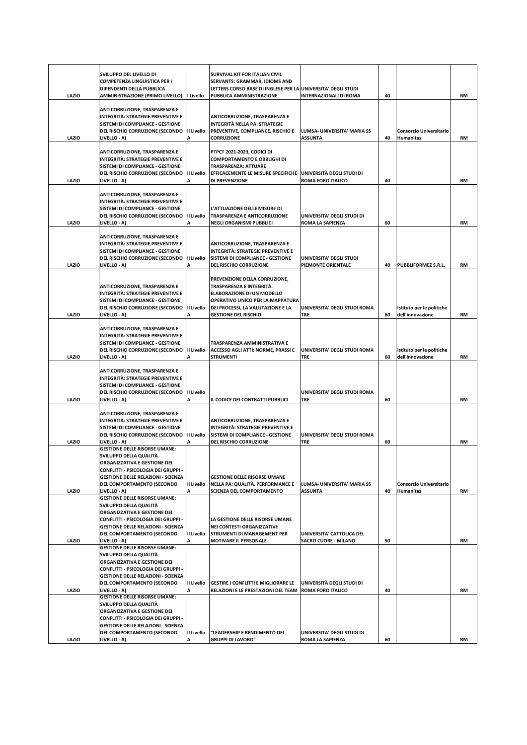| | | | | | | | |
|---|---|---|---|---|---|---|---|
| LAZIO | SVILUPPO DEL LIVELLO DI COMPETENZA LINGUISTICA PER I DIPENDENTI DELLA PUBBLICA AMMINISTRAZIONE (PRIMO LIVELLO) | I Livello | SURVIVAL KIT FOR ITALIAN CIVIL SERVANTS: GRAMMAR, IDIOMS AND LETTERS CORSO BASE DI INGLESE PER LA PUBBLICA AMMINISTRAZIONE | UNIVERSITA' DEGLI STUDI INTERNAZIONALI DI ROMA | 40 | | RM |
| LAZIO | ANTICORRUZIONE, TRASPARENZA E INTEGRITÀ: STRATEGIE PREVENTIVE E SISTEMI DI COMPLIANCE - GESTIONE DEL RISCHIO CORRUZIONE (SECONDO LIVELLO - A) | II Livello A | ANTICORRUZIONE, TRASPARENZA E INTEGRITÀ NELLA PA: STRATEGIE PREVENTIVE, COMPLIANCE, RISCHIO E CORRUZIONE | LUMSA- UNIVERSITA' MARIA SS ASSUNTA | 40 | Consorzio Universitario Humanitas | RM |
| LAZIO | ANTICORRUZIONE, TRASPARENZA E INTEGRITÀ: STRATEGIE PREVENTIVE E SISTEMI DI COMPLIANCE - GESTIONE DEL RISCHIO CORRUZIONE (SECONDO LIVELLO - A) | II Livello A | PTPCT 2021-2023, CODICI DI COMPORTAMENTO E OBBLIGHI DI TRASPARENZA: ATTUARE EFFICACEMENTE LE MISURE SPECIFICHE DI PREVENZIONE | UNIVERSITÀ DEGLI STUDI DI ROMA FORO ITALICO | 40 | | RM |
| LAZIO | ANTICORRUZIONE, TRASPARENZA E INTEGRITÀ: STRATEGIE PREVENTIVE E SISTEMI DI COMPLIANCE - GESTIONE DEL RISCHIO CORRUZIONE (SECONDO LIVELLO - A) | II Livello A | L'ATTUAZIONE DELLE MISURE DI TRASPARENZA E ANTICORRUZIONE NEGLI ORGANISMI PUBBLICI | UNIVERSITA' DEGLI STUDI DI ROMA LA SAPIENZA | 60 | | RM |
| LAZIO | ANTICORRUZIONE, TRASPARENZA E INTEGRITÀ: STRATEGIE PREVENTIVE E SISTEMI DI COMPLIANCE - GESTIONE DEL RISCHIO CORRUZIONE (SECONDO LIVELLO - A) | II Livello A | ANTICORRUZIONE, TRASPARENZA E INTEGRITÀ: STRATEGIE PREVENTIVE E SISTEMI DI COMPLIANCE - GESTIONE DEL RISCHIO CORRUZIONE | UNIVERSITA' DEGLI STUDI PIEMONTE ORIENTALE | 40 | PUBBLIFORMEZ S.R.L. | RM |
| LAZIO | ANTICORRUZIONE, TRASPARENZA E INTEGRITÀ: STRATEGIE PREVENTIVE E SISTEMI DI COMPLIANCE - GESTIONE DEL RISCHIO CORRUZIONE (SECONDO LIVELLO - A) | II Livello A | PREVENZIONE DELLA CORRUZIONE, TRASPARENZA E INTEGRITÀ. ELABORAZIONE DI UN MODELLO OPERATIVO UNICO PER LA MAPPATURA DEI PROCESSI, LA VALUTAZIONE E LA GESTIONE DEL RISCHIO. | UNIVERSITA' DEGLI STUDI ROMA TRE | 60 | Istituto per le politiche dell'innovazione | RM |
| LAZIO | ANTICORRUZIONE, TRASPARENZA E INTEGRITÀ: STRATEGIE PREVENTIVE E SISTEMI DI COMPLIANCE - GESTIONE DEL RISCHIO CORRUZIONE (SECONDO LIVELLO - A) | II Livello A | TRASPARENZA AMMINISTRATIVA E ACCESSO AGLI ATTI: NORME, PRASSI E STRUMENTI | UNIVERSITA' DEGLI STUDI ROMA TRE | 60 | Istituto per le politiche dell'innovazione | RM |
| LAZIO | ANTICORRUZIONE, TRASPARENZA E INTEGRITÀ: STRATEGIE PREVENTIVE E SISTEMI DI COMPLIANCE - GESTIONE DEL RISCHIO CORRUZIONE (SECONDO LIVELLO - A) | II Livello A | IL CODICE DEI CONTRATTI PUBBLICI | UNIVERSITA' DEGLI STUDI ROMA TRE | 60 | | RM |
| LAZIO | ANTICORRUZIONE, TRASPARENZA E INTEGRITÀ: STRATEGIE PREVENTIVE E SISTEMI DI COMPLIANCE - GESTIONE DEL RISCHIO CORRUZIONE (SECONDO LIVELLO - A) | II Livello A | ANTICORRUZIONE, TRASPARENZA E INTEGRITÀ: STRATEGIE PREVENTIVE E SISTEMI DI COMPLIANCE - GESTIONE DEL RISCHIO CORRUZIONE | UNIVERSITA' DEGLI STUDI ROMA TRE | 60 | | RM |
| LAZIO | GESTIONE DELLE RISORSE UMANE: SVILUPPO DELLA QUALITÀ ORGANIZZATIVA E GESTIONE DEI CONFLITTI - PSICOLOGIA DEI GRUPPI - GESTIONE DELLE RELAZIONI - SCIENZA DEL COMPORTAMENTO (SECONDO LIVELLO - A) | II Livello A | GESTIONE DELLE RISORSE UMANE NELLA PA: QUALITÀ, PERFORMANCE E SCIENZA DEL COMPORTAMENTO | LUMSA- UNIVERSITA' MARIA SS ASSUNTA | 40 | Consorzio Universitario Humanitas | RM |
| LAZIO | GESTIONE DELLE RISORSE UMANE: SVILUPPO DELLA QUALITÀ ORGANIZZATIVA E GESTIONE DEI CONFLITTI - PSICOLOGIA DEI GRUPPI - GESTIONE DELLE RELAZIONI - SCIENZA DEL COMPORTAMENTO (SECONDO LIVELLO - A) | II Livello A | LA GESTIONE DELLE RISORSE UMANE NEI CONTESTI ORGANIZZATIVI: STRUMENTI DI MANAGEMENT PER MOTIVARE IL PERSONALE | UNIVERSITA' CATTOLICA DEL SACRO CUORE - MILANO | 50 | | RM |
| LAZIO | GESTIONE DELLE RISORSE UMANE: SVILUPPO DELLA QUALITÀ ORGANIZZATIVA E GESTIONE DEI CONFLITTI - PSICOLOGIA DEI GRUPPI - GESTIONE DELLE RELAZIONI - SCIENZA DEL COMPORTAMENTO (SECONDO LIVELLO - A) | II Livello A | GESTIRE I CONFLITTI E MIGLIORARE LE RELAZIONI E LE PRESTAZIONI DEL TEAM | UNIVERSITÀ DEGLI STUDI DI ROMA FORO ITALICO | 40 | | RM |
| LAZIO | GESTIONE DELLE RISORSE UMANE: SVILUPPO DELLA QUALITÀ ORGANIZZATIVA E GESTIONE DEI CONFLITTI - PSICOLOGIA DEI GRUPPI - GESTIONE DELLE RELAZIONI - SCIENZA DEL COMPORTAMENTO (SECONDO LIVELLO - A) | II Livello A | "LEADERSHIP E RENDIMENTO DEI GRUPPI DI LAVORO" | UNIVERSITA' DEGLI STUDI DI ROMA LA SAPIENZA | 60 | | RM |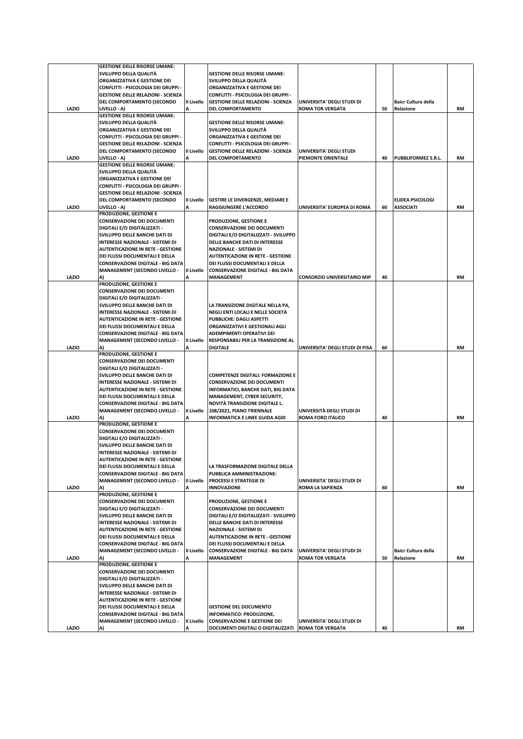| | | | | | | | |
|---|---|---|---|---|---|---|---|
| LAZIO | GESTIONE DELLE RISORSE UMANE: SVILUPPO DELLA QUALITÀ ORGANIZZATIVA E GESTIONE DEI CONFLITTI - PSICOLOGIA DEI GRUPPI - GESTIONE DELLE RELAZIONI - SCIENZA DEL COMPORTAMENTO (SECONDO LIVELLO - A) | II Livello A | GESTIONE DELLE RISORSE UMANE: SVILUPPO DELLA QUALITÀ ORGANIZZATIVA E GESTIONE DEI CONFLITTI - PSICOLOGIA DEI GRUPPI - GESTIONE DELLE RELAZIONI - SCIENZA DEL COMPORTAMENTO | UNIVERSITA' DEGLI STUDI DI ROMA TOR VERGATA | 50 | Baicr Cultura della Relazione | RM |
| LAZIO | GESTIONE DELLE RISORSE UMANE: SVILUPPO DELLA QUALITÀ ORGANIZZATIVA E GESTIONE DEI CONFLITTI - PSICOLOGIA DEI GRUPPI - GESTIONE DELLE RELAZIONI - SCIENZA DEL COMPORTAMENTO (SECONDO LIVELLO - A) | II Livello A | GESTIONE DELLE RISORSE UMANE: SVILUPPO DELLA QUALITÀ ORGANIZZATIVA E GESTIONE DEI CONFLITTI - PSICOLOGIA DEI GRUPPI - GESTIONE DELLE RELAZIONI - SCIENZA DEL COMPORTAMENTO | UNIVERSITA' DEGLI STUDI PIEMONTE ORIENTALE | 40 | PUBBLIFORMEZ S.R.L. | RM |
| LAZIO | GESTIONE DELLE RISORSE UMANE: SVILUPPO DELLA QUALITÀ ORGANIZZATIVA E GESTIONE DEI CONFLITTI - PSICOLOGIA DEI GRUPPI - GESTIONE DELLE RELAZIONI - SCIENZA DEL COMPORTAMENTO (SECONDO LIVELLO - A) | II Livello A | GESTIRE LE DIVERGENZE, MEDIARE E RAGGIUNGERE L'ACCORDO | UNIVERSITA' EUROPEA DI ROMA | 60 | ELIDEA PSICOLOGI ASSOCIATI | RM |
| LAZIO | PRODUZIONE, GESTIONE E CONSERVAZIONE DEI DOCUMENTI DIGITALI E/O DIGITALIZZATI - SVILUPPO DELLE BANCHE DATI DI INTERESSE NAZIONALE - SISTEMI DI AUTENTICAZIONE IN RETE - GESTIONE DEI FLUSSI DOCUMENTALI E DELLA CONSERVAZIONE DIGITALE - BIG DATA MANAGEMENT (SECONDO LIVELLO - A) | II Livello A | PRODUZIONE, GESTIONE E CONSERVAZIONE DEI DOCUMENTI DIGITALI E/O DIGITALIZZATI - SVILUPPO DELLE BANCHE DATI DI INTERESSE NAZIONALE - SISTEMI DI AUTENTICAZIONE IN RETE - GESTIONE DEI FLUSSI DOCUMENTALI E DELLA CONSERVAZIONE DIGITALE - BIG DATA MANAGEMENT | CONSORZIO UNIVERSITARIO MIP | 40 | | RM |
| LAZIO | PRODUZIONE, GESTIONE E CONSERVAZIONE DEI DOCUMENTI DIGITALI E/O DIGITALIZZATI - SVILUPPO DELLE BANCHE DATI DI INTERESSE NAZIONALE - SISTEMI DI AUTENTICAZIONE IN RETE - GESTIONE DEI FLUSSI DOCUMENTALI E DELLA CONSERVAZIONE DIGITALE - BIG DATA MANAGEMENT (SECONDO LIVELLO - A) | II Livello A | LA TRANSIZIONE DIGITALE NELLA PA, NEGLI ENTI LOCALI E NELLE SOCIETÀ PUBBLICHE: DAGLI ASPETTI ORGANIZZATIVI E GESTIONALI AGLI ADEMPIMENTI OPERATIVI DEI RESPONSABILI PER LA TRANSIZIONE AL DIGITALE | UNIVERSITA' DEGLI STUDI DI PISA | 60 | | RM |
| LAZIO | PRODUZIONE, GESTIONE E CONSERVAZIONE DEI DOCUMENTI DIGITALI E/O DIGITALIZZATI - SVILUPPO DELLE BANCHE DATI DI INTERESSE NAZIONALE - SISTEMI DI AUTENTICAZIONE IN RETE - GESTIONE DEI FLUSSI DOCUMENTALI E DELLA CONSERVAZIONE DIGITALE - BIG DATA MANAGEMENT (SECONDO LIVELLO - A) | II Livello A | COMPETENZE DIGITALI: FORMAZIONE E CONSERVAZIONE DEI DOCUMENTI INFORMATICI, BANCHE DATI, BIG DATA MANAGEMENT, CYBER SECURITY, NOVITÀ TRANSIZIONE DIGITALE L. 108/2021, PIANO TRIENNALE INFORMATICA E LINEE GUIDA AGID | UNIVERSITÀ DEGLI STUDI DI ROMA FORO ITALICO | 40 | | RM |
| LAZIO | PRODUZIONE, GESTIONE E CONSERVAZIONE DEI DOCUMENTI DIGITALI E/O DIGITALIZZATI - SVILUPPO DELLE BANCHE DATI DI INTERESSE NAZIONALE - SISTEMI DI AUTENTICAZIONE IN RETE - GESTIONE DEI FLUSSI DOCUMENTALI E DELLA CONSERVAZIONE DIGITALE - BIG DATA MANAGEMENT (SECONDO LIVELLO - A) | II Livello A | LA TRASFORMAZIONE DIGITALE DELLA PUBBLICA AMMINISTRAZIONE: PROCESSI E STRATEGIE DI INNOVAZIONE | UNIVERSITA' DEGLI STUDI DI ROMA LA SAPIENZA | 60 | | RM |
| LAZIO | PRODUZIONE, GESTIONE E CONSERVAZIONE DEI DOCUMENTI DIGITALI E/O DIGITALIZZATI - SVILUPPO DELLE BANCHE DATI DI INTERESSE NAZIONALE - SISTEMI DI AUTENTICAZIONE IN RETE - GESTIONE DEI FLUSSI DOCUMENTALI E DELLA CONSERVAZIONE DIGITALE - BIG DATA MANAGEMENT (SECONDO LIVELLO - A) | II Livello A | PRODUZIONE, GESTIONE E CONSERVAZIONE DEI DOCUMENTI DIGITALI E/O DIGITALIZZATI - SVILUPPO DELLE BANCHE DATI DI INTERESSE NAZIONALE - SISTEMI DI AUTENTICAZIONE IN RETE - GESTIONE DEI FLUSSI DOCUMENTALI E DELLA CONSERVAZIONE DIGITALE - BIG DATA MANAGEMENT | UNIVERSITA' DEGLI STUDI DI ROMA TOR VERGATA | 50 | Baicr Cultura della Relazione | RM |
| LAZIO | PRODUZIONE, GESTIONE E CONSERVAZIONE DEI DOCUMENTI DIGITALI E/O DIGITALIZZATI - SVILUPPO DELLE BANCHE DATI DI INTERESSE NAZIONALE - SISTEMI DI AUTENTICAZIONE IN RETE - GESTIONE DEI FLUSSI DOCUMENTALI E DELLA CONSERVAZIONE DIGITALE - BIG DATA MANAGEMENT (SECONDO LIVELLO - A) | II Livello A | GESTIONE DEL DOCUMENTO INFORMATICO: PRODUZIONE, CONSERVAZIONE E GESTIONE DEI DOCUMENTI DIGITALI O DIGITALIZZATI | UNIVERSITA' DEGLI STUDI DI ROMA TOR VERGATA | 40 | | RM |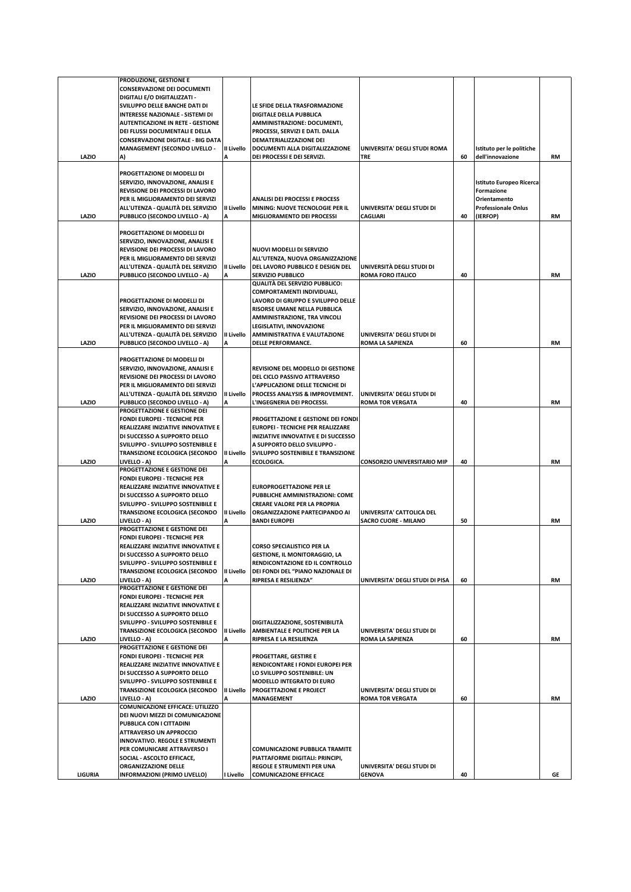| | | | | | | | |
|---|---|---|---|---|---|---|---|
| LAZIO | PRODUZIONE, GESTIONE E CONSERVAZIONE DEI DOCUMENTI DIGITALI E/O DIGITALIZZATI - SVILUPPO DELLE BANCHE DATI DI INTERESSE NAZIONALE - SISTEMI DI AUTENTICAZIONE IN RETE - GESTIONE DEI FLUSSI DOCUMENTALI E DELLA CONSERVAZIONE DIGITALE - BIG DATA MANAGEMENT (SECONDO LIVELLO - A) | II Livello A | LE SFIDE DELLA TRASFORMAZIONE DIGITALE DELLA PUBBLICA AMMINISTRAZIONE: DOCUMENTI, PROCESSI, SERVIZI E DATI. DALLA DEMATERIALIZZAZIONE DEI DOCUMENTI ALLA DIGITALIZZAZIONE DEI PROCESSI E DEI SERVIZI. | UNIVERSITA' DEGLI STUDI ROMA TRE | 60 | Istituto per le politiche dell'innovazione | RM |
| LAZIO | PROGETTAZIONE DI MODELLI DI SERVIZIO, INNOVAZIONE, ANALISI E REVISIONE DEI PROCESSI DI LAVORO PER IL MIGLIORAMENTO DEI SERVIZI ALL'UTENZA - QUALITÀ DEL SERVIZIO PUBBLICO (SECONDO LIVELLO - A) | II Livello A | ANALISI DEI PROCESSI E PROCESS MINING: NUOVE TECNOLOGIE PER IL MIGLIORAMENTO DEI PROCESSI | UNIVERSITA' DEGLI STUDI DI CAGLIARI | 40 | Istituto Europeo Ricerca Formazione Orientamento Professionale Onlus (IERFOP) | RM |
| LAZIO | PROGETTAZIONE DI MODELLI DI SERVIZIO, INNOVAZIONE, ANALISI E REVISIONE DEI PROCESSI DI LAVORO PER IL MIGLIORAMENTO DEI SERVIZI ALL'UTENZA - QUALITÀ DEL SERVIZIO PUBBLICO (SECONDO LIVELLO - A) | II Livello A | NUOVI MODELLI DI SERVIZIO ALL'UTENZA, NUOVA ORGANIZZAZIONE DEL LAVORO PUBBLICO E DESIGN DEL SERVIZIO PUBBLICO | UNIVERSITÀ DEGLI STUDI DI ROMA FORO ITALICO | 40 | | RM |
| LAZIO | PROGETTAZIONE DI MODELLI DI SERVIZIO, INNOVAZIONE, ANALISI E REVISIONE DEI PROCESSI DI LAVORO PER IL MIGLIORAMENTO DEI SERVIZI ALL'UTENZA - QUALITÀ DEL SERVIZIO PUBBLICO (SECONDO LIVELLO - A) | II Livello A | QUALITÀ DEL SERVIZIO PUBBLICO: COMPORTAMENTI INDIVIDUALI, LAVORO DI GRUPPO E SVILUPPO DELLE RISORSE UMANE NELLA PUBBLICA AMMINISTRAZIONE, TRA VINCOLI LEGISLATIVI, INNOVAZIONE AMMINISTRATIVA E VALUTAZIONE DELLE PERFORMANCE. | UNIVERSITA' DEGLI STUDI DI ROMA LA SAPIENZA | 60 | | RM |
| LAZIO | PROGETTAZIONE DI MODELLI DI SERVIZIO, INNOVAZIONE, ANALISI E REVISIONE DEI PROCESSI DI LAVORO PER IL MIGLIORAMENTO DEI SERVIZI ALL'UTENZA - QUALITÀ DEL SERVIZIO PUBBLICO (SECONDO LIVELLO - A) | II Livello A | REVISIONE DEL MODELLO DI GESTIONE DEL CICLO PASSIVO ATTRAVERSO L'APPLICAZIONE DELLE TECNICHE DI PROCESS ANALYSIS & IMPROVEMENT. L'INGEGNERIA DEI PROCESSI. | UNIVERSITA' DEGLI STUDI DI ROMA TOR VERGATA | 40 | | RM |
| LAZIO | PROGETTAZIONE E GESTIONE DEI FONDI EUROPEI - TECNICHE PER REALIZZARE INIZIATIVE INNOVATIVE E DI SUCCESSO A SUPPORTO DELLO SVILUPPO - SVILUPPO SOSTENIBILE E TRANSIZIONE ECOLOGICA (SECONDO LIVELLO - A) | II Livello A | PROGETTAZIONE E GESTIONE DEI FONDI EUROPEI - TECNICHE PER REALIZZARE INIZIATIVE INNOVATIVE E DI SUCCESSO A SUPPORTO DELLO SVILUPPO - SVILUPPO SOSTENIBILE E TRANSIZIONE ECOLOGICA. | CONSORZIO UNIVERSITARIO MIP | 40 | | RM |
| LAZIO | PROGETTAZIONE E GESTIONE DEI FONDI EUROPEI - TECNICHE PER REALIZZARE INIZIATIVE INNOVATIVE E DI SUCCESSO A SUPPORTO DELLO SVILUPPO - SVILUPPO SOSTENIBILE E TRANSIZIONE ECOLOGICA (SECONDO LIVELLO - A) | II Livello A | EUROPROGETTAZIONE PER LE PUBBLICHE AMMINISTRAZIONI: COME CREARE VALORE PER LA PROPRIA ORGANIZZAZIONE PARTECIPANDO AI BANDI EUROPEI | UNIVERSITA' CATTOLICA DEL SACRO CUORE - MILANO | 50 | | RM |
| LAZIO | PROGETTAZIONE E GESTIONE DEI FONDI EUROPEI - TECNICHE PER REALIZZARE INIZIATIVE INNOVATIVE E DI SUCCESSO A SUPPORTO DELLO SVILUPPO - SVILUPPO SOSTENIBILE E TRANSIZIONE ECOLOGICA (SECONDO LIVELLO - A) | II Livello A | CORSO SPECIALISTICO PER LA GESTIONE, IL MONITORAGGIO, LA RENDICONTAZIONE ED IL CONTROLLO DEI FONDI DEL "PIANO NAZIONALE DI RIPRESA E RESILIENZA" | UNIVERSITA' DEGLI STUDI DI PISA | 60 | | RM |
| LAZIO | PROGETTAZIONE E GESTIONE DEI FONDI EUROPEI - TECNICHE PER REALIZZARE INIZIATIVE INNOVATIVE E DI SUCCESSO A SUPPORTO DELLO SVILUPPO - SVILUPPO SOSTENIBILE E TRANSIZIONE ECOLOGICA (SECONDO LIVELLO - A) | II Livello A | DIGITALIZZAZIONE, SOSTENIBILITÀ AMBIENTALE E POLITICHE PER LA RIPRESA E LA RESILIENZA | UNIVERSITA' DEGLI STUDI DI ROMA LA SAPIENZA | 60 | | RM |
| LAZIO | PROGETTAZIONE E GESTIONE DEI FONDI EUROPEI - TECNICHE PER REALIZZARE INIZIATIVE INNOVATIVE E DI SUCCESSO A SUPPORTO DELLO SVILUPPO - SVILUPPO SOSTENIBILE E TRANSIZIONE ECOLOGICA (SECONDO LIVELLO - A) | II Livello A | PROGETTARE, GESTIRE E RENDICONTARE I FONDI EUROPEI PER LO SVILUPPO SOSTENIBILE: UN MODELLO INTEGRATO DI EURO PROGETTAZIONE E PROJECT MANAGEMENT | UNIVERSITA' DEGLI STUDI DI ROMA TOR VERGATA | 60 | | RM |
| LIGURIA | COMUNICAZIONE EFFICACE: UTILIZZO DEI NUOVI MEZZI DI COMUNICAZIONE PUBBLICA CON I CITTADINI ATTRAVERSO UN APPROCCIO INNOVATIVO. REGOLE E STRUMENTI PER COMUNICARE ATTRAVERSO I SOCIAL - ASCOLTO EFFICACE, ORGANIZZAZIONE DELLE INFORMAZIONI (PRIMO LIVELLO) | I Livello | COMUNICAZIONE PUBBLICA TRAMITE PIATTAFORME DIGITALI: PRINCIPI, REGOLE E STRUMENTI PER UNA COMUNICAZIONE EFFICACE | UNIVERSITA' DEGLI STUDI DI GENOVA | 40 | | GE |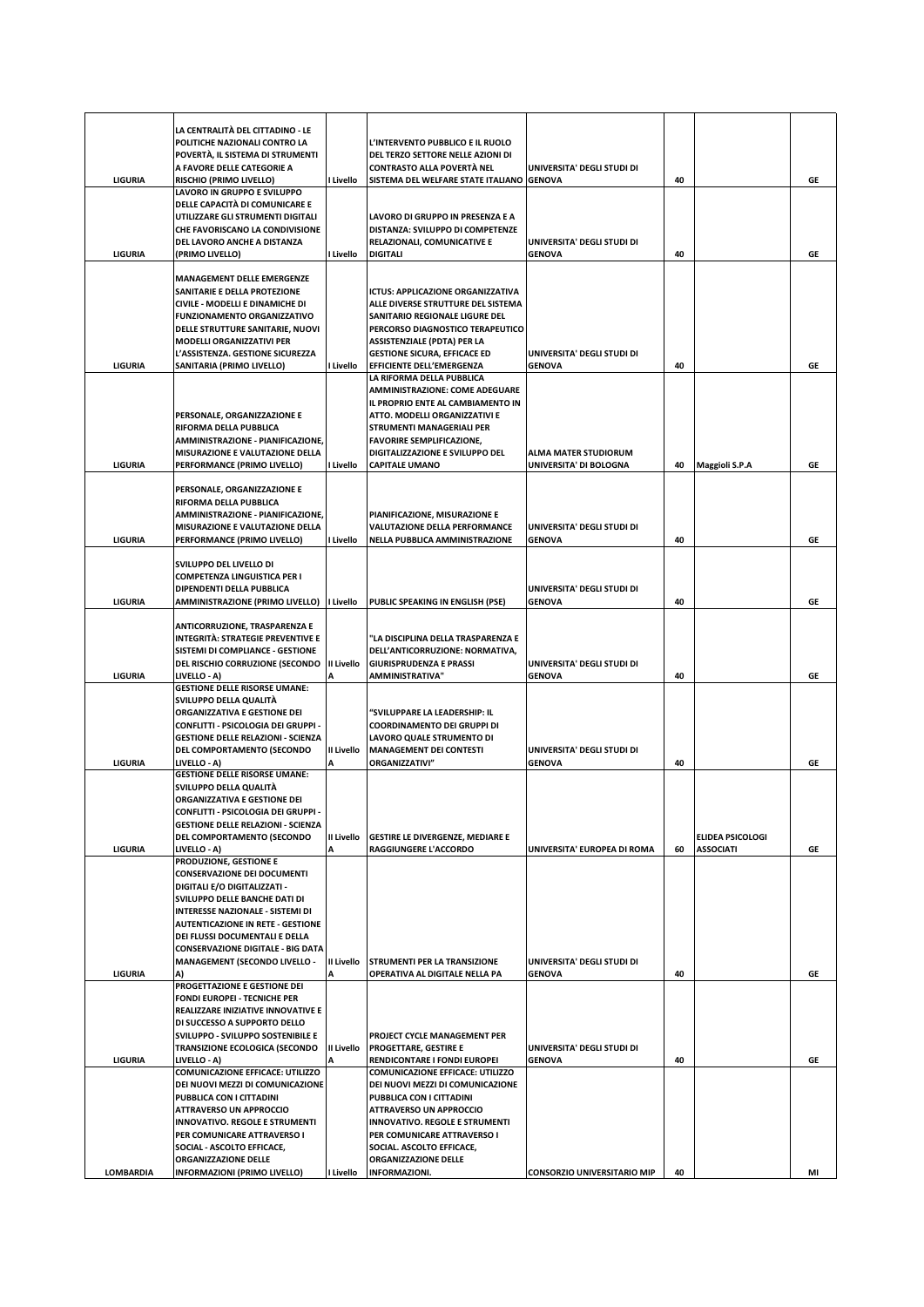| | | | | | | | |
|---|---|---|---|---|---|---|---|
| LIGURIA | LA CENTRALITÀ DEL CITTADINO - LE POLITICHE NAZIONALI CONTRO LA POVERTÀ, IL SISTEMA DI STRUMENTI A FAVORE DELLE CATEGORIE A RISCHIO (PRIMO LIVELLO) | I Livello | L'INTERVENTO PUBBLICO E IL RUOLO DEL TERZO SETTORE NELLE AZIONI DI CONTRASTO ALLA POVERTÀ NEL SISTEMA DEL WELFARE STATE ITALIANO | UNIVERSITA' DEGLI STUDI DI GENOVA | 40 | | GE |
| LIGURIA | LAVORO IN GRUPPO E SVILUPPO DELLE CAPACITÀ DI COMUNICARE E UTILIZZARE GLI STRUMENTI DIGITALI CHE FAVORISCANO LA CONDIVISIONE DEL LAVORO ANCHE A DISTANZA (PRIMO LIVELLO) | I Livello | LAVORO DI GRUPPO IN PRESENZA E A DISTANZA: SVILUPPO DI COMPETENZE RELAZIONALI, COMUNICATIVE E DIGITALI | UNIVERSITA' DEGLI STUDI DI GENOVA | 40 | | GE |
| LIGURIA | MANAGEMENT DELLE EMERGENZE SANITARIE E DELLA PROTEZIONE CIVILE - MODELLI E DINAMICHE DI FUNZIONAMENTO ORGANIZZATIVO DELLE STRUTTURE SANITARIE, NUOVI MODELLI ORGANIZZATIVI PER L'ASSISTENZA. GESTIONE SICUREZZA SANITARIA (PRIMO LIVELLO) | I Livello | ICTUS: APPLICAZIONE ORGANIZZATIVA ALLE DIVERSE STRUTTURE DEL SISTEMA SANITARIO REGIONALE LIGURE DEL PERCORSO DIAGNOSTICO TERAPEUTICO ASSISTENZIALE (PDTA) PER LA GESTIONE SICURA, EFFICACE ED EFFICIENTE DELL'EMERGENZA | UNIVERSITA' DEGLI STUDI DI GENOVA | 40 | | GE |
| LIGURIA | PERSONALE, ORGANIZZAZIONE E RIFORMA DELLA PUBBLICA AMMINISTRAZIONE - PIANIFICAZIONE, MISURAZIONE E VALUTAZIONE DELLA PERFORMANCE (PRIMO LIVELLO) | I Livello | LA RIFORMA DELLA PUBBLICA AMMINISTRAZIONE: COME ADEGUARE IL PROPRIO ENTE AL CAMBIAMENTO IN ATTO. MODELLI ORGANIZZATIVI E STRUMENTI MANAGERIALI PER FAVORIRE SEMPLIFICAZIONE, DIGITALIZZAZIONE E SVILUPPO DEL CAPITALE UMANO | ALMA MATER STUDIORUM UNIVERSITA' DI BOLOGNA | 40 | Maggioli S.P.A | GE |
| LIGURIA | PERSONALE, ORGANIZZAZIONE E RIFORMA DELLA PUBBLICA AMMINISTRAZIONE - PIANIFICAZIONE, MISURAZIONE E VALUTAZIONE DELLA PERFORMANCE (PRIMO LIVELLO) | I Livello | PIANIFICAZIONE, MISURAZIONE E VALUTAZIONE DELLA PERFORMANCE NELLA PUBBLICA AMMINISTRAZIONE | UNIVERSITA' DEGLI STUDI DI GENOVA | 40 | | GE |
| LIGURIA | SVILUPPO DEL LIVELLO DI COMPETENZA LINGUISTICA PER I DIPENDENTI DELLA PUBBLICA AMMINISTRAZIONE (PRIMO LIVELLO) | I Livello | PUBLIC SPEAKING IN ENGLISH (PSE) | UNIVERSITA' DEGLI STUDI DI GENOVA | 40 | | GE |
| LIGURIA | ANTICORRUZIONE, TRASPARENZA E INTEGRITÀ: STRATEGIE PREVENTIVE E SISTEMI DI COMPLIANCE - GESTIONE DEL RISCHIO CORRUZIONE (SECONDO LIVELLO - A) | II Livello A | "LA DISCIPLINA DELLA TRASPARENZA E DELL'ANTICORRUZIONE: NORMATIVA, GIURISPRUDENZA E PRASSI AMMINISTRATIVA" | UNIVERSITA' DEGLI STUDI DI GENOVA | 40 | | GE |
| LIGURIA | GESTIONE DELLE RISORSE UMANE: SVILUPPO DELLA QUALITÀ ORGANIZZATIVA E GESTIONE DEI CONFLITTI - PSICOLOGIA DEI GRUPPI - GESTIONE DELLE RELAZIONI - SCIENZA DEL COMPORTAMENTO (SECONDO LIVELLO - A) | II Livello A | "SVILUPPARE LA LEADERSHIP: IL COORDINAMENTO DEI GRUPPI DI LAVORO QUALE STRUMENTO DI MANAGEMENT DEI CONTESTI ORGANIZZATIVI" | UNIVERSITA' DEGLI STUDI DI GENOVA | 40 | | GE |
| LIGURIA | GESTIONE DELLE RISORSE UMANE: SVILUPPO DELLA QUALITÀ ORGANIZZATIVA E GESTIONE DEI CONFLITTI - PSICOLOGIA DEI GRUPPI - GESTIONE DELLE RELAZIONI - SCIENZA DEL COMPORTAMENTO (SECONDO LIVELLO - A) | II Livello A | GESTIRE LE DIVERGENZE, MEDIARE E RAGGIUNGERE L'ACCORDO | UNIVERSITA' EUROPEA DI ROMA | 60 | ELIDEA PSICOLOGI ASSOCIATI | GE |
| LIGURIA | PRODUZIONE, GESTIONE E CONSERVAZIONE DEI DOCUMENTI DIGITALI E/O DIGITALIZZATI - SVILUPPO DELLE BANCHE DATI DI INTERESSE NAZIONALE - SISTEMI DI AUTENTICAZIONE IN RETE - GESTIONE DEI FLUSSI DOCUMENTALI E DELLA CONSERVAZIONE DIGITALE - BIG DATA MANAGEMENT (SECONDO LIVELLO - A) | II Livello A | STRUMENTI PER LA TRANSIZIONE OPERATIVA AL DIGITALE NELLA PA | UNIVERSITA' DEGLI STUDI DI GENOVA | 40 | | GE |
| LIGURIA | PROGETTAZIONE E GESTIONE DEI FONDI EUROPEI - TECNICHE PER REALIZZARE INIZIATIVE INNOVATIVE E DI SUCCESSO A SUPPORTO DELLO SVILUPPO - SVILUPPO SOSTENIBILE E TRANSIZIONE ECOLOGICA (SECONDO LIVELLO - A) | II Livello A | PROJECT CYCLE MANAGEMENT PER PROGETTARE, GESTIRE E RENDICONTARE I FONDI EUROPEI | UNIVERSITA' DEGLI STUDI DI GENOVA | 40 | | GE |
| LOMBARDIA | COMUNICAZIONE EFFICACE: UTILIZZO DEI NUOVI MEZZI DI COMUNICAZIONE PUBBLICA CON I CITTADINI ATTRAVERSO UN APPROCCIO INNOVATIVO. REGOLE E STRUMENTI PER COMUNICARE ATTRAVERSO I SOCIAL - ASCOLTO EFFICACE, ORGANIZZAZIONE DELLE INFORMAZIONI (PRIMO LIVELLO) | I Livello | COMUNICAZIONE EFFICACE: UTILIZZO DEI NUOVI MEZZI DI COMUNICAZIONE PUBBLICA CON I CITTADINI ATTRAVERSO UN APPROCCIO INNOVATIVO. REGOLE E STRUMENTI PER COMUNICARE ATTRAVERSO I SOCIAL. ASCOLTO EFFICACE, ORGANIZZAZIONE DELLE INFORMAZIONI. | CONSORZIO UNIVERSITARIO MIP | 40 | | MI |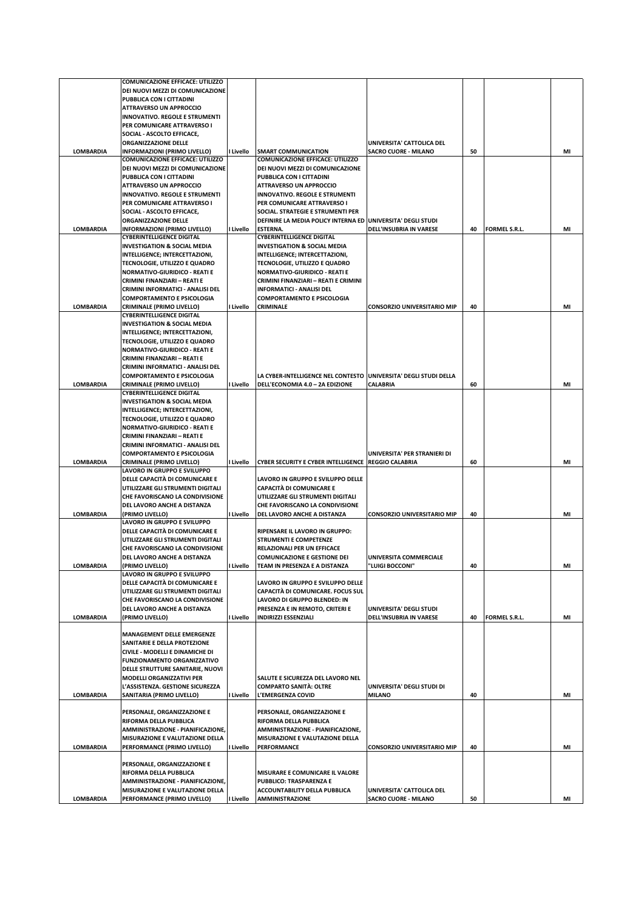| | | | | | | | |
|---|---|---|---|---|---|---|---|
| LOMBARDIA | COMUNICAZIONE EFFICACE: UTILIZZO DEI NUOVI MEZZI DI COMUNICAZIONE PUBBLICA CON I CITTADINI ATTRAVERSO UN APPROCCIO INNOVATIVO. REGOLE E STRUMENTI PER COMUNICARE ATTRAVERSO I SOCIAL - ASCOLTO EFFICACE, ORGANIZZAZIONE DELLE INFORMAZIONI (PRIMO LIVELLO) | I Livello | SMART COMMUNICATION | UNIVERSITA' CATTOLICA DEL SACRO CUORE - MILANO | 50 | | MI |
| LOMBARDIA | COMUNICAZIONE EFFICACE: UTILIZZO DEI NUOVI MEZZI DI COMUNICAZIONE PUBBLICA CON I CITTADINI ATTRAVERSO UN APPROCCIO INNOVATIVO. REGOLE E STRUMENTI PER COMUNICARE ATTRAVERSO I SOCIAL - ASCOLTO EFFICACE, ORGANIZZAZIONE DELLE INFORMAZIONI (PRIMO LIVELLO) | I Livello | COMUNICAZIONE EFFICACE: UTILIZZO DEI NUOVI MEZZI DI COMUNICAZIONE PUBBLICA CON I CITTADINI ATTRAVERSO UN APPROCCIO INNOVATIVO. REGOLE E STRUMENTI PER COMUNICARE ATTRAVERSO I SOCIAL. STRATEGIE E STRUMENTI PER DEFINIRE LA MEDIA POLICY INTERNA ED ESTERNA. | UNIVERSITA' DEGLI STUDI DELL'INSUBRIA IN VARESE | 40 | FORMEL S.R.L. | MI |
| LOMBARDIA | CYBERINTELLIGENCE DIGITAL INVESTIGATION & SOCIAL MEDIA INTELLIGENCE; INTERCETTAZIONI, TECNOLOGIE, UTILIZZO E QUADRO NORMATIVO-GIURIDICO - REATI E CRIMINI FINANZIARI – REATI E CRIMINI INFORMATICI - ANALISI DEL COMPORTAMENTO E PSICOLOGIA CRIMINALE (PRIMO LIVELLO) | I Livello | CYBERINTELLIGENCE DIGITAL INVESTIGATION & SOCIAL MEDIA INTELLIGENCE; INTERCETTAZIONI, TECNOLOGIE, UTILIZZO E QUADRO NORMATIVO-GIURIDICO - REATI E CRIMINI FINANZIARI – REATI E CRIMINI INFORMATICI - ANALISI DEL COMPORTAMENTO E PSICOLOGIA CRIMINALE | CONSORZIO UNIVERSITARIO MIP | 40 | | MI |
| LOMBARDIA | CYBERINTELLIGENCE DIGITAL INVESTIGATION & SOCIAL MEDIA INTELLIGENCE; INTERCETTAZIONI, TECNOLOGIE, UTILIZZO E QUADRO NORMATIVO-GIURIDICO - REATI E CRIMINI FINANZIARI – REATI E CRIMINI INFORMATICI - ANALISI DEL COMPORTAMENTO E PSICOLOGIA CRIMINALE (PRIMO LIVELLO) | I Livello | LA CYBER-INTELLIGENCE NEL CONTESTO DELL'ECONOMIA 4.0 – 2A EDIZIONE | UNIVERSITA' DEGLI STUDI DELLA CALABRIA | 60 | | MI |
| LOMBARDIA | CYBERINTELLIGENCE DIGITAL INVESTIGATION & SOCIAL MEDIA INTELLIGENCE; INTERCETTAZIONI, TECNOLOGIE, UTILIZZO E QUADRO NORMATIVO-GIURIDICO - REATI E CRIMINI FINANZIARI – REATI E CRIMINI INFORMATICI - ANALISI DEL COMPORTAMENTO E PSICOLOGIA CRIMINALE (PRIMO LIVELLO) | I Livello | CYBER SECURITY E CYBER INTELLIGENCE | UNIVERSITA' PER STRANIERI DI REGGIO CALABRIA | 60 | | MI |
| LOMBARDIA | LAVORO IN GRUPPO E SVILUPPO DELLE CAPACITÀ DI COMUNICARE E UTILIZZARE GLI STRUMENTI DIGITALI CHE FAVORISCANO LA CONDIVISIONE DEL LAVORO ANCHE A DISTANZA (PRIMO LIVELLO) | I Livello | LAVORO IN GRUPPO E SVILUPPO DELLE CAPACITÀ DI COMUNICARE E UTILIZZARE GLI STRUMENTI DIGITALI CHE FAVORISCANO LA CONDIVISIONE DEL LAVORO ANCHE A DISTANZA | CONSORZIO UNIVERSITARIO MIP | 40 | | MI |
| LOMBARDIA | LAVORO IN GRUPPO E SVILUPPO DELLE CAPACITÀ DI COMUNICARE E UTILIZZARE GLI STRUMENTI DIGITALI CHE FAVORISCANO LA CONDIVISIONE DEL LAVORO ANCHE A DISTANZA (PRIMO LIVELLO) | I Livello | RIPENSARE IL LAVORO IN GRUPPO: STRUMENTI E COMPETENZE RELAZIONALI PER UN EFFICACE COMUNICAZIONE E GESTIONE DEI TEAM IN PRESENZA E A DISTANZA | UNIVERSITA COMMERCIALE "LUIGI BOCCONI" | 40 | | MI |
| LOMBARDIA | LAVORO IN GRUPPO E SVILUPPO DELLE CAPACITÀ DI COMUNICARE E UTILIZZARE GLI STRUMENTI DIGITALI CHE FAVORISCANO LA CONDIVISIONE DEL LAVORO ANCHE A DISTANZA (PRIMO LIVELLO) | I Livello | LAVORO IN GRUPPO E SVILUPPO DELLE CAPACITÀ DI COMUNICARE. FOCUS SUL LAVORO DI GRUPPO BLENDED: IN PRESENZA E IN REMOTO, CRITERI E INDIRIZZI ESSENZIALI | UNIVERSITA' DEGLI STUDI DELL'INSUBRIA IN VARESE | 40 | FORMEL S.R.L. | MI |
| LOMBARDIA | MANAGEMENT DELLE EMERGENZE SANITARIE E DELLA PROTEZIONE CIVILE - MODELLI E DINAMICHE DI FUNZIONAMENTO ORGANIZZATIVO DELLE STRUTTURE SANITARIE, NUOVI MODELLI ORGANIZZATIVI PER L'ASSISTENZA. GESTIONE SICUREZZA SANITARIA (PRIMO LIVELLO) | I Livello | SALUTE E SICUREZZA DEL LAVORO NEL COMPARTO SANITÀ: OLTRE L'EMERGENZA COVID | UNIVERSITA' DEGLI STUDI DI MILANO | 40 | | MI |
| LOMBARDIA | PERSONALE, ORGANIZZAZIONE E RIFORMA DELLA PUBBLICA AMMINISTRAZIONE - PIANIFICAZIONE, MISURAZIONE E VALUTAZIONE DELLA PERFORMANCE (PRIMO LIVELLO) | I Livello | PERSONALE, ORGANIZZAZIONE E RIFORMA DELLA PUBBLICA AMMINISTRAZIONE - PIANIFICAZIONE, MISURAZIONE E VALUTAZIONE DELLA PERFORMANCE | CONSORZIO UNIVERSITARIO MIP | 40 | | MI |
| LOMBARDIA | PERSONALE, ORGANIZZAZIONE E RIFORMA DELLA PUBBLICA AMMINISTRAZIONE - PIANIFICAZIONE, MISURAZIONE E VALUTAZIONE DELLA PERFORMANCE (PRIMO LIVELLO) | I Livello | MISURARE E COMUNICARE IL VALORE PUBBLICO: TRASPARENZA E ACCOUNTABILITY DELLA PUBBLICA AMMINISTRAZIONE | UNIVERSITA' CATTOLICA DEL SACRO CUORE - MILANO | 50 | | MI |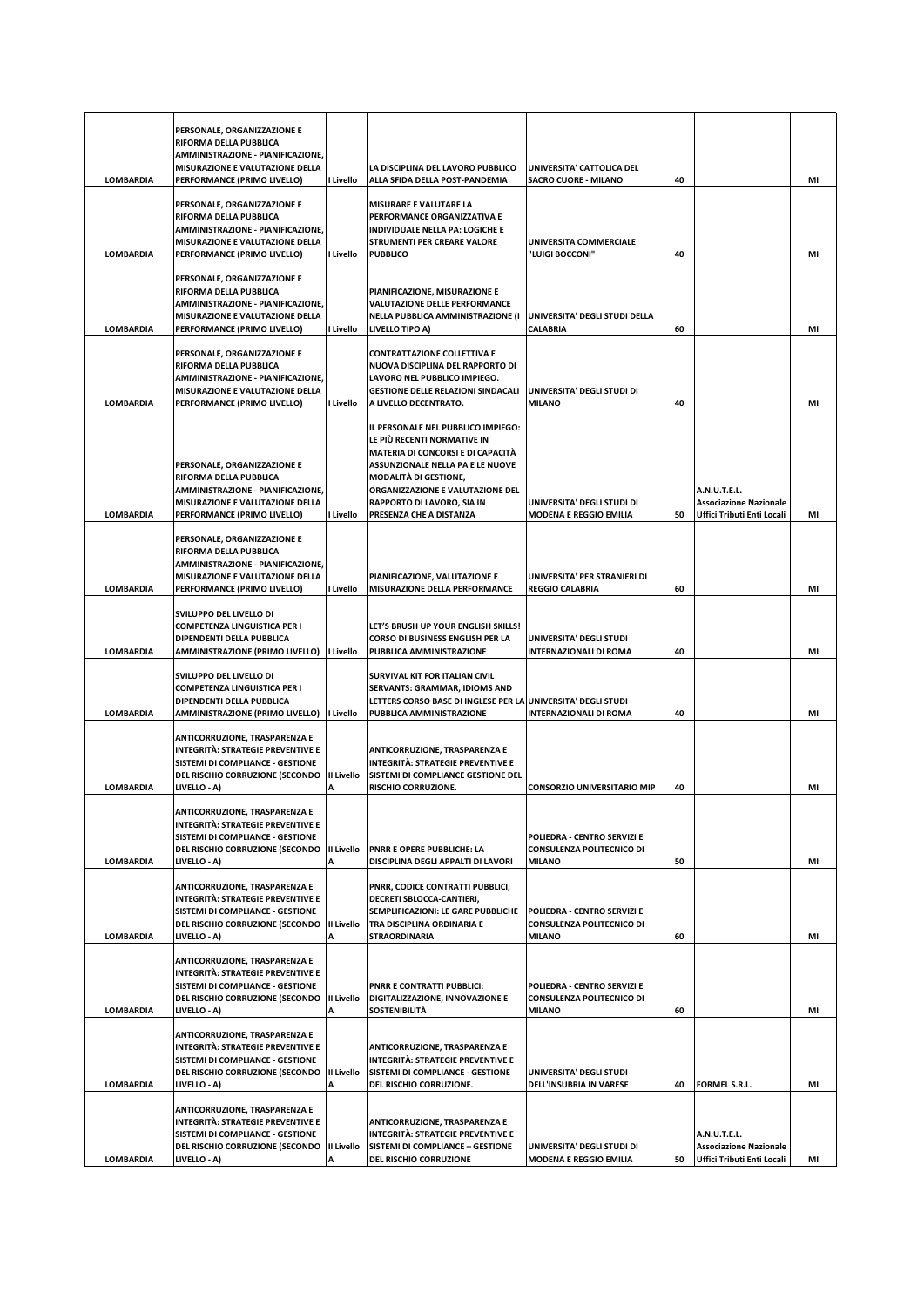| | | | | | | | |
|---|---|---|---|---|---|---|---|
| LOMBARDIA | PERSONALE, ORGANIZZAZIONE E RIFORMA DELLA PUBBLICA AMMINISTRAZIONE - PIANIFICAZIONE, MISURAZIONE E VALUTAZIONE DELLA PERFORMANCE (PRIMO LIVELLO) | I Livello | LA DISCIPLINA DEL LAVORO PUBBLICO ALLA SFIDA DELLA POST-PANDEMIA | UNIVERSITA' CATTOLICA DEL SACRO CUORE - MILANO | 40 | | MI |
| LOMBARDIA | PERSONALE, ORGANIZZAZIONE E RIFORMA DELLA PUBBLICA AMMINISTRAZIONE - PIANIFICAZIONE, MISURAZIONE E VALUTAZIONE DELLA PERFORMANCE (PRIMO LIVELLO) | I Livello | MISURARE E VALUTARE LA PERFORMANCE ORGANIZZATIVA E INDIVIDUALE NELLA PA: LOGICHE E STRUMENTI PER CREARE VALORE PUBBLICO | UNIVERSITA COMMERCIALE "LUIGI BOCCONI" | 40 | | MI |
| LOMBARDIA | PERSONALE, ORGANIZZAZIONE E RIFORMA DELLA PUBBLICA AMMINISTRAZIONE - PIANIFICAZIONE, MISURAZIONE E VALUTAZIONE DELLA PERFORMANCE (PRIMO LIVELLO) | I Livello | PIANIFICAZIONE, MISURAZIONE E VALUTAZIONE DELLE PERFORMANCE NELLA PUBBLICA AMMINISTRAZIONE (I LIVELLO TIPO A) | UNIVERSITA' DEGLI STUDI DELLA CALABRIA | 60 | | MI |
| LOMBARDIA | PERSONALE, ORGANIZZAZIONE E RIFORMA DELLA PUBBLICA AMMINISTRAZIONE - PIANIFICAZIONE, MISURAZIONE E VALUTAZIONE DELLA PERFORMANCE (PRIMO LIVELLO) | I Livello | CONTRATTAZIONE COLLETTIVA E NUOVA DISCIPLINA DEL RAPPORTO DI LAVORO NEL PUBBLICO IMPIEGO. GESTIONE DELLE RELAZIONI SINDACALI A LIVELLO DECENTRATO. | UNIVERSITA' DEGLI STUDI DI MILANO | 40 | | MI |
| LOMBARDIA | PERSONALE, ORGANIZZAZIONE E RIFORMA DELLA PUBBLICA AMMINISTRAZIONE - PIANIFICAZIONE, MISURAZIONE E VALUTAZIONE DELLA PERFORMANCE (PRIMO LIVELLO) | I Livello | IL PERSONALE NEL PUBBLICO IMPIEGO: LE PIÙ RECENTI NORMATIVE IN MATERIA DI CONCORSI E DI CAPACITÀ ASSUNZIONALE NELLA PA E LE NUOVE MODALITÀ DI GESTIONE, ORGANIZZAZIONE E VALUTAZIONE DEL RAPPORTO DI LAVORO, SIA IN PRESENZA CHE A DISTANZA | UNIVERSITA' DEGLI STUDI DI MODENA E REGGIO EMILIA | 50 | A.N.U.T.E.L. Associazione Nazionale Uffici Tributi Enti Locali | MI |
| LOMBARDIA | PERSONALE, ORGANIZZAZIONE E RIFORMA DELLA PUBBLICA AMMINISTRAZIONE - PIANIFICAZIONE, MISURAZIONE E VALUTAZIONE DELLA PERFORMANCE (PRIMO LIVELLO) | I Livello | PIANIFICAZIONE, VALUTAZIONE E MISURAZIONE DELLA PERFORMANCE | UNIVERSITA' PER STRANIERI DI REGGIO CALABRIA | 60 | | MI |
| LOMBARDIA | SVILUPPO DEL LIVELLO DI COMPETENZA LINGUISTICA PER I DIPENDENTI DELLA PUBBLICA AMMINISTRAZIONE (PRIMO LIVELLO) | I Livello | LET'S BRUSH UP YOUR ENGLISH SKILLS! CORSO DI BUSINESS ENGLISH PER LA PUBBLICA AMMINISTRAZIONE | UNIVERSITA' DEGLI STUDI INTERNAZIONALI DI ROMA | 40 | | MI |
| LOMBARDIA | SVILUPPO DEL LIVELLO DI COMPETENZA LINGUISTICA PER I DIPENDENTI DELLA PUBBLICA AMMINISTRAZIONE (PRIMO LIVELLO) | I Livello | SURVIVAL KIT FOR ITALIAN CIVIL SERVANTS: GRAMMAR, IDIOMS AND LETTERS CORSO BASE DI INGLESE PER LA PUBBLICA AMMINISTRAZIONE | UNIVERSITA' DEGLI STUDI INTERNAZIONALI DI ROMA | 40 | | MI |
| LOMBARDIA | ANTICORRUZIONE, TRASPARENZA E INTEGRITÀ: STRATEGIE PREVENTIVE E SISTEMI DI COMPLIANCE - GESTIONE DEL RISCHIO CORRUZIONE (SECONDO LIVELLO - A) | II Livello A | ANTICORRUZIONE, TRASPARENZA E INTEGRITÀ: STRATEGIE PREVENTIVE E SISTEMI DI COMPLIANCE GESTIONE DEL RISCHIO CORRUZIONE. | CONSORZIO UNIVERSITARIO MIP | 40 | | MI |
| LOMBARDIA | ANTICORRUZIONE, TRASPARENZA E INTEGRITÀ: STRATEGIE PREVENTIVE E SISTEMI DI COMPLIANCE - GESTIONE DEL RISCHIO CORRUZIONE (SECONDO LIVELLO - A) | II Livello A | PNRR E OPERE PUBBLICHE: LA DISCIPLINA DEGLI APPALTI DI LAVORI | POLIEDRA - CENTRO SERVIZI E CONSULENZA POLITECNICO DI MILANO | 50 | | MI |
| LOMBARDIA | ANTICORRUZIONE, TRASPARENZA E INTEGRITÀ: STRATEGIE PREVENTIVE E SISTEMI DI COMPLIANCE - GESTIONE DEL RISCHIO CORRUZIONE (SECONDO LIVELLO - A) | II Livello A | PNRR, CODICE CONTRATTI PUBBLICI, DECRETI SBLOCCA-CANTIERI, SEMPLIFICAZIONI: LE GARE PUBBLICHE TRA DISCIPLINA ORDINARIA E STRAORDINARIA | POLIEDRA - CENTRO SERVIZI E CONSULENZA POLITECNICO DI MILANO | 60 | | MI |
| LOMBARDIA | ANTICORRUZIONE, TRASPARENZA E INTEGRITÀ: STRATEGIE PREVENTIVE E SISTEMI DI COMPLIANCE - GESTIONE DEL RISCHIO CORRUZIONE (SECONDO LIVELLO - A) | II Livello A | PNRR E CONTRATTI PUBBLICI: DIGITALIZZAZIONE, INNOVAZIONE E SOSTENIBILITÀ | POLIEDRA - CENTRO SERVIZI E CONSULENZA POLITECNICO DI MILANO | 60 | | MI |
| LOMBARDIA | ANTICORRUZIONE, TRASPARENZA E INTEGRITÀ: STRATEGIE PREVENTIVE E SISTEMI DI COMPLIANCE - GESTIONE DEL RISCHIO CORRUZIONE (SECONDO LIVELLO - A) | II Livello A | ANTICORRUZIONE, TRASPARENZA E INTEGRITÀ: STRATEGIE PREVENTIVE E SISTEMI DI COMPLIANCE - GESTIONE DEL RISCHIO CORRUZIONE. | UNIVERSITA' DEGLI STUDI DELL'INSUBRIA IN VARESE | 40 | FORMEL S.R.L. | MI |
| LOMBARDIA | ANTICORRUZIONE, TRASPARENZA E INTEGRITÀ: STRATEGIE PREVENTIVE E SISTEMI DI COMPLIANCE - GESTIONE DEL RISCHIO CORRUZIONE (SECONDO LIVELLO - A) | II Livello A | ANTICORRUZIONE, TRASPARENZA E INTEGRITÀ: STRATEGIE PREVENTIVE E SISTEMI DI COMPLIANCE – GESTIONE DEL RISCHIO CORRUZIONE | UNIVERSITA' DEGLI STUDI DI MODENA E REGGIO EMILIA | 50 | A.N.U.T.E.L. Associazione Nazionale Uffici Tributi Enti Locali | MI |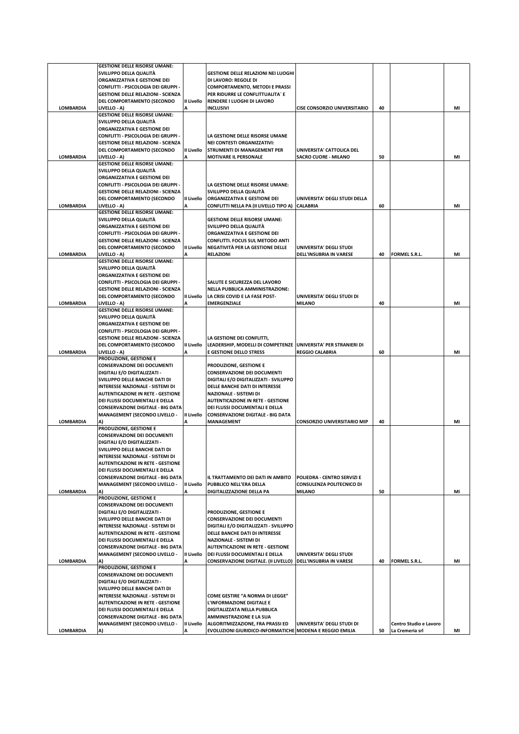| | | | | | | | |
|---|---|---|---|---|---|---|---|
| LOMBARDIA | GESTIONE DELLE RISORSE UMANE: SVILUPPO DELLA QUALITÀ ORGANIZZATIVA E GESTIONE DEI CONFLITTI - PSICOLOGIA DEI GRUPPI - GESTIONE DELLE RELAZIONI - SCIENZA DEL COMPORTAMENTO (SECONDO LIVELLO - A) | II Livello A | GESTIONE DELLE RELAZIONI NEI LUOGHI DI LAVORO: REGOLE DI COMPORTAMENTO, METODI E PRASSI PER RIDURRE LE CONFLITTUALITA` E RENDERE I LUOGHI DI LAVORO INCLUSIVI | CISE CONSORZIO UNIVERSITARIO | 40 | | MI |
| LOMBARDIA | GESTIONE DELLE RISORSE UMANE: SVILUPPO DELLA QUALITÀ ORGANIZZATIVA E GESTIONE DEI CONFLITTI - PSICOLOGIA DEI GRUPPI - GESTIONE DELLE RELAZIONI - SCIENZA DEL COMPORTAMENTO (SECONDO LIVELLO - A) | II Livello A | LA GESTIONE DELLE RISORSE UMANE NEI CONTESTI ORGANIZZATIVI: STRUMENTI DI MANAGEMENT PER MOTIVARE IL PERSONALE | UNIVERSITA' CATTOLICA DEL SACRO CUORE - MILANO | 50 | | MI |
| LOMBARDIA | GESTIONE DELLE RISORSE UMANE: SVILUPPO DELLA QUALITÀ ORGANIZZATIVA E GESTIONE DEI CONFLITTI - PSICOLOGIA DEI GRUPPI - GESTIONE DELLE RELAZIONI - SCIENZA DEL COMPORTAMENTO (SECONDO LIVELLO - A) | II Livello A | LA GESTIONE DELLE RISORSE UMANE: SVILUPPO DELLA QUALITÀ ORGANIZZATIVA E GESTIONE DEI CONFLITTI NELLA PA (II LIVELLO TIPO A) | UNIVERSITA' DEGLI STUDI DELLA CALABRIA | 60 | | MI |
| LOMBARDIA | GESTIONE DELLE RISORSE UMANE: SVILUPPO DELLA QUALITÀ ORGANIZZATIVA E GESTIONE DEI CONFLITTI - PSICOLOGIA DEI GRUPPI - GESTIONE DELLE RELAZIONI - SCIENZA DEL COMPORTAMENTO (SECONDO LIVELLO - A) | II Livello A | GESTIONE DELLE RISORSE UMANE: SVILUPPO DELLA QUALITÀ ORGANIZZATIVA E GESTIONE DEI CONFLITTI. FOCUS SUL METODO ANTI NEGATIVITÀ PER LA GESTIONE DELLE RELAZIONI | UNIVERSITA' DEGLI STUDI DELL'INSUBRIA IN VARESE | 40 | FORMEL S.R.L. | MI |
| LOMBARDIA | GESTIONE DELLE RISORSE UMANE: SVILUPPO DELLA QUALITÀ ORGANIZZATIVA E GESTIONE DEI CONFLITTI - PSICOLOGIA DEI GRUPPI - GESTIONE DELLE RELAZIONI - SCIENZA DEL COMPORTAMENTO (SECONDO LIVELLO - A) | II Livello A | SALUTE E SICUREZZA DEL LAVORO NELLA PUBBLICA AMMINISTRAZIONE: LA CRISI COVID E LA FASE POST-EMERGENZIALE | UNIVERSITA' DEGLI STUDI DI MILANO | 40 | | MI |
| LOMBARDIA | GESTIONE DELLE RISORSE UMANE: SVILUPPO DELLA QUALITÀ ORGANIZZATIVA E GESTIONE DEI CONFLITTI - PSICOLOGIA DEI GRUPPI - GESTIONE DELLE RELAZIONI - SCIENZA DEL COMPORTAMENTO (SECONDO LIVELLO - A) | II Livello A | LA GESTIONE DEI CONFLITTI, LEADERSHIP, MODELLI DI COMPETENZE E GESTIONE DELLO STRESS | UNIVERSITA' PER STRANIERI DI REGGIO CALABRIA | 60 | | MI |
| LOMBARDIA | PRODUZIONE, GESTIONE E CONSERVAZIONE DEI DOCUMENTI DIGITALI E/O DIGITALIZZATI - SVILUPPO DELLE BANCHE DATI DI INTERESSE NAZIONALE - SISTEMI DI AUTENTICAZIONE IN RETE - GESTIONE DEI FLUSSI DOCUMENTALI E DELLA CONSERVAZIONE DIGITALE - BIG DATA MANAGEMENT (SECONDO LIVELLO - A) | II Livello A | PRODUZIONE, GESTIONE E CONSERVAZIONE DEI DOCUMENTI DIGITALI E/O DIGITALIZZATI - SVILUPPO DELLE BANCHE DATI DI INTERESSE NAZIONALE - SISTEMI DI AUTENTICAZIONE IN RETE - GESTIONE DEI FLUSSI DOCUMENTALI E DELLA CONSERVAZIONE DIGITALE - BIG DATA MANAGEMENT | CONSORZIO UNIVERSITARIO MIP | 40 | | MI |
| LOMBARDIA | PRODUZIONE, GESTIONE E CONSERVAZIONE DEI DOCUMENTI DIGITALI E/O DIGITALIZZATI - SVILUPPO DELLE BANCHE DATI DI INTERESSE NAZIONALE - SISTEMI DI AUTENTICAZIONE IN RETE - GESTIONE DEI FLUSSI DOCUMENTALI E DELLA CONSERVAZIONE DIGITALE - BIG DATA MANAGEMENT (SECONDO LIVELLO - A) | II Livello A | IL TRATTAMENTO DEI DATI IN AMBITO PUBBLICO NELL'ERA DELLA DIGITALIZZAZIONE DELLA PA | POLIEDRA - CENTRO SERVIZI E CONSULENZA POLITECNICO DI MILANO | 50 | | MI |
| LOMBARDIA | PRODUZIONE, GESTIONE E CONSERVAZIONE DEI DOCUMENTI DIGITALI E/O DIGITALIZZATI - SVILUPPO DELLE BANCHE DATI DI INTERESSE NAZIONALE - SISTEMI DI AUTENTICAZIONE IN RETE - GESTIONE DEI FLUSSI DOCUMENTALI E DELLA CONSERVAZIONE DIGITALE - BIG DATA MANAGEMENT (SECONDO LIVELLO - A) | II Livello A | PRODUZIONE, GESTIONE E CONSERVAZIONE DEI DOCUMENTI DIGITALI E/O DIGITALIZZATI - SVILUPPO DELLE BANCHE DATI DI INTERESSE NAZIONALE - SISTEMI DI AUTENTICAZIONE IN RETE - GESTIONE DEI FLUSSI DOCUMENTALI E DELLA CONSERVAZIONE DIGITALE. (II LIVELLO) | UNIVERSITA' DEGLI STUDI DELL'INSUBRIA IN VARESE | 40 | FORMEL S.R.L. | MI |
| LOMBARDIA | PRODUZIONE, GESTIONE E CONSERVAZIONE DEI DOCUMENTI DIGITALI E/O DIGITALIZZATI - SVILUPPO DELLE BANCHE DATI DI INTERESSE NAZIONALE - SISTEMI DI AUTENTICAZIONE IN RETE - GESTIONE DEI FLUSSI DOCUMENTALI E DELLA CONSERVAZIONE DIGITALE - BIG DATA MANAGEMENT (SECONDO LIVELLO - A) | II Livello A | COME GESTIRE "A NORMA DI LEGGE" L'INFORMAZIONE DIGITALE E DIGITALIZZATA NELLA PUBBLICA AMMINISTRAZIONE E LA SUA ALGORITMIZZAZIONE, FRA PRASSI ED EVOLUZIONI GIURIDICO-INFORMATICHE | UNIVERSITA' DEGLI STUDI DI MODENA E REGGIO EMILIA | 50 | Centro Studio e Lavoro La Cremeria srl | MI |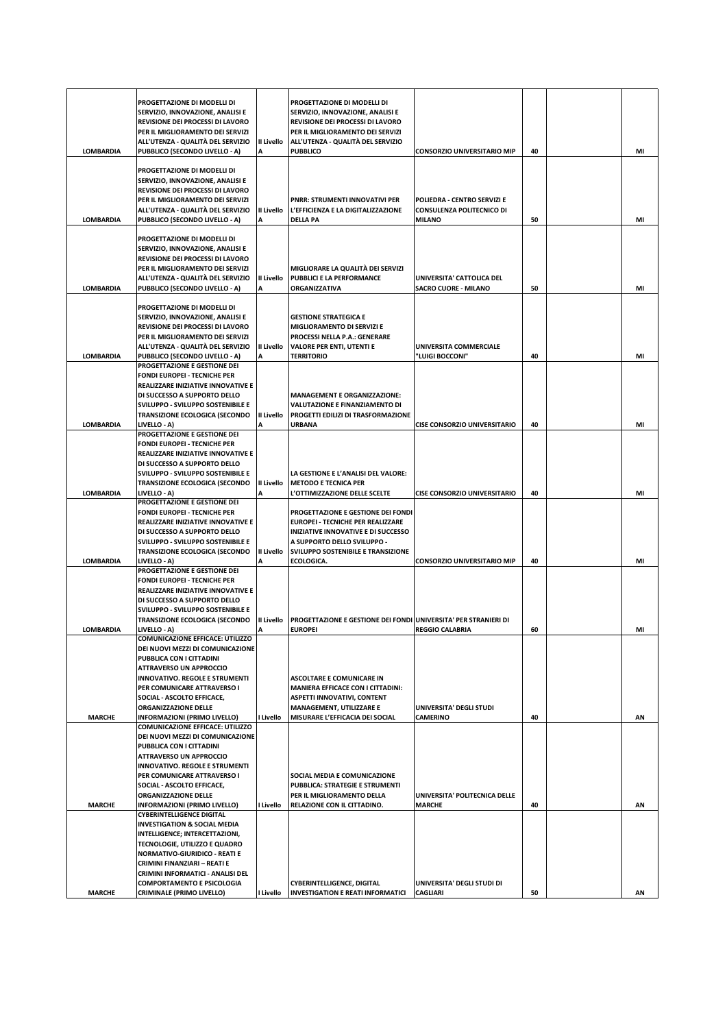| | | | | | | | |
|---|---|---|---|---|---|---|---|
| LOMBARDIA | PROGETTAZIONE DI MODELLI DI SERVIZIO, INNOVAZIONE, ANALISI E REVISIONE DEI PROCESSI DI LAVORO PER IL MIGLIORAMENTO DEI SERVIZI ALL'UTENZA - QUALITÀ DEL SERVIZIO PUBBLICO (SECONDO LIVELLO - A) | II Livello A | PROGETTAZIONE DI MODELLI DI SERVIZIO, INNOVAZIONE, ANALISI E REVISIONE DEI PROCESSI DI LAVORO PER IL MIGLIORAMENTO DEI SERVIZI ALL'UTENZA - QUALITÀ DEL SERVIZIO PUBBLICO | CONSORZIO UNIVERSITARIO MIP | 40 | | MI |
| LOMBARDIA | PROGETTAZIONE DI MODELLI DI SERVIZIO, INNOVAZIONE, ANALISI E REVISIONE DEI PROCESSI DI LAVORO PER IL MIGLIORAMENTO DEI SERVIZI ALL'UTENZA - QUALITÀ DEL SERVIZIO PUBBLICO (SECONDO LIVELLO - A) | II Livello A | PNRR: STRUMENTI INNOVATIVI PER L'EFFICIENZA E LA DIGITALIZZAZIONE DELLA PA | POLIEDRA - CENTRO SERVIZI E CONSULENZA POLITECNICO DI MILANO | 50 | | MI |
| LOMBARDIA | PROGETTAZIONE DI MODELLI DI SERVIZIO, INNOVAZIONE, ANALISI E REVISIONE DEI PROCESSI DI LAVORO PER IL MIGLIORAMENTO DEI SERVIZI ALL'UTENZA - QUALITÀ DEL SERVIZIO PUBBLICO (SECONDO LIVELLO - A) | II Livello A | MIGLIORARE LA QUALITÀ DEI SERVIZI PUBBLICI E LA PERFORMANCE ORGANIZZATIVA | UNIVERSITA' CATTOLICA DEL SACRO CUORE - MILANO | 50 | | MI |
| LOMBARDIA | PROGETTAZIONE DI MODELLI DI SERVIZIO, INNOVAZIONE, ANALISI E REVISIONE DEI PROCESSI DI LAVORO PER IL MIGLIORAMENTO DEI SERVIZI ALL'UTENZA - QUALITÀ DEL SERVIZIO PUBBLICO (SECONDO LIVELLO - A) | II Livello A | GESTIONE STRATEGICA E MIGLIORAMENTO DI SERVIZI E PROCESSI NELLA P.A.: GENERARE VALORE PER ENTI, UTENTI E TERRITORIO | UNIVERSITA COMMERCIALE "LUIGI BOCCONI" | 40 | | MI |
| LOMBARDIA | PROGETTAZIONE E GESTIONE DEI FONDI EUROPEI - TECNICHE PER REALIZZARE INIZIATIVE INNOVATIVE E DI SUCCESSO A SUPPORTO DELLO SVILUPPO - SVILUPPO SOSTENIBILE E TRANSIZIONE ECOLOGICA (SECONDO LIVELLO - A) | II Livello A | MANAGEMENT E ORGANIZZAZIONE: VALUTAZIONE E FINANZIAMENTO DI PROGETTI EDILIZI DI TRASFORMAZIONE URBANA | CISE CONSORZIO UNIVERSITARIO | 40 | | MI |
| LOMBARDIA | PROGETTAZIONE E GESTIONE DEI FONDI EUROPEI - TECNICHE PER REALIZZARE INIZIATIVE INNOVATIVE E DI SUCCESSO A SUPPORTO DELLO SVILUPPO - SVILUPPO SOSTENIBILE E TRANSIZIONE ECOLOGICA (SECONDO LIVELLO - A) | II Livello A | LA GESTIONE E L'ANALISI DEL VALORE: METODO E TECNICA PER L'OTTIMIZZAZIONE DELLE SCELTE | CISE CONSORZIO UNIVERSITARIO | 40 | | MI |
| LOMBARDIA | PROGETTAZIONE E GESTIONE DEI FONDI EUROPEI - TECNICHE PER REALIZZARE INIZIATIVE INNOVATIVE E DI SUCCESSO A SUPPORTO DELLO SVILUPPO - SVILUPPO SOSTENIBILE E TRANSIZIONE ECOLOGICA (SECONDO LIVELLO - A) | II Livello A | PROGETTAZIONE E GESTIONE DEI FONDI EUROPEI - TECNICHE PER REALIZZARE INIZIATIVE INNOVATIVE E DI SUCCESSO A SUPPORTO DELLO SVILUPPO - SVILUPPO SOSTENIBILE E TRANSIZIONE ECOLOGICA. | CONSORZIO UNIVERSITARIO MIP | 40 | | MI |
| LOMBARDIA | PROGETTAZIONE E GESTIONE DEI FONDI EUROPEI - TECNICHE PER REALIZZARE INIZIATIVE INNOVATIVE E DI SUCCESSO A SUPPORTO DELLO SVILUPPO - SVILUPPO SOSTENIBILE E TRANSIZIONE ECOLOGICA (SECONDO LIVELLO - A) | II Livello A | PROGETTAZIONE E GESTIONE DEI FONDI EUROPEI | UNIVERSITA' PER STRANIERI DI REGGIO CALABRIA | 60 | | MI |
| MARCHE | COMUNICAZIONE EFFICACE: UTILIZZO DEI NUOVI MEZZI DI COMUNICAZIONE PUBBLICA CON I CITTADINI ATTRAVERSO UN APPROCCIO INNOVATIVO. REGOLE E STRUMENTI PER COMUNICARE ATTRAVERSO I SOCIAL - ASCOLTO EFFICACE, ORGANIZZAZIONE DELLE INFORMAZIONI (PRIMO LIVELLO) | I Livello | ASCOLTARE E COMUNICARE IN MANIERA EFFICACE CON I CITTADINI: ASPETTI INNOVATIVI, CONTENT MANAGEMENT, UTILIZZARE E MISURARE L'EFFICACIA DEI SOCIAL | UNIVERSITA' DEGLI STUDI CAMERINO | 40 | | AN |
| MARCHE | COMUNICAZIONE EFFICACE: UTILIZZO DEI NUOVI MEZZI DI COMUNICAZIONE PUBBLICA CON I CITTADINI ATTRAVERSO UN APPROCCIO INNOVATIVO. REGOLE E STRUMENTI PER COMUNICARE ATTRAVERSO I SOCIAL - ASCOLTO EFFICACE, ORGANIZZAZIONE DELLE INFORMAZIONI (PRIMO LIVELLO) | I Livello | SOCIAL MEDIA E COMUNICAZIONE PUBBLICA: STRATEGIE E STRUMENTI PER IL MIGLIORAMENTO DELLA RELAZIONE CON IL CITTADINO. | UNIVERSITA' POLITECNICA DELLE MARCHE | 40 | | AN |
| MARCHE | CYBERINTELLIGENCE DIGITAL INVESTIGATION & SOCIAL MEDIA INTELLIGENCE; INTERCETTAZIONI, TECNOLOGIE, UTILIZZO E QUADRO NORMATIVO-GIURIDICO - REATI E CRIMINI FINANZIARI – REATI E CRIMINI INFORMATICI - ANALISI DEL COMPORTAMENTO E PSICOLOGIA CRIMINALE (PRIMO LIVELLO) | I Livello | CYBERINTELLIGENCE, DIGITAL INVESTIGATION E REATI INFORMATICI | UNIVERSITA' DEGLI STUDI DI CAGLIARI | 50 | | AN |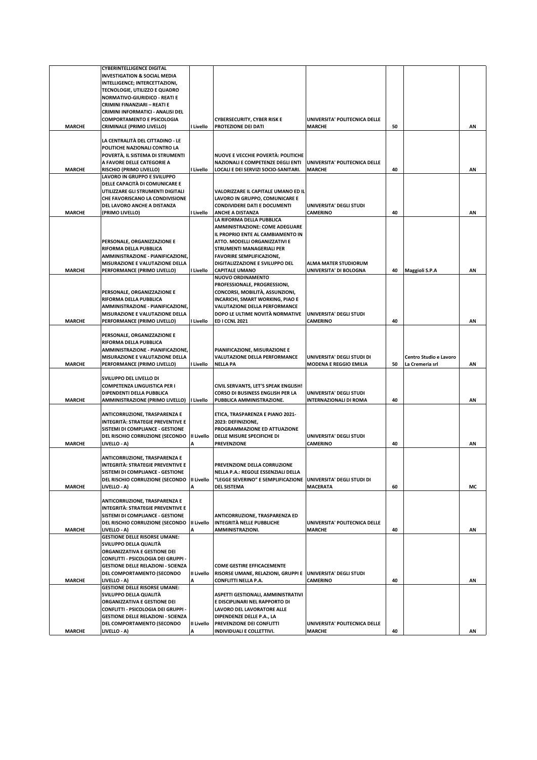| | | | | | | | |
|---|---|---|---|---|---|---|---|
| MARCHE | CYBERINTELLIGENCE DIGITAL INVESTIGATION & SOCIAL MEDIA INTELLIGENCE; INTERCETTAZIONI, TECNOLOGIE, UTILIZZO E QUADRO NORMATIVO-GIURIDICO - REATI E CRIMINI FINANZIARI – REATI E CRIMINI INFORMATICI - ANALISI DEL COMPORTAMENTO E PSICOLOGIA CRIMINALE (PRIMO LIVELLO) | I Livello | CYBERSECURITY, CYBER RISK E PROTEZIONE DEI DATI | UNIVERSITA' POLITECNICA DELLE MARCHE | 50 | | AN |
| MARCHE | LA CENTRALITÀ DEL CITTADINO - LE POLITICHE NAZIONALI CONTRO LA POVERTÀ, IL SISTEMA DI STRUMENTI A FAVORE DELLE CATEGORIE A RISCHIO (PRIMO LIVELLO) | I Livello | NUOVE E VECCHIE POVERTÀ: POLITICHE NAZIONALI E COMPETENZE DEGLI ENTI LOCALI E DEI SERVIZI SOCIO-SANITARI. | UNIVERSITA' POLITECNICA DELLE MARCHE | 40 | | AN |
| MARCHE | LAVORO IN GRUPPO E SVILUPPO DELLE CAPACITÀ DI COMUNICARE E UTILIZZARE GLI STRUMENTI DIGITALI CHE FAVORISCANO LA CONDIVISIONE DEL LAVORO ANCHE A DISTANZA (PRIMO LIVELLO) | I Livello | VALORIZZARE IL CAPITALE UMANO ED IL LAVORO IN GRUPPO, COMUNICARE E CONDIVIDERE DATI E DOCUMENTI ANCHE A DISTANZA | UNIVERSITA' DEGLI STUDI CAMERINO | 40 | | AN |
| MARCHE | PERSONALE, ORGANIZZAZIONE E RIFORMA DELLA PUBBLICA AMMINISTRAZIONE - PIANIFICAZIONE, MISURAZIONE E VALUTAZIONE DELLA PERFORMANCE (PRIMO LIVELLO) | I Livello | LA RIFORMA DELLA PUBBLICA AMMINISTRAZIONE: COME ADEGUARE IL PROPRIO ENTE AL CAMBIAMENTO IN ATTO. MODELLI ORGANIZZATIVI E STRUMENTI MANAGERIALI PER FAVORIRE SEMPLIFICAZIONE, DIGITALIZZAZIONE E SVILUPPO DEL CAPITALE UMANO | ALMA MATER STUDIORUM UNIVERSITA' DI BOLOGNA | 40 | Maggioli S.P.A | AN |
| MARCHE | PERSONALE, ORGANIZZAZIONE E RIFORMA DELLA PUBBLICA AMMINISTRAZIONE - PIANIFICAZIONE, MISURAZIONE E VALUTAZIONE DELLA PERFORMANCE (PRIMO LIVELLO) | I Livello | NUOVO ORDINAMENTO PROFESSIONALE, PROGRESSIONI, CONCORSI, MOBILITÀ, ASSUNZIONI, INCARICHI, SMART WORKING, PIAO E VALUTAZIONE DELLA PERFORMANCE DOPO LE ULTIME NOVITÀ NORMATIVE ED I CCNL 2021 | UNIVERSITA' DEGLI STUDI CAMERINO | 40 | | AN |
| MARCHE | PERSONALE, ORGANIZZAZIONE E RIFORMA DELLA PUBBLICA AMMINISTRAZIONE - PIANIFICAZIONE, MISURAZIONE E VALUTAZIONE DELLA PERFORMANCE (PRIMO LIVELLO) | I Livello | PIANIFICAZIONE, MISURAZIONE E VALUTAZIONE DELLA PERFORMANCE NELLA PA | UNIVERSITA' DEGLI STUDI DI MODENA E REGGIO EMILIA | 50 | Centro Studio e Lavoro La Cremeria srl | AN |
| MARCHE | SVILUPPO DEL LIVELLO DI COMPETENZA LINGUISTICA PER I DIPENDENTI DELLA PUBBLICA AMMINISTRAZIONE (PRIMO LIVELLO) | I Livello | CIVIL SERVANTS, LET'S SPEAK ENGLISH! CORSO DI BUSINESS ENGLISH PER LA PUBBLICA AMMINISTRAZIONE. | UNIVERSITA' DEGLI STUDI INTERNAZIONALI DI ROMA | 40 | | AN |
| MARCHE | ANTICORRUZIONE, TRASPARENZA E INTEGRITÀ: STRATEGIE PREVENTIVE E SISTEMI DI COMPLIANCE - GESTIONE DEL RISCHIO CORRUZIONE (SECONDO LIVELLO - A) | II Livello A | ETICA, TRASPARENZA E PIANO 2021-2023: DEFINIZIONE, PROGRAMMAZIONE ED ATTUAZIONE DELLE MISURE SPECIFICHE DI PREVENZIONE | UNIVERSITA' DEGLI STUDI CAMERINO | 40 | | AN |
| MARCHE | ANTICORRUZIONE, TRASPARENZA E INTEGRITÀ: STRATEGIE PREVENTIVE E SISTEMI DI COMPLIANCE - GESTIONE DEL RISCHIO CORRUZIONE (SECONDO LIVELLO - A) | II Livello A | PREVENZIONE DELLA CORRUZIONE NELLA P.A.: REGOLE ESSENZIALI DELLA "LEGGE SEVERINO" E SEMPLIFICAZIONE DEL SISTEMA | UNIVERSITA' DEGLI STUDI DI MACERATA | 60 | | MC |
| MARCHE | ANTICORRUZIONE, TRASPARENZA E INTEGRITÀ: STRATEGIE PREVENTIVE E SISTEMI DI COMPLIANCE - GESTIONE DEL RISCHIO CORRUZIONE (SECONDO LIVELLO - A) | II Livello A | ANTICORRUZIONE, TRASPARENZA ED INTEGRITÀ NELLE PUBBLICHE AMMINISTRAZIONI. | UNIVERSITA' POLITECNICA DELLE MARCHE | 40 | | AN |
| MARCHE | GESTIONE DELLE RISORSE UMANE: SVILUPPO DELLA QUALITÀ ORGANIZZATIVA E GESTIONE DEI CONFLITTI - PSICOLOGIA DEI GRUPPI - GESTIONE DELLE RELAZIONI - SCIENZA DEL COMPORTAMENTO (SECONDO LIVELLO - A) | II Livello A | COME GESTIRE EFFICACEMENTE RISORSE UMANE, RELAZIONI, GRUPPI E CONFLITTI NELLA P.A. | UNIVERSITA' DEGLI STUDI CAMERINO | 40 | | AN |
| MARCHE | GESTIONE DELLE RISORSE UMANE: SVILUPPO DELLA QUALITÀ ORGANIZZATIVA E GESTIONE DEI CONFLITTI - PSICOLOGIA DEI GRUPPI - GESTIONE DELLE RELAZIONI - SCIENZA DEL COMPORTAMENTO (SECONDO LIVELLO - A) | II Livello A | ASPETTI GESTIONALI, AMMINISTRATIVI E DISCIPLINARI NEL RAPPORTO DI LAVORO DEL LAVORATORE ALLE DIPENDENZE DELLE P.A., LA PREVENZIONE DEI CONFLITTI INDIVIDUALI E COLLETTIVI. | UNIVERSITA' POLITECNICA DELLE MARCHE | 40 | | AN |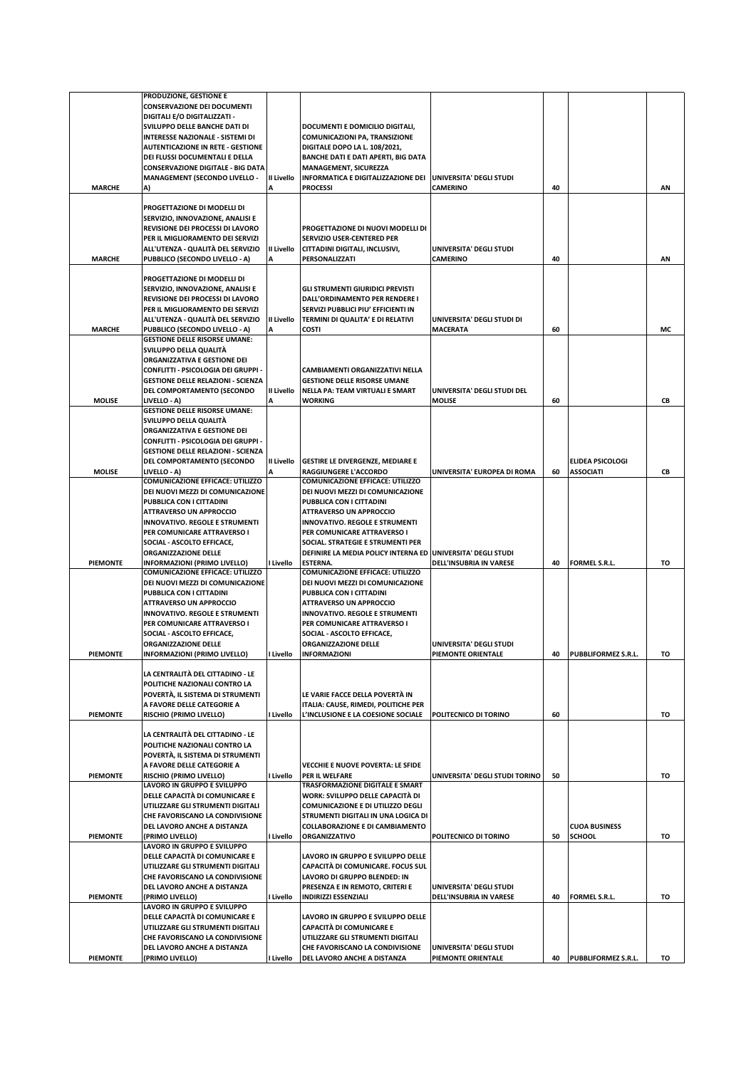| | | | | | | | |
|---|---|---|---|---|---|---|---|
| MARCHE | PRODUZIONE, GESTIONE E CONSERVAZIONE DEI DOCUMENTI DIGITALI E/O DIGITALIZZATI - SVILUPPO DELLE BANCHE DATI DI INTERESSE NAZIONALE - SISTEMI DI AUTENTICAZIONE IN RETE - GESTIONE DEI FLUSSI DOCUMENTALI E DELLA CONSERVAZIONE DIGITALE - BIG DATA MANAGEMENT (SECONDO LIVELLO - A) | II Livello A | DOCUMENTI E DOMICILIO DIGITALI, COMUNICAZIONI PA, TRANSIZIONE DIGITALE DOPO LA L. 108/2021, BANCHE DATI E DATI APERTI, BIG DATA MANAGEMENT, SICUREZZA INFORMATICA E DIGITALIZZAZIONE DEI PROCESSI | UNIVERSITA' DEGLI STUDI CAMERINO | 40 | | AN |
| MARCHE | PROGETTAZIONE DI MODELLI DI SERVIZIO, INNOVAZIONE, ANALISI E REVISIONE DEI PROCESSI DI LAVORO PER IL MIGLIORAMENTO DEI SERVIZI ALL'UTENZA - QUALITÀ DEL SERVIZIO PUBBLICO (SECONDO LIVELLO - A) | II Livello A | PROGETTAZIONE DI NUOVI MODELLI DI SERVIZIO USER-CENTERED PER CITTADINI DIGITALI, INCLUSIVI, PERSONALIZZATI | UNIVERSITA' DEGLI STUDI CAMERINO | 40 | | AN |
| MARCHE | PROGETTAZIONE DI MODELLI DI SERVIZIO, INNOVAZIONE, ANALISI E REVISIONE DEI PROCESSI DI LAVORO PER IL MIGLIORAMENTO DEI SERVIZI ALL'UTENZA - QUALITÀ DEL SERVIZIO PUBBLICO (SECONDO LIVELLO - A) | II Livello A | GLI STRUMENTI GIURIDICI PREVISTI DALL'ORDINAMENTO PER RENDERE I SERVIZI PUBBLICI PIU' EFFICIENTI IN TERMINI DI QUALITA' E DI RELATIVI COSTI | UNIVERSITA' DEGLI STUDI DI MACERATA | 60 | | MC |
| MOLISE | GESTIONE DELLE RISORSE UMANE: SVILUPPO DELLA QUALITÀ ORGANIZZATIVA E GESTIONE DEI CONFLITTI - PSICOLOGIA DEI GRUPPI - GESTIONE DELLE RELAZIONI - SCIENZA DEL COMPORTAMENTO (SECONDO LIVELLO - A) | II Livello A | CAMBIAMENTI ORGANIZZATIVI NELLA GESTIONE DELLE RISORSE UMANE NELLA PA: TEAM VIRTUALI E SMART WORKING | UNIVERSITA' DEGLI STUDI DEL MOLISE | 60 | | CB |
| MOLISE | GESTIONE DELLE RISORSE UMANE: SVILUPPO DELLA QUALITÀ ORGANIZZATIVA E GESTIONE DEI CONFLITTI - PSICOLOGIA DEI GRUPPI - GESTIONE DELLE RELAZIONI - SCIENZA DEL COMPORTAMENTO (SECONDO LIVELLO - A) | II Livello A | GESTIRE LE DIVERGENZE, MEDIARE E RAGGIUNGERE L'ACCORDO | UNIVERSITA' EUROPEA DI ROMA | 60 | ELIDEA PSICOLOGI ASSOCIATI | CB |
| PIEMONTE | COMUNICAZIONE EFFICACE: UTILIZZO DEI NUOVI MEZZI DI COMUNICAZIONE PUBBLICA CON I CITTADINI ATTRAVERSO UN APPROCCIO INNOVATIVO. REGOLE E STRUMENTI PER COMUNICARE ATTRAVERSO I SOCIAL - ASCOLTO EFFICACE, ORGANIZZAZIONE DELLE INFORMAZIONI (PRIMO LIVELLO) | I Livello | COMUNICAZIONE EFFICACE: UTILIZZO DEI NUOVI MEZZI DI COMUNICAZIONE PUBBLICA CON I CITTADINI ATTRAVERSO UN APPROCCIO INNOVATIVO. REGOLE E STRUMENTI PER COMUNICARE ATTRAVERSO I SOCIAL. STRATEGIE E STRUMENTI PER DEFINIRE LA MEDIA POLICY INTERNA ED ESTERNA. | UNIVERSITA' DEGLI STUDI DELL'INSUBRIA IN VARESE | 40 | FORMEL S.R.L. | TO |
| PIEMONTE | COMUNICAZIONE EFFICACE: UTILIZZO DEI NUOVI MEZZI DI COMUNICAZIONE PUBBLICA CON I CITTADINI ATTRAVERSO UN APPROCCIO INNOVATIVO. REGOLE E STRUMENTI PER COMUNICARE ATTRAVERSO I SOCIAL - ASCOLTO EFFICACE, ORGANIZZAZIONE DELLE INFORMAZIONI (PRIMO LIVELLO) | I Livello | COMUNICAZIONE EFFICACE: UTILIZZO DEI NUOVI MEZZI DI COMUNICAZIONE PUBBLICA CON I CITTADINI ATTRAVERSO UN APPROCCIO INNOVATIVO. REGOLE E STRUMENTI PER COMUNICARE ATTRAVERSO I SOCIAL - ASCOLTO EFFICACE, ORGANIZZAZIONE DELLE INFORMAZIONI | UNIVERSITA' DEGLI STUDI PIEMONTE ORIENTALE | 40 | PUBBLIFORMEZ S.R.L. | TO |
| PIEMONTE | LA CENTRALITÀ DEL CITTADINO - LE POLITICHE NAZIONALI CONTRO LA POVERTÀ, IL SISTEMA DI STRUMENTI A FAVORE DELLE CATEGORIE A RISCHIO (PRIMO LIVELLO) | I Livello | LE VARIE FACCE DELLA POVERTÀ IN ITALIA: CAUSE, RIMEDI, POLITICHE PER L'INCLUSIONE E LA COESIONE SOCIALE | POLITECNICO DI TORINO | 60 | | TO |
| PIEMONTE | LA CENTRALITÀ DEL CITTADINO - LE POLITICHE NAZIONALI CONTRO LA POVERTÀ, IL SISTEMA DI STRUMENTI A FAVORE DELLE CATEGORIE A RISCHIO (PRIMO LIVELLO) | I Livello | VECCHIE E NUOVE POVERTA: LE SFIDE PER IL WELFARE | UNIVERSITA' DEGLI STUDI TORINO | 50 | | TO |
| PIEMONTE | LAVORO IN GRUPPO E SVILUPPO DELLE CAPACITÀ DI COMUNICARE E UTILIZZARE GLI STRUMENTI DIGITALI CHE FAVORISCANO LA CONDIVISIONE DEL LAVORO ANCHE A DISTANZA (PRIMO LIVELLO) | I Livello | TRASFORMAZIONE DIGITALE E SMART WORK: SVILUPPO DELLE CAPACITÀ DI COMUNICAZIONE E DI UTILIZZO DEGLI STRUMENTI DIGITALI IN UNA LOGICA DI COLLABORAZIONE E DI CAMBIAMENTO ORGANIZZATIVO | POLITECNICO DI TORINO | 50 | CUOA BUSINESS SCHOOL | TO |
| PIEMONTE | LAVORO IN GRUPPO E SVILUPPO DELLE CAPACITÀ DI COMUNICARE E UTILIZZARE GLI STRUMENTI DIGITALI CHE FAVORISCANO LA CONDIVISIONE DEL LAVORO ANCHE A DISTANZA (PRIMO LIVELLO) | I Livello | LAVORO IN GRUPPO E SVILUPPO DELLE CAPACITÀ DI COMUNICARE. FOCUS SUL LAVORO DI GRUPPO BLENDED: IN PRESENZA E IN REMOTO, CRITERI E INDIRIZZI ESSENZIALI | UNIVERSITA' DEGLI STUDI DELL'INSUBRIA IN VARESE | 40 | FORMEL S.R.L. | TO |
| PIEMONTE | LAVORO IN GRUPPO E SVILUPPO DELLE CAPACITÀ DI COMUNICARE E UTILIZZARE GLI STRUMENTI DIGITALI CHE FAVORISCANO LA CONDIVISIONE DEL LAVORO ANCHE A DISTANZA (PRIMO LIVELLO) | I Livello | LAVORO IN GRUPPO E SVILUPPO DELLE CAPACITÀ DI COMUNICARE E UTILIZZARE GLI STRUMENTI DIGITALI CHE FAVORISCANO LA CONDIVISIONE DEL LAVORO ANCHE A DISTANZA | UNIVERSITA' DEGLI STUDI PIEMONTE ORIENTALE | 40 | PUBBLIFORMEZ S.R.L. | TO |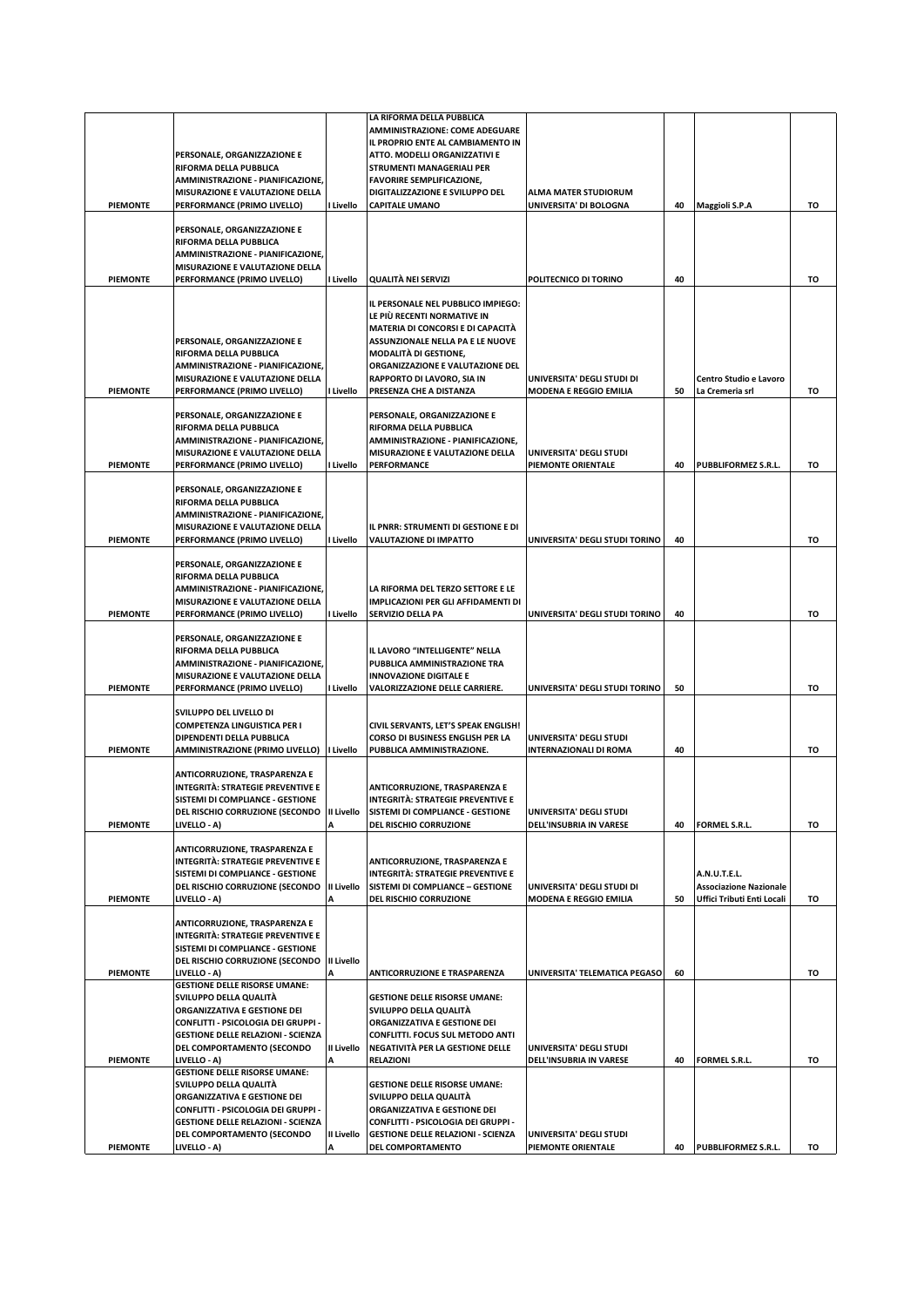| PIEMONTE | PERSONALE, ORGANIZZAZIONE E RIFORMA DELLA PUBBLICA AMMINISTRAZIONE - PIANIFICAZIONE, MISURAZIONE E VALUTAZIONE DELLA PERFORMANCE (PRIMO LIVELLO) | I Livello | LA RIFORMA DELLA PUBBLICA AMMINISTRAZIONE: COME ADEGUARE IL PROPRIO ENTE AL CAMBIAMENTO IN ATTO. MODELLI ORGANIZZATIVI E STRUMENTI MANAGERIALI PER FAVORIRE SEMPLIFICAZIONE, DIGITALIZZAZIONE E SVILUPPO DEL CAPITALE UMANO | ALMA MATER STUDIORUM UNIVERSITA' DI BOLOGNA | 40 | Maggioli S.P.A | TO |
|---|---|---|---|---|---|---|---|
| PIEMONTE | PERSONALE, ORGANIZZAZIONE E RIFORMA DELLA PUBBLICA AMMINISTRAZIONE - PIANIFICAZIONE, MISURAZIONE E VALUTAZIONE DELLA PERFORMANCE (PRIMO LIVELLO) | I Livello | QUALITÀ NEI SERVIZI | POLITECNICO DI TORINO | 40 | | TO |
| PIEMONTE | PERSONALE, ORGANIZZAZIONE E RIFORMA DELLA PUBBLICA AMMINISTRAZIONE - PIANIFICAZIONE, MISURAZIONE E VALUTAZIONE DELLA PERFORMANCE (PRIMO LIVELLO) | I Livello | IL PERSONALE NEL PUBBLICO IMPIEGO: LE PIÙ RECENTI NORMATIVE IN MATERIA DI CONCORSI E DI CAPACITÀ ASSUNZIONALE NELLA PA E LE NUOVE MODALITÀ DI GESTIONE, ORGANIZZAZIONE E VALUTAZIONE DEL RAPPORTO DI LAVORO, SIA IN PRESENZA CHE A DISTANZA | UNIVERSITA' DEGLI STUDI DI MODENA E REGGIO EMILIA | 50 | Centro Studio e Lavoro La Cremeria srl | TO |
| PIEMONTE | PERSONALE, ORGANIZZAZIONE E RIFORMA DELLA PUBBLICA AMMINISTRAZIONE - PIANIFICAZIONE, MISURAZIONE E VALUTAZIONE DELLA PERFORMANCE (PRIMO LIVELLO) | I Livello | PERSONALE, ORGANIZZAZIONE E RIFORMA DELLA PUBBLICA AMMINISTRAZIONE - PIANIFICAZIONE, MISURAZIONE E VALUTAZIONE DELLA PERFORMANCE | UNIVERSITA' DEGLI STUDI PIEMONTE ORIENTALE | 40 | PUBBLIFORMEZ S.R.L. | TO |
| PIEMONTE | PERSONALE, ORGANIZZAZIONE E RIFORMA DELLA PUBBLICA AMMINISTRAZIONE - PIANIFICAZIONE, MISURAZIONE E VALUTAZIONE DELLA PERFORMANCE (PRIMO LIVELLO) | I Livello | IL PNRR: STRUMENTI DI GESTIONE E DI VALUTAZIONE DI IMPATTO | UNIVERSITA' DEGLI STUDI TORINO | 40 | | TO |
| PIEMONTE | PERSONALE, ORGANIZZAZIONE E RIFORMA DELLA PUBBLICA AMMINISTRAZIONE - PIANIFICAZIONE, MISURAZIONE E VALUTAZIONE DELLA PERFORMANCE (PRIMO LIVELLO) | I Livello | LA RIFORMA DEL TERZO SETTORE E LE IMPLICAZIONI PER GLI AFFIDAMENTI DI SERVIZIO DELLA PA | UNIVERSITA' DEGLI STUDI TORINO | 40 | | TO |
| PIEMONTE | PERSONALE, ORGANIZZAZIONE E RIFORMA DELLA PUBBLICA AMMINISTRAZIONE - PIANIFICAZIONE, MISURAZIONE E VALUTAZIONE DELLA PERFORMANCE (PRIMO LIVELLO) | I Livello | IL LAVORO "INTELLIGENTE" NELLA PUBBLICA AMMINISTRAZIONE TRA INNOVAZIONE DIGITALE E VALORIZZAZIONE DELLE CARRIERE. | UNIVERSITA' DEGLI STUDI TORINO | 50 | | TO |
| PIEMONTE | SVILUPPO DEL LIVELLO DI COMPETENZA LINGUISTICA PER I DIPENDENTI DELLA PUBBLICA AMMINISTRAZIONE (PRIMO LIVELLO) | I Livello | CIVIL SERVANTS, LET'S SPEAK ENGLISH! CORSO DI BUSINESS ENGLISH PER LA PUBBLICA AMMINISTRAZIONE. | UNIVERSITA' DEGLI STUDI INTERNAZIONALI DI ROMA | 40 | | TO |
| PIEMONTE | ANTICORRUZIONE, TRASPARENZA E INTEGRITÀ: STRATEGIE PREVENTIVE E SISTEMI DI COMPLIANCE - GESTIONE DEL RISCHIO CORRUZIONE (SECONDO LIVELLO - A) | II Livello A | ANTICORRUZIONE, TRASPARENZA E INTEGRITÀ: STRATEGIE PREVENTIVE E SISTEMI DI COMPLIANCE - GESTIONE DEL RISCHIO CORRUZIONE | UNIVERSITA' DEGLI STUDI DELL'INSUBRIA IN VARESE | 40 | FORMEL S.R.L. | TO |
| PIEMONTE | ANTICORRUZIONE, TRASPARENZA E INTEGRITÀ: STRATEGIE PREVENTIVE E SISTEMI DI COMPLIANCE - GESTIONE DEL RISCHIO CORRUZIONE (SECONDO LIVELLO - A) | II Livello A | ANTICORRUZIONE, TRASPARENZA E INTEGRITÀ: STRATEGIE PREVENTIVE E SISTEMI DI COMPLIANCE – GESTIONE DEL RISCHIO CORRUZIONE | UNIVERSITA' DEGLI STUDI DI MODENA E REGGIO EMILIA | 50 | A.N.U.T.E.L. Associazione Nazionale Uffici Tributi Enti Locali | TO |
| PIEMONTE | ANTICORRUZIONE, TRASPARENZA E INTEGRITÀ: STRATEGIE PREVENTIVE E SISTEMI DI COMPLIANCE - GESTIONE DEL RISCHIO CORRUZIONE (SECONDO LIVELLO - A) | II Livello A | ANTICORRUZIONE E TRASPARENZA | UNIVERSITA' TELEMATICA PEGASO | 60 | | TO |
| PIEMONTE | GESTIONE DELLE RISORSE UMANE: SVILUPPO DELLA QUALITÀ ORGANIZZATIVA E GESTIONE DEI CONFLITTI - PSICOLOGIA DEI GRUPPI - GESTIONE DELLE RELAZIONI - SCIENZA DEL COMPORTAMENTO (SECONDO LIVELLO - A) | II Livello A | GESTIONE DELLE RISORSE UMANE: SVILUPPO DELLA QUALITÀ ORGANIZZATIVA E GESTIONE DEI CONFLITTI. FOCUS SUL METODO ANTI NEGATIVITÀ PER LA GESTIONE DELLE RELAZIONI | UNIVERSITA' DEGLI STUDI DELL'INSUBRIA IN VARESE | 40 | FORMEL S.R.L. | TO |
| PIEMONTE | GESTIONE DELLE RISORSE UMANE: SVILUPPO DELLA QUALITÀ ORGANIZZATIVA E GESTIONE DEI CONFLITTI - PSICOLOGIA DEI GRUPPI - GESTIONE DELLE RELAZIONI - SCIENZA DEL COMPORTAMENTO (SECONDO LIVELLO - A) | II Livello A | GESTIONE DELLE RISORSE UMANE: SVILUPPO DELLA QUALITÀ ORGANIZZATIVA E GESTIONE DEI CONFLITTI - PSICOLOGIA DEI GRUPPI - GESTIONE DELLE RELAZIONI - SCIENZA DEL COMPORTAMENTO | UNIVERSITA' DEGLI STUDI PIEMONTE ORIENTALE | 40 | PUBBLIFORMEZ S.R.L. | TO |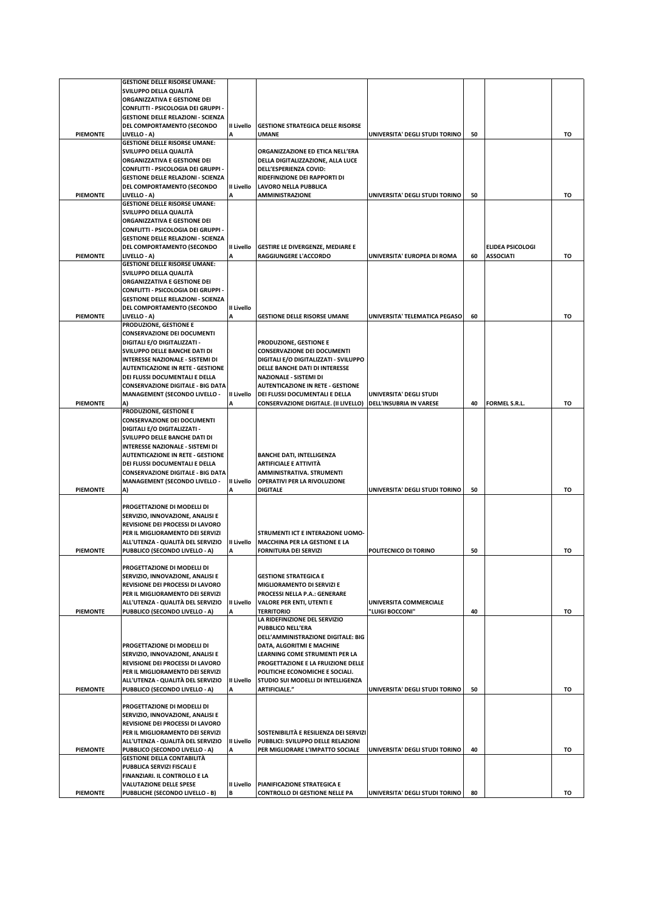| | | | | | | | |
|---|---|---|---|---|---|---|---|
| PIEMONTE | GESTIONE DELLE RISORSE UMANE: SVILUPPO DELLA QUALITÀ ORGANIZZATIVA E GESTIONE DEI CONFLITTI - PSICOLOGIA DEI GRUPPI - GESTIONE DELLE RELAZIONI - SCIENZA DEL COMPORTAMENTO (SECONDO LIVELLO - A) | II Livello A | GESTIONE STRATEGICA DELLE RISORSE UMANE | UNIVERSITA' DEGLI STUDI TORINO | 50 | | TO |
| PIEMONTE | GESTIONE DELLE RISORSE UMANE: SVILUPPO DELLA QUALITÀ ORGANIZZATIVA E GESTIONE DEI CONFLITTI - PSICOLOGIA DEI GRUPPI - GESTIONE DELLE RELAZIONI - SCIENZA DEL COMPORTAMENTO (SECONDO LIVELLO - A) | II Livello A | ORGANIZZAZIONE ED ETICA NELL'ERA DELLA DIGITALIZZAZIONE, ALLA LUCE DELL'ESPERIENZA COVID: RIDEFINIZIONE DEI RAPPORTI DI LAVORO NELLA PUBBLICA AMMINISTRAZIONE | UNIVERSITA' DEGLI STUDI TORINO | 50 | | TO |
| PIEMONTE | GESTIONE DELLE RISORSE UMANE: SVILUPPO DELLA QUALITÀ ORGANIZZATIVA E GESTIONE DEI CONFLITTI - PSICOLOGIA DEI GRUPPI - GESTIONE DELLE RELAZIONI - SCIENZA DEL COMPORTAMENTO (SECONDO LIVELLO - A) | II Livello A | GESTIRE LE DIVERGENZE, MEDIARE E RAGGIUNGERE L'ACCORDO | UNIVERSITA' EUROPEA DI ROMA | 60 | ELIDEA PSICOLOGI ASSOCIATI | TO |
| PIEMONTE | GESTIONE DELLE RISORSE UMANE: SVILUPPO DELLA QUALITÀ ORGANIZZATIVA E GESTIONE DEI CONFLITTI - PSICOLOGIA DEI GRUPPI - GESTIONE DELLE RELAZIONI - SCIENZA DEL COMPORTAMENTO (SECONDO LIVELLO - A) | II Livello A | GESTIONE DELLE RISORSE UMANE | UNIVERSITA' TELEMATICA PEGASO | 60 | | TO |
| PIEMONTE | PRODUZIONE, GESTIONE E CONSERVAZIONE DEI DOCUMENTI DIGITALI E/O DIGITALIZZATI - SVILUPPO DELLE BANCHE DATI DI INTERESSE NAZIONALE - SISTEMI DI AUTENTICAZIONE IN RETE - GESTIONE DEI FLUSSI DOCUMENTALI E DELLA CONSERVAZIONE DIGITALE - BIG DATA MANAGEMENT (SECONDO LIVELLO - A) | II Livello A | PRODUZIONE, GESTIONE E CONSERVAZIONE DEI DOCUMENTI DIGITALI E/O DIGITALIZZATI - SVILUPPO DELLE BANCHE DATI DI INTERESSE NAZIONALE - SISTEMI DI AUTENTICAZIONE IN RETE - GESTIONE DEI FLUSSI DOCUMENTALI E DELLA CONSERVAZIONE DIGITALE. (II LIVELLO) | UNIVERSITA' DEGLI STUDI DELL'INSUBRIA IN VARESE | 40 | FORMEL S.R.L. | TO |
| PIEMONTE | PRODUZIONE, GESTIONE E CONSERVAZIONE DEI DOCUMENTI DIGITALI E/O DIGITALIZZATI - SVILUPPO DELLE BANCHE DATI DI INTERESSE NAZIONALE - SISTEMI DI AUTENTICAZIONE IN RETE - GESTIONE DEI FLUSSI DOCUMENTALI E DELLA CONSERVAZIONE DIGITALE - BIG DATA MANAGEMENT (SECONDO LIVELLO - A) | II Livello A | BANCHE DATI, INTELLIGENZA ARTIFICIALE E ATTIVITÀ AMMINISTRATIVA. STRUMENTI OPERATIVI PER LA RIVOLUZIONE DIGITALE | UNIVERSITA' DEGLI STUDI TORINO | 50 | | TO |
| PIEMONTE | PROGETTAZIONE DI MODELLI DI SERVIZIO, INNOVAZIONE, ANALISI E REVISIONE DEI PROCESSI DI LAVORO PER IL MIGLIORAMENTO DEI SERVIZI ALL'UTENZA - QUALITÀ DEL SERVIZIO PUBBLICO (SECONDO LIVELLO - A) | II Livello A | STRUMENTI ICT E INTERAZIONE UOMO-MACCHINA PER LA GESTIONE E LA FORNITURA DEI SERVIZI | POLITECNICO DI TORINO | 50 | | TO |
| PIEMONTE | PROGETTAZIONE DI MODELLI DI SERVIZIO, INNOVAZIONE, ANALISI E REVISIONE DEI PROCESSI DI LAVORO PER IL MIGLIORAMENTO DEI SERVIZI ALL'UTENZA - QUALITÀ DEL SERVIZIO PUBBLICO (SECONDO LIVELLO - A) | II Livello A | GESTIONE STRATEGICA E MIGLIORAMENTO DI SERVIZI E PROCESSI NELLA P.A.: GENERARE VALORE PER ENTI, UTENTI E TERRITORIO | UNIVERSITA COMMERCIALE "LUIGI BOCCONI" | 40 | | TO |
| PIEMONTE | PROGETTAZIONE DI MODELLI DI SERVIZIO, INNOVAZIONE, ANALISI E REVISIONE DEI PROCESSI DI LAVORO PER IL MIGLIORAMENTO DEI SERVIZI ALL'UTENZA - QUALITÀ DEL SERVIZIO PUBBLICO (SECONDO LIVELLO - A) | II Livello A | LA RIDEFINIZIONE DEL SERVIZIO PUBBLICO NELL'ERA DELL'AMMINISTRAZIONE DIGITALE: BIG DATA, ALGORITMI E MACHINE LEARNING COME STRUMENTI PER LA PROGETTAZIONE E LA FRUIZIONE DELLE POLITICHE ECONOMICHE E SOCIALI. STUDIO SUI MODELLI DI INTELLIGENZA ARTIFICIALE." | UNIVERSITA' DEGLI STUDI TORINO | 50 | | TO |
| PIEMONTE | PROGETTAZIONE DI MODELLI DI SERVIZIO, INNOVAZIONE, ANALISI E REVISIONE DEI PROCESSI DI LAVORO PER IL MIGLIORAMENTO DEI SERVIZI ALL'UTENZA - QUALITÀ DEL SERVIZIO PUBBLICO (SECONDO LIVELLO - A) | II Livello A | SOSTENIBILITÀ E RESILIENZA DEI SERVIZI PUBBLICI: SVILUPPO DELLE RELAZIONI PER MIGLIORARE L'IMPATTO SOCIALE | UNIVERSITA' DEGLI STUDI TORINO | 40 | | TO |
| PIEMONTE | GESTIONE DELLA CONTABILITÀ PUBBLICA SERVIZI FISCALI E FINANZIARI. IL CONTROLLO E LA VALUTAZIONE DELLE SPESE PUBBLICHE (SECONDO LIVELLO - B) | II Livello B | PIANIFICAZIONE STRATEGICA E CONTROLLO DI GESTIONE NELLE PA | UNIVERSITA' DEGLI STUDI TORINO | 80 | | TO |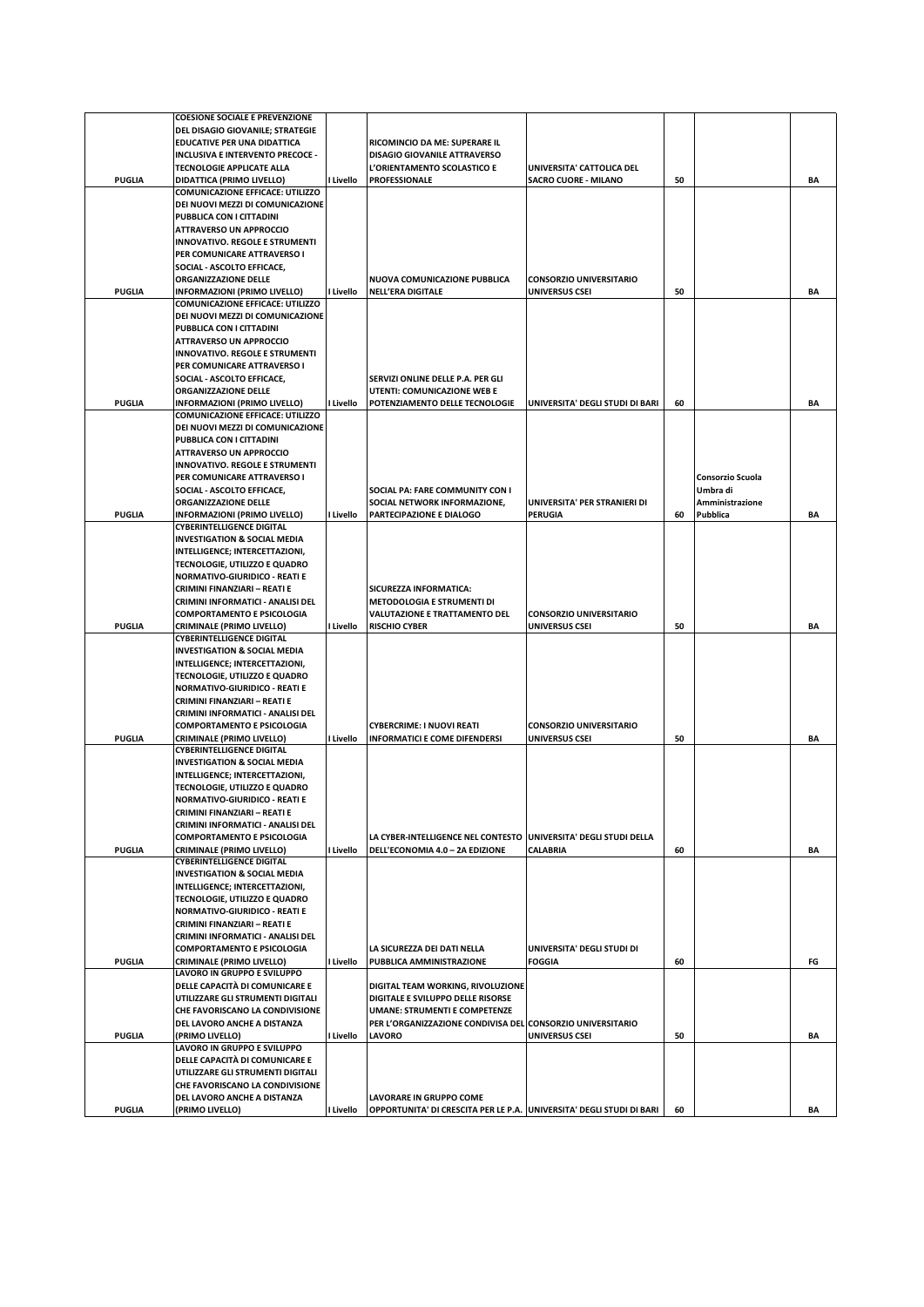| | | | | | | | |
|---|---|---|---|---|---|---|---|
| PUGLIA | COESIONE SOCIALE E PREVENZIONE DEL DISAGIO GIOVANILE; STRATEGIE EDUCATIVE PER UNA DIDATTICA INCLUSIVA E INTERVENTO PRECOCE - TECNOLOGIE APPLICATE ALLA DIDATTICA (PRIMO LIVELLO) | I Livello | RICOMINCIO DA ME: SUPERARE IL DISAGIO GIOVANILE ATTRAVERSO L'ORIENTAMENTO SCOLASTICO E PROFESSIONALE | UNIVERSITA' CATTOLICA DEL SACRO CUORE - MILANO | 50 | | BA |
| PUGLIA | COMUNICAZIONE EFFICACE: UTILIZZO DEI NUOVI MEZZI DI COMUNICAZIONE PUBBLICA CON I CITTADINI ATTRAVERSO UN APPROCCIO INNOVATIVO. REGOLE E STRUMENTI PER COMUNICARE ATTRAVERSO I SOCIAL - ASCOLTO EFFICACE, ORGANIZZAZIONE DELLE INFORMAZIONI (PRIMO LIVELLO) | I Livello | NUOVA COMUNICAZIONE PUBBLICA NELL'ERA DIGITALE | CONSORZIO UNIVERSITARIO UNIVERSUS CSEI | 50 | | BA |
| PUGLIA | COMUNICAZIONE EFFICACE: UTILIZZO DEI NUOVI MEZZI DI COMUNICAZIONE PUBBLICA CON I CITTADINI ATTRAVERSO UN APPROCCIO INNOVATIVO. REGOLE E STRUMENTI PER COMUNICARE ATTRAVERSO I SOCIAL - ASCOLTO EFFICACE, ORGANIZZAZIONE DELLE INFORMAZIONI (PRIMO LIVELLO) | I Livello | SERVIZI ONLINE DELLE P.A. PER GLI UTENTI: COMUNICAZIONE WEB E POTENZIAMENTO DELLE TECNOLOGIE | UNIVERSITA' DEGLI STUDI DI BARI | 60 | | BA |
| PUGLIA | COMUNICAZIONE EFFICACE: UTILIZZO DEI NUOVI MEZZI DI COMUNICAZIONE PUBBLICA CON I CITTADINI ATTRAVERSO UN APPROCCIO INNOVATIVO. REGOLE E STRUMENTI PER COMUNICARE ATTRAVERSO I SOCIAL - ASCOLTO EFFICACE, ORGANIZZAZIONE DELLE INFORMAZIONI (PRIMO LIVELLO) | I Livello | SOCIAL PA: FARE COMMUNITY CON I SOCIAL NETWORK INFORMAZIONE, PARTECIPAZIONE E DIALOGO | UNIVERSITA' PER STRANIERI DI PERUGIA | 60 | Consorzio Scuola Umbra di Amministrazione Pubblica | BA |
| PUGLIA | CYBERINTELLIGENCE DIGITAL INVESTIGATION & SOCIAL MEDIA INTELLIGENCE; INTERCETTAZIONI, TECNOLOGIE, UTILIZZO E QUADRO NORMATIVO-GIURIDICO - REATI E CRIMINI FINANZIARI – REATI E CRIMINI INFORMATICI - ANALISI DEL COMPORTAMENTO E PSICOLOGIA CRIMINALE (PRIMO LIVELLO) | I Livello | SICUREZZA INFORMATICA: METODOLOGIA E STRUMENTI DI VALUTAZIONE E TRATTAMENTO DEL RISCHIO CYBER | CONSORZIO UNIVERSITARIO UNIVERSUS CSEI | 50 | | BA |
| PUGLIA | CYBERINTELLIGENCE DIGITAL INVESTIGATION & SOCIAL MEDIA INTELLIGENCE; INTERCETTAZIONI, TECNOLOGIE, UTILIZZO E QUADRO NORMATIVO-GIURIDICO - REATI E CRIMINI FINANZIARI – REATI E CRIMINI INFORMATICI - ANALISI DEL COMPORTAMENTO E PSICOLOGIA CRIMINALE (PRIMO LIVELLO) | I Livello | CYBERCRIME: I NUOVI REATI INFORMATICI E COME DIFENDERSI | CONSORZIO UNIVERSITARIO UNIVERSUS CSEI | 50 | | BA |
| PUGLIA | CYBERINTELLIGENCE DIGITAL INVESTIGATION & SOCIAL MEDIA INTELLIGENCE; INTERCETTAZIONI, TECNOLOGIE, UTILIZZO E QUADRO NORMATIVO-GIURIDICO - REATI E CRIMINI FINANZIARI – REATI E CRIMINI INFORMATICI - ANALISI DEL COMPORTAMENTO E PSICOLOGIA CRIMINALE (PRIMO LIVELLO) | I Livello | LA CYBER-INTELLIGENCE NEL CONTESTO DELL'ECONOMIA 4.0 – 2A EDIZIONE | UNIVERSITA' DEGLI STUDI DELLA CALABRIA | 60 | | BA |
| PUGLIA | CYBERINTELLIGENCE DIGITAL INVESTIGATION & SOCIAL MEDIA INTELLIGENCE; INTERCETTAZIONI, TECNOLOGIE, UTILIZZO E QUADRO NORMATIVO-GIURIDICO - REATI E CRIMINI FINANZIARI – REATI E CRIMINI INFORMATICI - ANALISI DEL COMPORTAMENTO E PSICOLOGIA CRIMINALE (PRIMO LIVELLO) | I Livello | LA SICUREZZA DEI DATI NELLA PUBBLICA AMMINISTRAZIONE | UNIVERSITA' DEGLI STUDI DI FOGGIA | 60 | | FG |
| PUGLIA | LAVORO IN GRUPPO E SVILUPPO DELLE CAPACITÀ DI COMUNICARE E UTILIZZARE GLI STRUMENTI DIGITALI CHE FAVORISCANO LA CONDIVISIONE DEL LAVORO ANCHE A DISTANZA (PRIMO LIVELLO) | I Livello | DIGITAL TEAM WORKING, RIVOLUZIONE DIGITALE E SVILUPPO DELLE RISORSE UMANE: STRUMENTI E COMPETENZE PER L'ORGANIZZAZIONE CONDIVISA DEL LAVORO | CONSORZIO UNIVERSITARIO UNIVERSUS CSEI | 50 | | BA |
| PUGLIA | LAVORO IN GRUPPO E SVILUPPO DELLE CAPACITÀ DI COMUNICARE E UTILIZZARE GLI STRUMENTI DIGITALI CHE FAVORISCANO LA CONDIVISIONE DEL LAVORO ANCHE A DISTANZA (PRIMO LIVELLO) | I Livello | LAVORARE IN GRUPPO COME OPPORTUNITA' DI CRESCITA PER LE P.A. | UNIVERSITA' DEGLI STUDI DI BARI | 60 | | BA |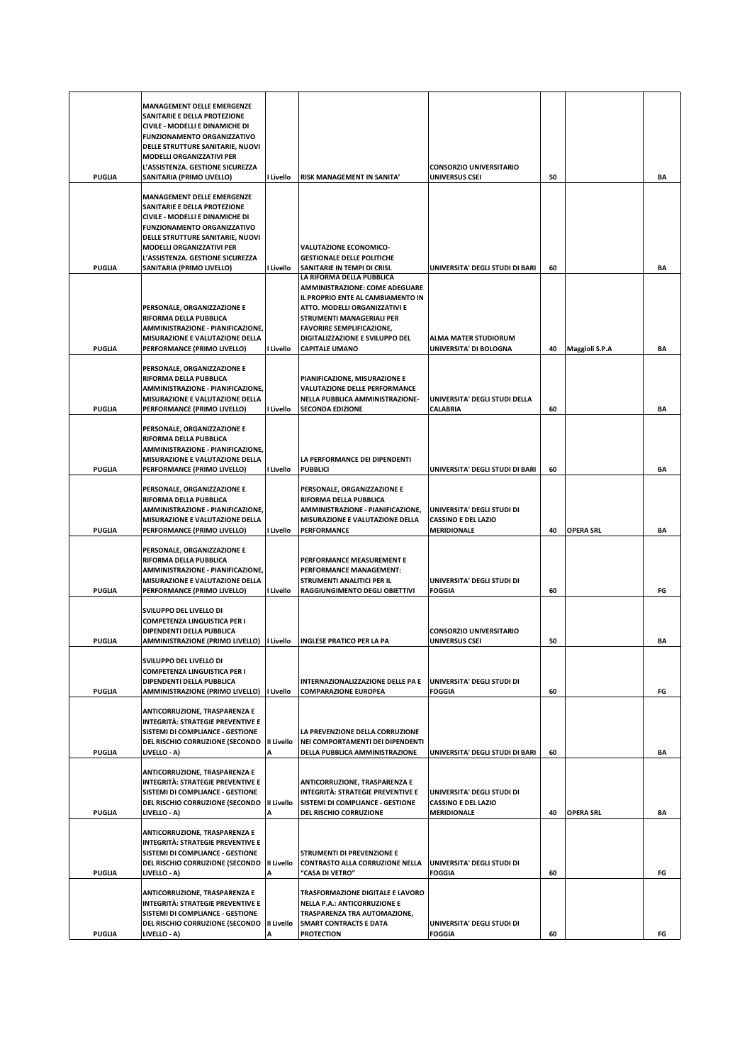| | | | | | | | |
|---|---|---|---|---|---|---|---|
| PUGLIA | MANAGEMENT DELLE EMERGENZE SANITARIE E DELLA PROTEZIONE CIVILE - MODELLI E DINAMICHE DI FUNZIONAMENTO ORGANIZZATIVO DELLE STRUTTURE SANITARIE, NUOVI MODELLI ORGANIZZATIVI PER L'ASSISTENZA. GESTIONE SICUREZZA SANITARIA (PRIMO LIVELLO) | I Livello | RISK MANAGEMENT IN SANITA' | CONSORZIO UNIVERSITARIO UNIVERSUS CSEI | 50 | | BA |
| PUGLIA | MANAGEMENT DELLE EMERGENZE SANITARIE E DELLA PROTEZIONE CIVILE - MODELLI E DINAMICHE DI FUNZIONAMENTO ORGANIZZATIVO DELLE STRUTTURE SANITARIE, NUOVI MODELLI ORGANIZZATIVI PER L'ASSISTENZA. GESTIONE SICUREZZA SANITARIA (PRIMO LIVELLO) | I Livello | VALUTAZIONE ECONOMICO-GESTIONALE DELLE POLITICHE SANITARIE IN TEMPI DI CRISI. | UNIVERSITA' DEGLI STUDI DI BARI | 60 | | BA |
| PUGLIA | PERSONALE, ORGANIZZAZIONE E RIFORMA DELLA PUBBLICA AMMINISTRAZIONE - PIANIFICAZIONE, MISURAZIONE E VALUTAZIONE DELLA PERFORMANCE (PRIMO LIVELLO) | I Livello | LA RIFORMA DELLA PUBBLICA AMMINISTRAZIONE: COME ADEGUARE IL PROPRIO ENTE AL CAMBIAMENTO IN ATTO. MODELLI ORGANIZZATIVI E STRUMENTI MANAGERIALI PER FAVORIRE SEMPLIFICAZIONE, DIGITALIZZAZIONE E SVILUPPO DEL CAPITALE UMANO | ALMA MATER STUDIORUM UNIVERSITA' DI BOLOGNA | 40 | Maggioli S.P.A | BA |
| PUGLIA | PERSONALE, ORGANIZZAZIONE E RIFORMA DELLA PUBBLICA AMMINISTRAZIONE - PIANIFICAZIONE, MISURAZIONE E VALUTAZIONE DELLA PERFORMANCE (PRIMO LIVELLO) | I Livello | PIANIFICAZIONE, MISURAZIONE E VALUTAZIONE DELLE PERFORMANCE NELLA PUBBLICA AMMINISTRAZIONE-SECONDA EDIZIONE | UNIVERSITA' DEGLI STUDI DELLA CALABRIA | 60 | | BA |
| PUGLIA | PERSONALE, ORGANIZZAZIONE E RIFORMA DELLA PUBBLICA AMMINISTRAZIONE - PIANIFICAZIONE, MISURAZIONE E VALUTAZIONE DELLA PERFORMANCE (PRIMO LIVELLO) | I Livello | LA PERFORMANCE DEI DIPENDENTI PUBBLICI | UNIVERSITA' DEGLI STUDI DI BARI | 60 | | BA |
| PUGLIA | PERSONALE, ORGANIZZAZIONE E RIFORMA DELLA PUBBLICA AMMINISTRAZIONE - PIANIFICAZIONE, MISURAZIONE E VALUTAZIONE DELLA PERFORMANCE (PRIMO LIVELLO) | I Livello | PERSONALE, ORGANIZZAZIONE E RIFORMA DELLA PUBBLICA AMMINISTRAZIONE - PIANIFICAZIONE, MISURAZIONE E VALUTAZIONE DELLA PERFORMANCE | UNIVERSITA' DEGLI STUDI DI CASSINO E DEL LAZIO MERIDIONALE | 40 | OPERA SRL | BA |
| PUGLIA | PERSONALE, ORGANIZZAZIONE E RIFORMA DELLA PUBBLICA AMMINISTRAZIONE - PIANIFICAZIONE, MISURAZIONE E VALUTAZIONE DELLA PERFORMANCE (PRIMO LIVELLO) | I Livello | PERFORMANCE MEASUREMENT E PERFORMANCE MANAGEMENT: STRUMENTI ANALITICI PER IL RAGGIUNGIMENTO DEGLI OBIETTIVI | UNIVERSITA' DEGLI STUDI DI FOGGIA | 60 | | FG |
| PUGLIA | SVILUPPO DEL LIVELLO DI COMPETENZA LINGUISTICA PER I DIPENDENTI DELLA PUBBLICA AMMINISTRAZIONE (PRIMO LIVELLO) | I Livello | INGLESE PRATICO PER LA PA | CONSORZIO UNIVERSITARIO UNIVERSUS CSEI | 50 | | BA |
| PUGLIA | SVILUPPO DEL LIVELLO DI COMPETENZA LINGUISTICA PER I DIPENDENTI DELLA PUBBLICA AMMINISTRAZIONE (PRIMO LIVELLO) | I Livello | INTERNAZIONALIZZAZIONE DELLE PA E COMPARAZIONE EUROPEA | UNIVERSITA' DEGLI STUDI DI FOGGIA | 60 | | FG |
| PUGLIA | ANTICORRUZIONE, TRASPARENZA E INTEGRITÀ: STRATEGIE PREVENTIVE E SISTEMI DI COMPLIANCE - GESTIONE DEL RISCHIO CORRUZIONE (SECONDO LIVELLO - A) | II Livello A | LA PREVENZIONE DELLA CORRUZIONE NEI COMPORTAMENTI DEI DIPENDENTI DELLA PUBBLICA AMMINISTRAZIONE | UNIVERSITA' DEGLI STUDI DI BARI | 60 | | BA |
| PUGLIA | ANTICORRUZIONE, TRASPARENZA E INTEGRITÀ: STRATEGIE PREVENTIVE E SISTEMI DI COMPLIANCE - GESTIONE DEL RISCHIO CORRUZIONE (SECONDO LIVELLO - A) | II Livello A | ANTICORRUZIONE, TRASPARENZA E INTEGRITÀ: STRATEGIE PREVENTIVE E SISTEMI DI COMPLIANCE - GESTIONE DEL RISCHIO CORRUZIONE | UNIVERSITA' DEGLI STUDI DI CASSINO E DEL LAZIO MERIDIONALE | 40 | OPERA SRL | BA |
| PUGLIA | ANTICORRUZIONE, TRASPARENZA E INTEGRITÀ: STRATEGIE PREVENTIVE E SISTEMI DI COMPLIANCE - GESTIONE DEL RISCHIO CORRUZIONE (SECONDO LIVELLO - A) | II Livello A | STRUMENTI DI PREVENZIONE E CONTRASTO ALLA CORRUZIONE NELLA "CASA DI VETRO" | UNIVERSITA' DEGLI STUDI DI FOGGIA | 60 | | FG |
| PUGLIA | ANTICORRUZIONE, TRASPARENZA E INTEGRITÀ: STRATEGIE PREVENTIVE E SISTEMI DI COMPLIANCE - GESTIONE DEL RISCHIO CORRUZIONE (SECONDO LIVELLO - A) | II Livello A | TRASFORMAZIONE DIGITALE E LAVORO NELLA P.A.: ANTICORRUZIONE E TRASPARENZA TRA AUTOMAZIONE, SMART CONTRACTS E DATA PROTECTION | UNIVERSITA' DEGLI STUDI DI FOGGIA | 60 | | FG |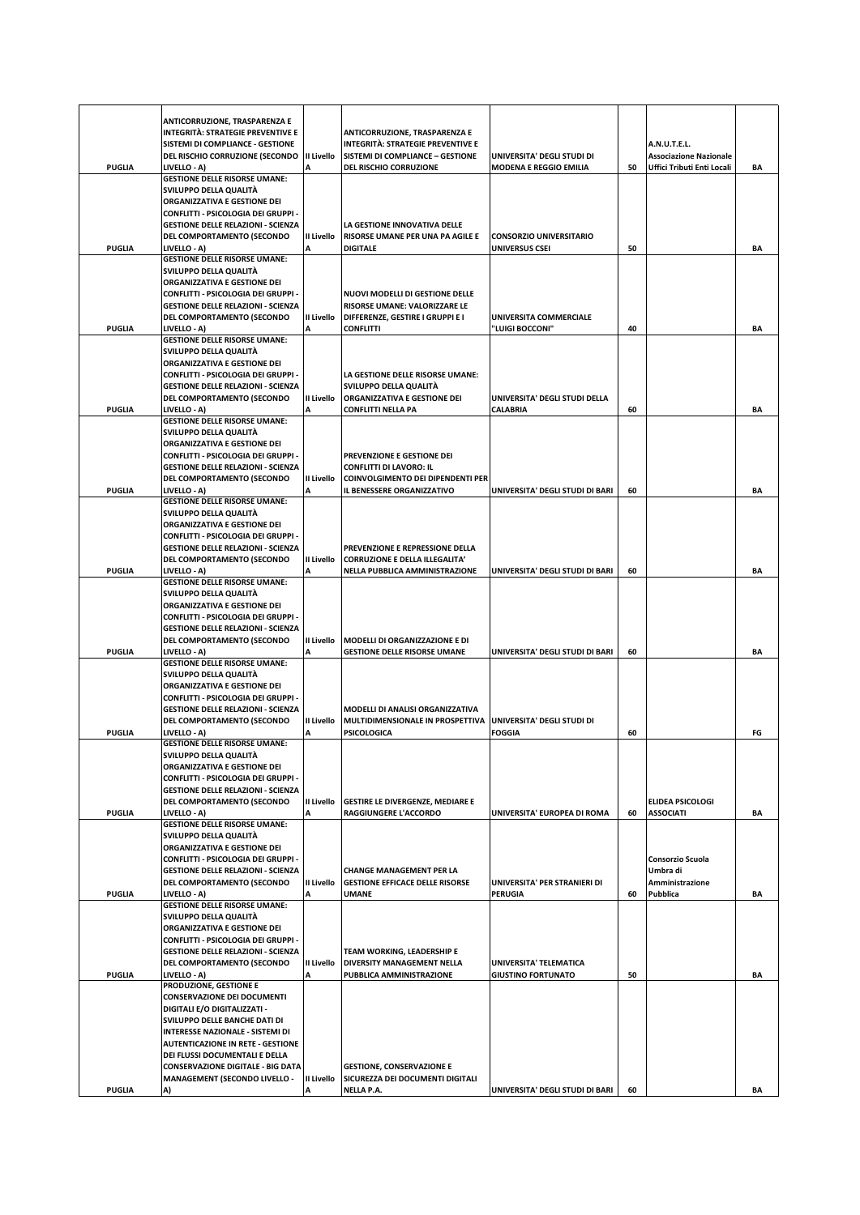| | | | | | | | |
|---|---|---|---|---|---|---|---|
| PUGLIA | ANTICORRUZIONE, TRASPARENZA E INTEGRITÀ: STRATEGIE PREVENTIVE E SISTEMI DI COMPLIANCE - GESTIONE DEL RISCHIO CORRUZIONE (SECONDO LIVELLO - A) | II Livello A | ANTICORRUZIONE, TRASPARENZA E INTEGRITÀ: STRATEGIE PREVENTIVE E SISTEMI DI COMPLIANCE – GESTIONE DEL RISCHIO CORRUZIONE | UNIVERSITA' DEGLI STUDI DI MODENA E REGGIO EMILIA | 50 | A.N.U.T.E.L. Associazione Nazionale Uffici Tributi Enti Locali | BA |
| PUGLIA | GESTIONE DELLE RISORSE UMANE: SVILUPPO DELLA QUALITÀ ORGANIZZATIVA E GESTIONE DEI CONFLITTI - PSICOLOGIA DEI GRUPPI - GESTIONE DELLE RELAZIONI - SCIENZA DEL COMPORTAMENTO (SECONDO LIVELLO - A) | II Livello A | LA GESTIONE INNOVATIVA DELLE RISORSE UMANE PER UNA PA AGILE E DIGITALE | CONSORZIO UNIVERSITARIO UNIVERSUS CSEI | 50 | | BA |
| PUGLIA | GESTIONE DELLE RISORSE UMANE: SVILUPPO DELLA QUALITÀ ORGANIZZATIVA E GESTIONE DEI CONFLITTI - PSICOLOGIA DEI GRUPPI - GESTIONE DELLE RELAZIONI - SCIENZA DEL COMPORTAMENTO (SECONDO LIVELLO - A) | II Livello A | NUOVI MODELLI DI GESTIONE DELLE RISORSE UMANE: VALORIZZARE LE DIFFERENZE, GESTIRE I GRUPPI E I CONFLITTI | UNIVERSITA COMMERCIALE "LUIGI BOCCONI" | 40 | | BA |
| PUGLIA | GESTIONE DELLE RISORSE UMANE: SVILUPPO DELLA QUALITÀ ORGANIZZATIVA E GESTIONE DEI CONFLITTI - PSICOLOGIA DEI GRUPPI - GESTIONE DELLE RELAZIONI - SCIENZA DEL COMPORTAMENTO (SECONDO LIVELLO - A) | II Livello A | LA GESTIONE DELLE RISORSE UMANE: SVILUPPO DELLA QUALITÀ ORGANIZZATIVA E GESTIONE DEI CONFLITTI NELLA PA | UNIVERSITA' DEGLI STUDI DELLA CALABRIA | 60 | | BA |
| PUGLIA | GESTIONE DELLE RISORSE UMANE: SVILUPPO DELLA QUALITÀ ORGANIZZATIVA E GESTIONE DEI CONFLITTI - PSICOLOGIA DEI GRUPPI - GESTIONE DELLE RELAZIONI - SCIENZA DEL COMPORTAMENTO (SECONDO LIVELLO - A) | II Livello A | PREVENZIONE E GESTIONE DEI CONFLITTI DI LAVORO: IL COINVOLGIMENTO DEI DIPENDENTI PER IL BENESSERE ORGANIZZATIVO | UNIVERSITA' DEGLI STUDI DI BARI | 60 | | BA |
| PUGLIA | GESTIONE DELLE RISORSE UMANE: SVILUPPO DELLA QUALITÀ ORGANIZZATIVA E GESTIONE DEI CONFLITTI - PSICOLOGIA DEI GRUPPI - GESTIONE DELLE RELAZIONI - SCIENZA DEL COMPORTAMENTO (SECONDO LIVELLO - A) | II Livello A | PREVENZIONE E REPRESSIONE DELLA CORRUZIONE E DELLA ILLEGALITA' NELLA PUBBLICA AMMINISTRAZIONE | UNIVERSITA' DEGLI STUDI DI BARI | 60 | | BA |
| PUGLIA | GESTIONE DELLE RISORSE UMANE: SVILUPPO DELLA QUALITÀ ORGANIZZATIVA E GESTIONE DEI CONFLITTI - PSICOLOGIA DEI GRUPPI - GESTIONE DELLE RELAZIONI - SCIENZA DEL COMPORTAMENTO (SECONDO LIVELLO - A) | II Livello A | MODELLI DI ORGANIZZAZIONE E DI GESTIONE DELLE RISORSE UMANE | UNIVERSITA' DEGLI STUDI DI BARI | 60 | | BA |
| PUGLIA | GESTIONE DELLE RISORSE UMANE: SVILUPPO DELLA QUALITÀ ORGANIZZATIVA E GESTIONE DEI CONFLITTI - PSICOLOGIA DEI GRUPPI - GESTIONE DELLE RELAZIONI - SCIENZA DEL COMPORTAMENTO (SECONDO LIVELLO - A) | II Livello A | MODELLI DI ANALISI ORGANIZZATIVA MULTIDIMENSIONALE IN PROSPETTIVA PSICOLOGICA | UNIVERSITA' DEGLI STUDI DI FOGGIA | 60 | | FG |
| PUGLIA | GESTIONE DELLE RISORSE UMANE: SVILUPPO DELLA QUALITÀ ORGANIZZATIVA E GESTIONE DEI CONFLITTI - PSICOLOGIA DEI GRUPPI - GESTIONE DELLE RELAZIONI - SCIENZA DEL COMPORTAMENTO (SECONDO LIVELLO - A) | II Livello A | GESTIRE LE DIVERGENZE, MEDIARE E RAGGIUNGERE L'ACCORDO | UNIVERSITA' EUROPEA DI ROMA | 60 | ELIDEA PSICOLOGI ASSOCIATI | BA |
| PUGLIA | GESTIONE DELLE RISORSE UMANE: SVILUPPO DELLA QUALITÀ ORGANIZZATIVA E GESTIONE DEI CONFLITTI - PSICOLOGIA DEI GRUPPI - GESTIONE DELLE RELAZIONI - SCIENZA DEL COMPORTAMENTO (SECONDO LIVELLO - A) | II Livello A | CHANGE MANAGEMENT PER LA GESTIONE EFFICACE DELLE RISORSE UMANE | UNIVERSITA' PER STRANIERI DI PERUGIA | 60 | Consorzio Scuola Umbra di Amministrazione Pubblica | BA |
| PUGLIA | GESTIONE DELLE RISORSE UMANE: SVILUPPO DELLA QUALITÀ ORGANIZZATIVA E GESTIONE DEI CONFLITTI - PSICOLOGIA DEI GRUPPI - GESTIONE DELLE RELAZIONI - SCIENZA DEL COMPORTAMENTO (SECONDO LIVELLO - A) | II Livello A | TEAM WORKING, LEADERSHIP E DIVERSITY MANAGEMENT NELLA PUBBLICA AMMINISTRAZIONE | UNIVERSITA' TELEMATICA GIUSTINO FORTUNATO | 50 | | BA |
| PUGLIA | PRODUZIONE, GESTIONE E CONSERVAZIONE DEI DOCUMENTI DIGITALI E/O DIGITALIZZATI - SVILUPPO DELLE BANCHE DATI DI INTERESSE NAZIONALE - SISTEMI DI AUTENTICAZIONE IN RETE - GESTIONE DEI FLUSSI DOCUMENTALI E DELLA CONSERVAZIONE DIGITALE - BIG DATA MANAGEMENT (SECONDO LIVELLO - A) | II Livello A | GESTIONE, CONSERVAZIONE E SICUREZZA DEI DOCUMENTI DIGITALI NELLA P.A. | UNIVERSITA' DEGLI STUDI DI BARI | 60 | | BA |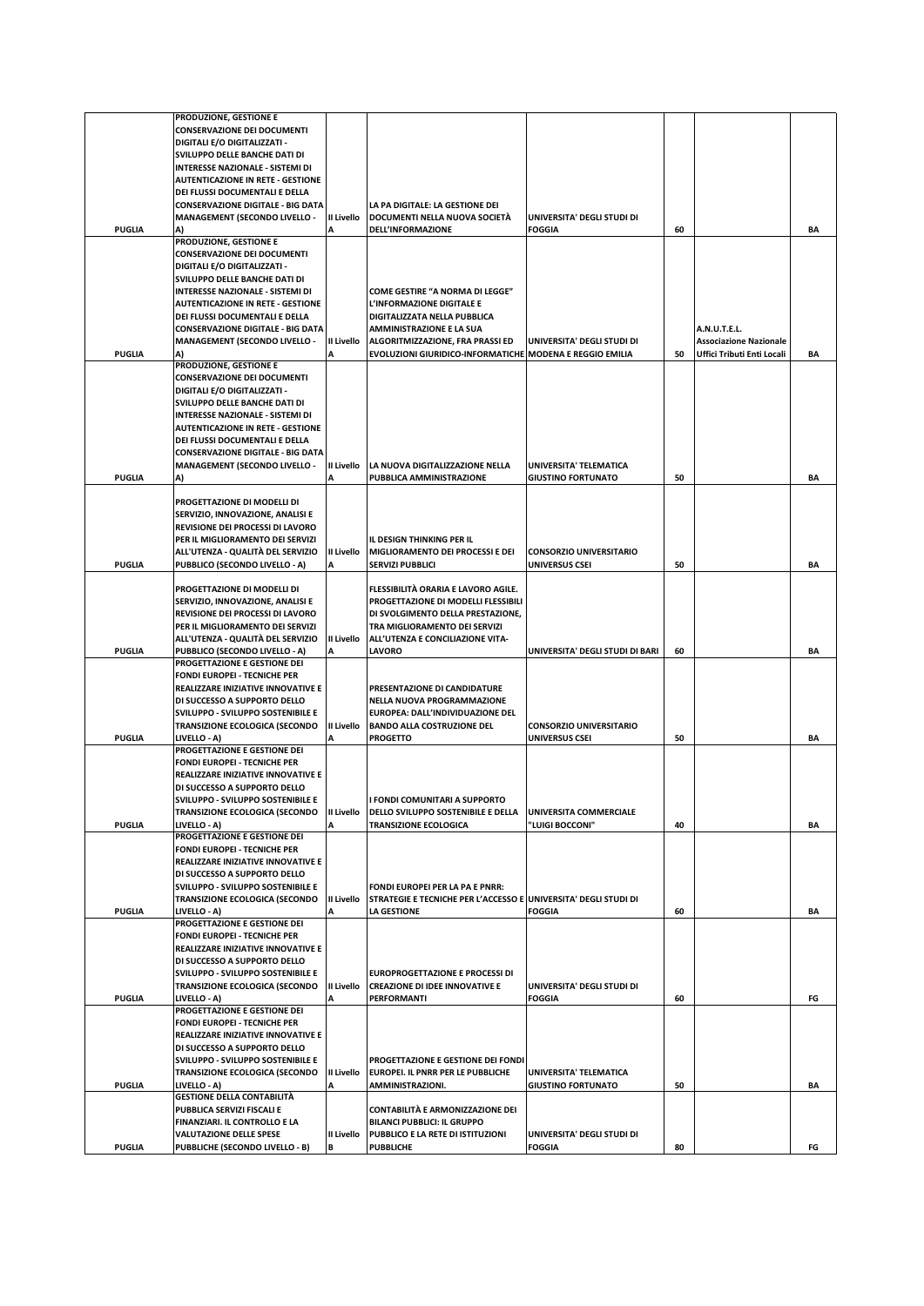| | | | | | | | |
|---|---|---|---|---|---|---|---|
| PUGLIA | PRODUZIONE, GESTIONE E CONSERVAZIONE DEI DOCUMENTI DIGITALI E/O DIGITALIZZATI - SVILUPPO DELLE BANCHE DATI DI INTERESSE NAZIONALE - SISTEMI DI AUTENTICAZIONE IN RETE - GESTIONE DEI FLUSSI DOCUMENTALI E DELLA CONSERVAZIONE DIGITALE - BIG DATA MANAGEMENT (SECONDO LIVELLO - A) | II Livello A | LA PA DIGITALE: LA GESTIONE DEI DOCUMENTI NELLA NUOVA SOCIETÀ DELL'INFORMAZIONE | UNIVERSITA' DEGLI STUDI DI FOGGIA | 60 | | BA |
| PUGLIA | PRODUZIONE, GESTIONE E CONSERVAZIONE DEI DOCUMENTI DIGITALI E/O DIGITALIZZATI - SVILUPPO DELLE BANCHE DATI DI INTERESSE NAZIONALE - SISTEMI DI AUTENTICAZIONE IN RETE - GESTIONE DEI FLUSSI DOCUMENTALI E DELLA CONSERVAZIONE DIGITALE - BIG DATA MANAGEMENT (SECONDO LIVELLO - A) | II Livello A | COME GESTIRE "A NORMA DI LEGGE" L'INFORMAZIONE DIGITALE E DIGITALIZZATA NELLA PUBBLICA AMMINISTRAZIONE E LA SUA ALGORITMIZZAZIONE, FRA PRASSI ED EVOLUZIONI GIURIDICO-INFORMATICHE | UNIVERSITA' DEGLI STUDI DI MODENA E REGGIO EMILIA | 50 | A.N.U.T.E.L. Associazione Nazionale Uffici Tributi Enti Locali | BA |
| PUGLIA | PRODUZIONE, GESTIONE E CONSERVAZIONE DEI DOCUMENTI DIGITALI E/O DIGITALIZZATI - SVILUPPO DELLE BANCHE DATI DI INTERESSE NAZIONALE - SISTEMI DI AUTENTICAZIONE IN RETE - GESTIONE DEI FLUSSI DOCUMENTALI E DELLA CONSERVAZIONE DIGITALE - BIG DATA MANAGEMENT (SECONDO LIVELLO - A) | II Livello A | LA NUOVA DIGITALIZZAZIONE NELLA PUBBLICA AMMINISTRAZIONE | UNIVERSITA' TELEMATICA GIUSTINO FORTUNATO | 50 | | BA |
| PUGLIA | PROGETTAZIONE DI MODELLI DI SERVIZIO, INNOVAZIONE, ANALISI E REVISIONE DEI PROCESSI DI LAVORO PER IL MIGLIORAMENTO DEI SERVIZI ALL'UTENZA - QUALITÀ DEL SERVIZIO PUBBLICO (SECONDO LIVELLO - A) | II Livello A | IL DESIGN THINKING PER IL MIGLIORAMENTO DEI PROCESSI E DEI SERVIZI PUBBLICI | CONSORZIO UNIVERSITARIO UNIVERSUS CSEI | 50 | | BA |
| PUGLIA | PROGETTAZIONE DI MODELLI DI SERVIZIO, INNOVAZIONE, ANALISI E REVISIONE DEI PROCESSI DI LAVORO PER IL MIGLIORAMENTO DEI SERVIZI ALL'UTENZA - QUALITÀ DEL SERVIZIO PUBBLICO (SECONDO LIVELLO - A) | II Livello A | FLESSIBILITÀ ORARIA E LAVORO AGILE. PROGETTAZIONE DI MODELLI FLESSIBILI DI SVOLGIMENTO DELLA PRESTAZIONE, TRA MIGLIORAMENTO DEI SERVIZI ALL'UTENZA E CONCILIAZIONE VITA-LAVORO | UNIVERSITA' DEGLI STUDI DI BARI | 60 | | BA |
| PUGLIA | PROGETTAZIONE E GESTIONE DEI FONDI EUROPEI - TECNICHE PER REALIZZARE INIZIATIVE INNOVATIVE E DI SUCCESSO A SUPPORTO DELLO SVILUPPO - SVILUPPO SOSTENIBILE E TRANSIZIONE ECOLOGICA (SECONDO LIVELLO - A) | II Livello A | PRESENTAZIONE DI CANDIDATURE NELLA NUOVA PROGRAMMAZIONE EUROPEA: DALL'INDIVIDUAZIONE DEL BANDO ALLA COSTRUZIONE DEL PROGETTO | CONSORZIO UNIVERSITARIO UNIVERSUS CSEI | 50 | | BA |
| PUGLIA | PROGETTAZIONE E GESTIONE DEI FONDI EUROPEI - TECNICHE PER REALIZZARE INIZIATIVE INNOVATIVE E DI SUCCESSO A SUPPORTO DELLO SVILUPPO - SVILUPPO SOSTENIBILE E TRANSIZIONE ECOLOGICA (SECONDO LIVELLO - A) | II Livello A | I FONDI COMUNITARI A SUPPORTO DELLO SVILUPPO SOSTENIBILE E DELLA TRANSIZIONE ECOLOGICA | UNIVERSITA COMMERCIALE "LUIGI BOCCONI" | 40 | | BA |
| PUGLIA | PROGETTAZIONE E GESTIONE DEI FONDI EUROPEI - TECNICHE PER REALIZZARE INIZIATIVE INNOVATIVE E DI SUCCESSO A SUPPORTO DELLO SVILUPPO - SVILUPPO SOSTENIBILE E TRANSIZIONE ECOLOGICA (SECONDO LIVELLO - A) | II Livello A | FONDI EUROPEI PER LA PA E PNRR: STRATEGIE E TECNICHE PER L'ACCESSO E LA GESTIONE | UNIVERSITA' DEGLI STUDI DI FOGGIA | 60 | | BA |
| PUGLIA | PROGETTAZIONE E GESTIONE DEI FONDI EUROPEI - TECNICHE PER REALIZZARE INIZIATIVE INNOVATIVE E DI SUCCESSO A SUPPORTO DELLO SVILUPPO - SVILUPPO SOSTENIBILE E TRANSIZIONE ECOLOGICA (SECONDO LIVELLO - A) | II Livello A | EUROPROGETTAZIONE E PROCESSI DI CREAZIONE DI IDEE INNOVATIVE E PERFORMANTI | UNIVERSITA' DEGLI STUDI DI FOGGIA | 60 | | FG |
| PUGLIA | PROGETTAZIONE E GESTIONE DEI FONDI EUROPEI - TECNICHE PER REALIZZARE INIZIATIVE INNOVATIVE E DI SUCCESSO A SUPPORTO DELLO SVILUPPO - SVILUPPO SOSTENIBILE E TRANSIZIONE ECOLOGICA (SECONDO LIVELLO - A) | II Livello A | PROGETTAZIONE E GESTIONE DEI FONDI EUROPEI. IL PNRR PER LE PUBBLICHE AMMINISTRAZIONI. | UNIVERSITA' TELEMATICA GIUSTINO FORTUNATO | 50 | | BA |
| PUGLIA | GESTIONE DELLA CONTABILITÀ PUBBLICA SERVIZI FISCALI E FINANZIARI. IL CONTROLLO E LA VALUTAZIONE DELLE SPESE PUBBLICHE (SECONDO LIVELLO - B) | II Livello B | CONTABILITÀ E ARMONIZZAZIONE DEI BILANCI PUBBLICI: IL GRUPPO PUBBLICO E LA RETE DI ISTITUZIONI PUBBLICHE | UNIVERSITA' DEGLI STUDI DI FOGGIA | 80 | | FG |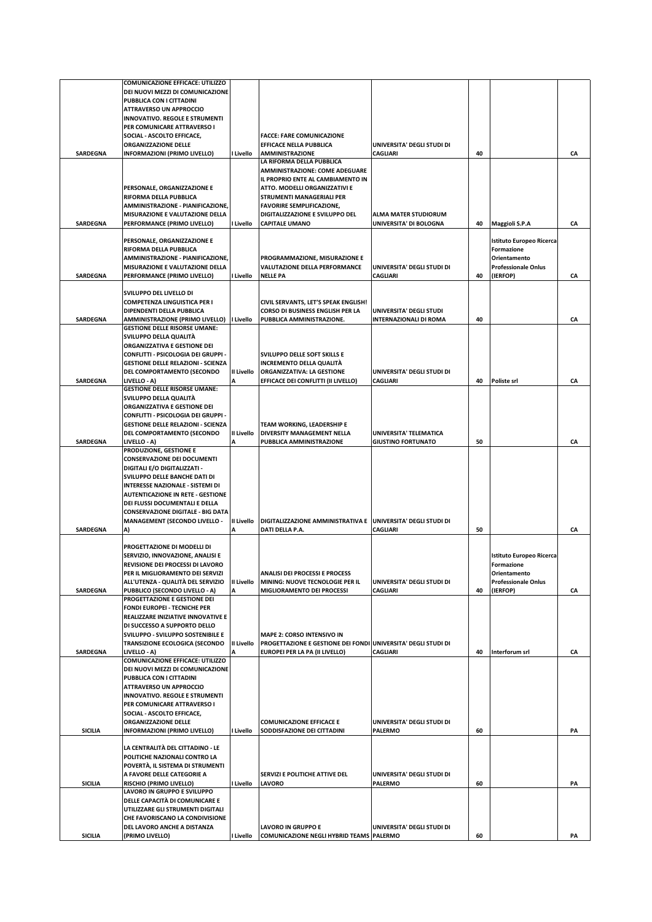| | | | | | | | |
|---|---|---|---|---|---|---|---|
| SARDEGNA | COMUNICAZIONE EFFICACE: UTILIZZO DEI NUOVI MEZZI DI COMUNICAZIONE PUBBLICA CON I CITTADINI ATTRAVERSO UN APPROCCIO INNOVATIVO. REGOLE E STRUMENTI PER COMUNICARE ATTRAVERSO I SOCIAL - ASCOLTO EFFICACE, ORGANIZZAZIONE DELLE INFORMAZIONI (PRIMO LIVELLO) | I Livello | FACCE: FARE COMUNICAZIONE EFFICACE NELLA PUBBLICA AMMINISTRAZIONE | UNIVERSITA' DEGLI STUDI DI CAGLIARI | 40 | | CA |
| SARDEGNA | PERSONALE, ORGANIZZAZIONE E RIFORMA DELLA PUBBLICA AMMINISTRAZIONE - PIANIFICAZIONE, MISURAZIONE E VALUTAZIONE DELLA PERFORMANCE (PRIMO LIVELLO) | I Livello | LA RIFORMA DELLA PUBBLICA AMMINISTRAZIONE: COME ADEGUARE IL PROPRIO ENTE AL CAMBIAMENTO IN ATTO. MODELLI ORGANIZZATIVI E STRUMENTI MANAGERIALI PER FAVORIRE SEMPLIFICAZIONE, DIGITALIZZAZIONE E SVILUPPO DEL CAPITALE UMANO | ALMA MATER STUDIORUM UNIVERSITA' DI BOLOGNA | 40 | Maggioli S.P.A | CA |
| SARDEGNA | PERSONALE, ORGANIZZAZIONE E RIFORMA DELLA PUBBLICA AMMINISTRAZIONE - PIANIFICAZIONE, MISURAZIONE E VALUTAZIONE DELLA PERFORMANCE (PRIMO LIVELLO) | I Livello | PROGRAMMAZIONE, MISURAZIONE E VALUTAZIONE DELLA PERFORMANCE NELLE PA | UNIVERSITA' DEGLI STUDI DI CAGLIARI | 40 | Istituto Europeo Ricerca Formazione Orientamento Professionale Onlus (IERFOP) | CA |
| SARDEGNA | SVILUPPO DEL LIVELLO DI COMPETENZA LINGUISTICA PER I DIPENDENTI DELLA PUBBLICA AMMINISTRAZIONE (PRIMO LIVELLO) | I Livello | CIVIL SERVANTS, LET'S SPEAK ENGLISH! CORSO DI BUSINESS ENGLISH PER LA PUBBLICA AMMINISTRAZIONE. | UNIVERSITA' DEGLI STUDI INTERNAZIONALI DI ROMA | 40 | | CA |
| SARDEGNA | GESTIONE DELLE RISORSE UMANE: SVILUPPO DELLA QUALITÀ ORGANIZZATIVA E GESTIONE DEI CONFLITTI - PSICOLOGIA DEI GRUPPI - GESTIONE DELLE RELAZIONI - SCIENZA DEL COMPORTAMENTO (SECONDO LIVELLO - A) | II Livello A | SVILUPPO DELLE SOFT SKILLS E INCREMENTO DELLA QUALITÀ ORGANIZZATIVA: LA GESTIONE EFFICACE DEI CONFLITTI (II LIVELLO) | UNIVERSITA' DEGLI STUDI DI CAGLIARI | 40 | Poliste srl | CA |
| SARDEGNA | GESTIONE DELLE RISORSE UMANE: SVILUPPO DELLA QUALITÀ ORGANIZZATIVA E GESTIONE DEI CONFLITTI - PSICOLOGIA DEI GRUPPI - GESTIONE DELLE RELAZIONI - SCIENZA DEL COMPORTAMENTO (SECONDO LIVELLO - A) | II Livello A | TEAM WORKING, LEADERSHIP E DIVERSITY MANAGEMENT NELLA PUBBLICA AMMINISTRAZIONE | UNIVERSITA' TELEMATICA GIUSTINO FORTUNATO | 50 | | CA |
| SARDEGNA | PRODUZIONE, GESTIONE E CONSERVAZIONE DEI DOCUMENTI DIGITALI E/O DIGITALIZZATI - SVILUPPO DELLE BANCHE DATI DI INTERESSE NAZIONALE - SISTEMI DI AUTENTICAZIONE IN RETE - GESTIONE DEI FLUSSI DOCUMENTALI E DELLA CONSERVAZIONE DIGITALE - BIG DATA MANAGEMENT (SECONDO LIVELLO - A) | II Livello A | DIGITALIZZAZIONE AMMINISTRATIVA E DATI DELLA P.A. | UNIVERSITA' DEGLI STUDI DI CAGLIARI | 50 | | CA |
| SARDEGNA | PROGETTAZIONE DI MODELLI DI SERVIZIO, INNOVAZIONE, ANALISI E REVISIONE DEI PROCESSI DI LAVORO PER IL MIGLIORAMENTO DEI SERVIZI ALL'UTENZA - QUALITÀ DEL SERVIZIO PUBBLICO (SECONDO LIVELLO - A) | II Livello A | ANALISI DEI PROCESSI E PROCESS MINING: NUOVE TECNOLOGIE PER IL MIGLIORAMENTO DEI PROCESSI | UNIVERSITA' DEGLI STUDI DI CAGLIARI | 40 | Istituto Europeo Ricerca Formazione Orientamento Professionale Onlus (IERFOP) | CA |
| SARDEGNA | PROGETTAZIONE E GESTIONE DEI FONDI EUROPEI - TECNICHE PER REALIZZARE INIZIATIVE INNOVATIVE E DI SUCCESSO A SUPPORTO DELLO SVILUPPO - SVILUPPO SOSTENIBILE E TRANSIZIONE ECOLOGICA (SECONDO LIVELLO - A) | II Livello A | MAPE 2: CORSO INTENSIVO IN PROGETTAZIONE E GESTIONE DEI FONDI EUROPEI PER LA PA (II LIVELLO) | UNIVERSITA' DEGLI STUDI DI CAGLIARI | 40 | Interforum srl | CA |
| SICILIA | COMUNICAZIONE EFFICACE: UTILIZZO DEI NUOVI MEZZI DI COMUNICAZIONE PUBBLICA CON I CITTADINI ATTRAVERSO UN APPROCCIO INNOVATIVO. REGOLE E STRUMENTI PER COMUNICARE ATTRAVERSO I SOCIAL - ASCOLTO EFFICACE, ORGANIZZAZIONE DELLE INFORMAZIONI (PRIMO LIVELLO) | I Livello | COMUNICAZIONE EFFICACE E SODDISFAZIONE DEI CITTADINI | UNIVERSITA' DEGLI STUDI DI PALERMO | 60 | | PA |
| SICILIA | LA CENTRALITÀ DEL CITTADINO - LE POLITICHE NAZIONALI CONTRO LA POVERTÀ, IL SISTEMA DI STRUMENTI A FAVORE DELLE CATEGORIE A RISCHIO (PRIMO LIVELLO) | I Livello | SERVIZI E POLITICHE ATTIVE DEL LAVORO | UNIVERSITA' DEGLI STUDI DI PALERMO | 60 | | PA |
| SICILIA | LAVORO IN GRUPPO E SVILUPPO DELLE CAPACITÀ DI COMUNICARE E UTILIZZARE GLI STRUMENTI DIGITALI CHE FAVORISCANO LA CONDIVISIONE DEL LAVORO ANCHE A DISTANZA (PRIMO LIVELLO) | I Livello | LAVORO IN GRUPPO E COMUNICAZIONE NEGLI HYBRID TEAMS | UNIVERSITA' DEGLI STUDI DI PALERMO | 60 | | PA |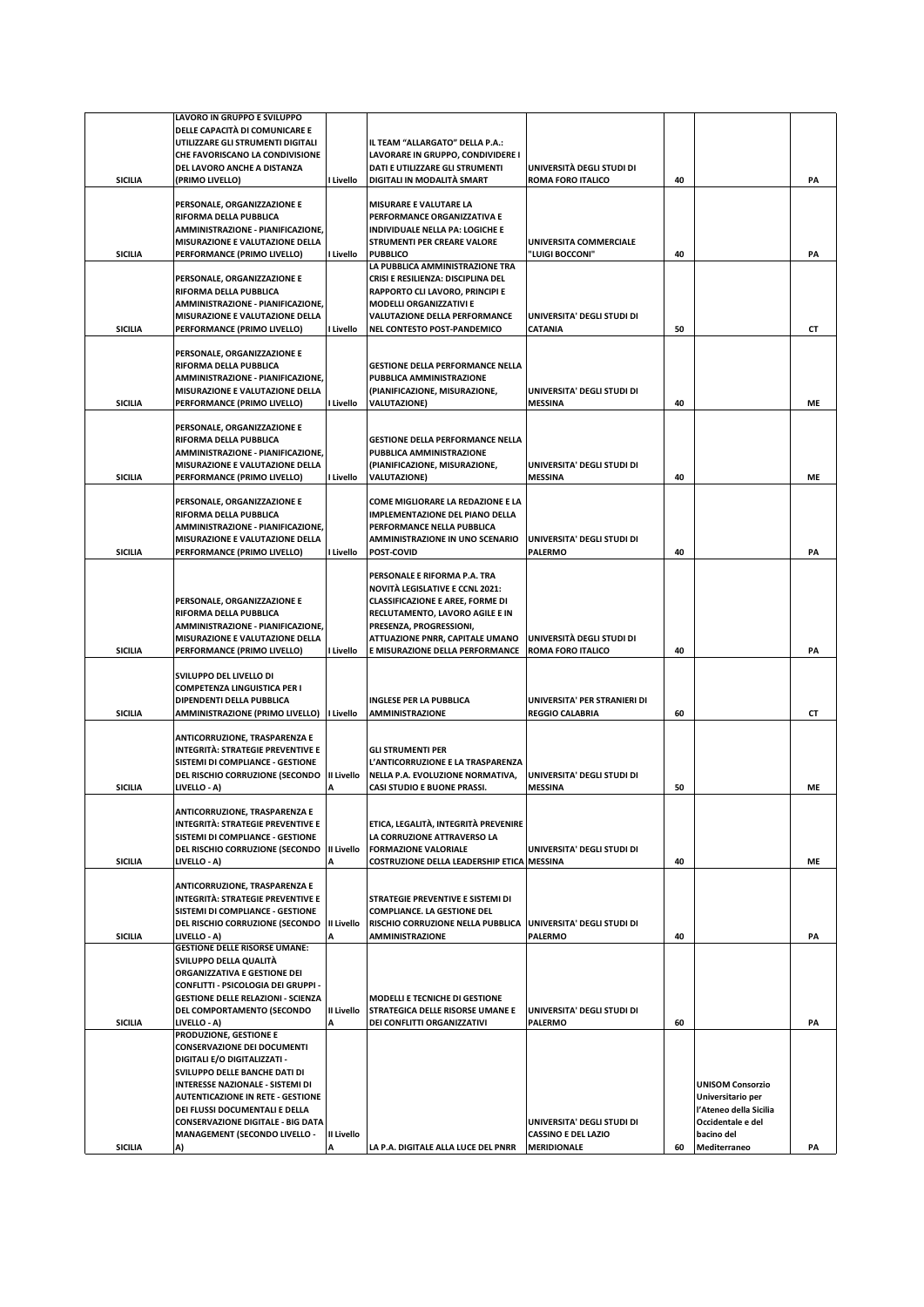| | | | | | | | |
|---|---|---|---|---|---|---|---|
| SICILIA | LAVORO IN GRUPPO E SVILUPPO DELLE CAPACITÀ DI COMUNICARE E UTILIZZARE GLI STRUMENTI DIGITALI CHE FAVORISCANO LA CONDIVISIONE DEL LAVORO ANCHE A DISTANZA (PRIMO LIVELLO) | I Livello | IL TEAM "ALLARGATO" DELLA P.A.: LAVORARE IN GRUPPO, CONDIVIDERE I DATI E UTILIZZARE GLI STRUMENTI DIGITALI IN MODALITÀ SMART | UNIVERSITÀ DEGLI STUDI DI ROMA FORO ITALICO | 40 | | PA |
| SICILIA | PERSONALE, ORGANIZZAZIONE E RIFORMA DELLA PUBBLICA AMMINISTRAZIONE - PIANIFICAZIONE, MISURAZIONE E VALUTAZIONE DELLA PERFORMANCE (PRIMO LIVELLO) | I Livello | MISURARE E VALUTARE LA PERFORMANCE ORGANIZZATIVA E INDIVIDUALE NELLA PA: LOGICHE E STRUMENTI PER CREARE VALORE PUBBLICO | UNIVERSITA COMMERCIALE "LUIGI BOCCONI" | 40 | | PA |
| SICILIA | PERSONALE, ORGANIZZAZIONE E RIFORMA DELLA PUBBLICA AMMINISTRAZIONE - PIANIFICAZIONE, MISURAZIONE E VALUTAZIONE DELLA PERFORMANCE (PRIMO LIVELLO) | I Livello | LA PUBBLICA AMMINISTRAZIONE TRA CRISI E RESILIENZA: DISCIPLINA DEL RAPPORTO CLI LAVORO, PRINCIPI E MODELLI ORGANIZZATIVI E VALUTAZIONE DELLA PERFORMANCE NEL CONTESTO POST-PANDEMICO | UNIVERSITA' DEGLI STUDI DI CATANIA | 50 | | CT |
| SICILIA | PERSONALE, ORGANIZZAZIONE E RIFORMA DELLA PUBBLICA AMMINISTRAZIONE - PIANIFICAZIONE, MISURAZIONE E VALUTAZIONE DELLA PERFORMANCE (PRIMO LIVELLO) | I Livello | GESTIONE DELLA PERFORMANCE NELLA PUBBLICA AMMINISTRAZIONE (PIANIFICAZIONE, MISURAZIONE, VALUTAZIONE) | UNIVERSITA' DEGLI STUDI DI MESSINA | 40 | | ME |
| SICILIA | PERSONALE, ORGANIZZAZIONE E RIFORMA DELLA PUBBLICA AMMINISTRAZIONE - PIANIFICAZIONE, MISURAZIONE E VALUTAZIONE DELLA PERFORMANCE (PRIMO LIVELLO) | I Livello | GESTIONE DELLA PERFORMANCE NELLA PUBBLICA AMMINISTRAZIONE (PIANIFICAZIONE, MISURAZIONE, VALUTAZIONE) | UNIVERSITA' DEGLI STUDI DI MESSINA | 40 | | ME |
| SICILIA | PERSONALE, ORGANIZZAZIONE E RIFORMA DELLA PUBBLICA AMMINISTRAZIONE - PIANIFICAZIONE, MISURAZIONE E VALUTAZIONE DELLA PERFORMANCE (PRIMO LIVELLO) | I Livello | COME MIGLIORARE LA REDAZIONE E LA IMPLEMENTAZIONE DEL PIANO DELLA PERFORMANCE NELLA PUBBLICA AMMINISTRAZIONE IN UNO SCENARIO POST-COVID | UNIVERSITA' DEGLI STUDI DI PALERMO | 40 | | PA |
| SICILIA | PERSONALE, ORGANIZZAZIONE E RIFORMA DELLA PUBBLICA AMMINISTRAZIONE - PIANIFICAZIONE, MISURAZIONE E VALUTAZIONE DELLA PERFORMANCE (PRIMO LIVELLO) | I Livello | PERSONALE E RIFORMA P.A. TRA NOVITÀ LEGISLATIVE E CCNL 2021: CLASSIFICAZIONE E AREE, FORME DI RECLUTAMENTO, LAVORO AGILE E IN PRESENZA, PROGRESSIONI, ATTUAZIONE PNRR, CAPITALE UMANO E MISURAZIONE DELLA PERFORMANCE | UNIVERSITÀ DEGLI STUDI DI ROMA FORO ITALICO | 40 | | PA |
| SICILIA | SVILUPPO DEL LIVELLO DI COMPETENZA LINGUISTICA PER I DIPENDENTI DELLA PUBBLICA AMMINISTRAZIONE (PRIMO LIVELLO) | I Livello | INGLESE PER LA PUBBLICA AMMINISTRAZIONE | UNIVERSITA' PER STRANIERI DI REGGIO CALABRIA | 60 | | CT |
| SICILIA | ANTICORRUZIONE, TRASPARENZA E INTEGRITÀ: STRATEGIE PREVENTIVE E SISTEMI DI COMPLIANCE - GESTIONE DEL RISCHIO CORRUZIONE (SECONDO LIVELLO - A) | II Livello A | GLI STRUMENTI PER L'ANTICORRUZIONE E LA TRASPARENZA NELLA P.A. EVOLUZIONE NORMATIVA, CASI STUDIO E BUONE PRASSI. | UNIVERSITA' DEGLI STUDI DI MESSINA | 50 | | ME |
| SICILIA | ANTICORRUZIONE, TRASPARENZA E INTEGRITÀ: STRATEGIE PREVENTIVE E SISTEMI DI COMPLIANCE - GESTIONE DEL RISCHIO CORRUZIONE (SECONDO LIVELLO - A) | II Livello A | ETICA, LEGALITÀ, INTEGRITÀ PREVENIRE LA CORRUZIONE ATTRAVERSO LA FORMAZIONE VALORIALE COSTRUZIONE DELLA LEADERSHIP ETICA | UNIVERSITA' DEGLI STUDI DI MESSINA | 40 | | ME |
| SICILIA | ANTICORRUZIONE, TRASPARENZA E INTEGRITÀ: STRATEGIE PREVENTIVE E SISTEMI DI COMPLIANCE - GESTIONE DEL RISCHIO CORRUZIONE (SECONDO LIVELLO - A) | II Livello A | STRATEGIE PREVENTIVE E SISTEMI DI COMPLIANCE. LA GESTIONE DEL RISCHIO CORRUZIONE NELLA PUBBLICA AMMINISTRAZIONE | UNIVERSITA' DEGLI STUDI DI PALERMO | 40 | | PA |
| SICILIA | GESTIONE DELLE RISORSE UMANE: SVILUPPO DELLA QUALITÀ ORGANIZZATIVA E GESTIONE DEI CONFLITTI - PSICOLOGIA DEI GRUPPI - GESTIONE DELLE RELAZIONI - SCIENZA DEL COMPORTAMENTO (SECONDO LIVELLO - A) | II Livello A | MODELLI E TECNICHE DI GESTIONE STRATEGICA DELLE RISORSE UMANE E DEI CONFLITTI ORGANIZZATIVI | UNIVERSITA' DEGLI STUDI DI PALERMO | 60 | | PA |
| SICILIA | PRODUZIONE, GESTIONE E CONSERVAZIONE DEI DOCUMENTI DIGITALI E/O DIGITALIZZATI - SVILUPPO DELLE BANCHE DATI DI INTERESSE NAZIONALE - SISTEMI DI AUTENTICAZIONE IN RETE - GESTIONE DEI FLUSSI DOCUMENTALI E DELLA CONSERVAZIONE DIGITALE - BIG DATA MANAGEMENT (SECONDO LIVELLO - A) | II Livello A | LA P.A. DIGITALE ALLA LUCE DEL PNRR | UNIVERSITA' DEGLI STUDI DI CASSINO E DEL LAZIO MERIDIONALE | 60 | UNISOM Consorzio Universitario per l'Ateneo della Sicilia Occidentale e del bacino del Mediterraneo | PA |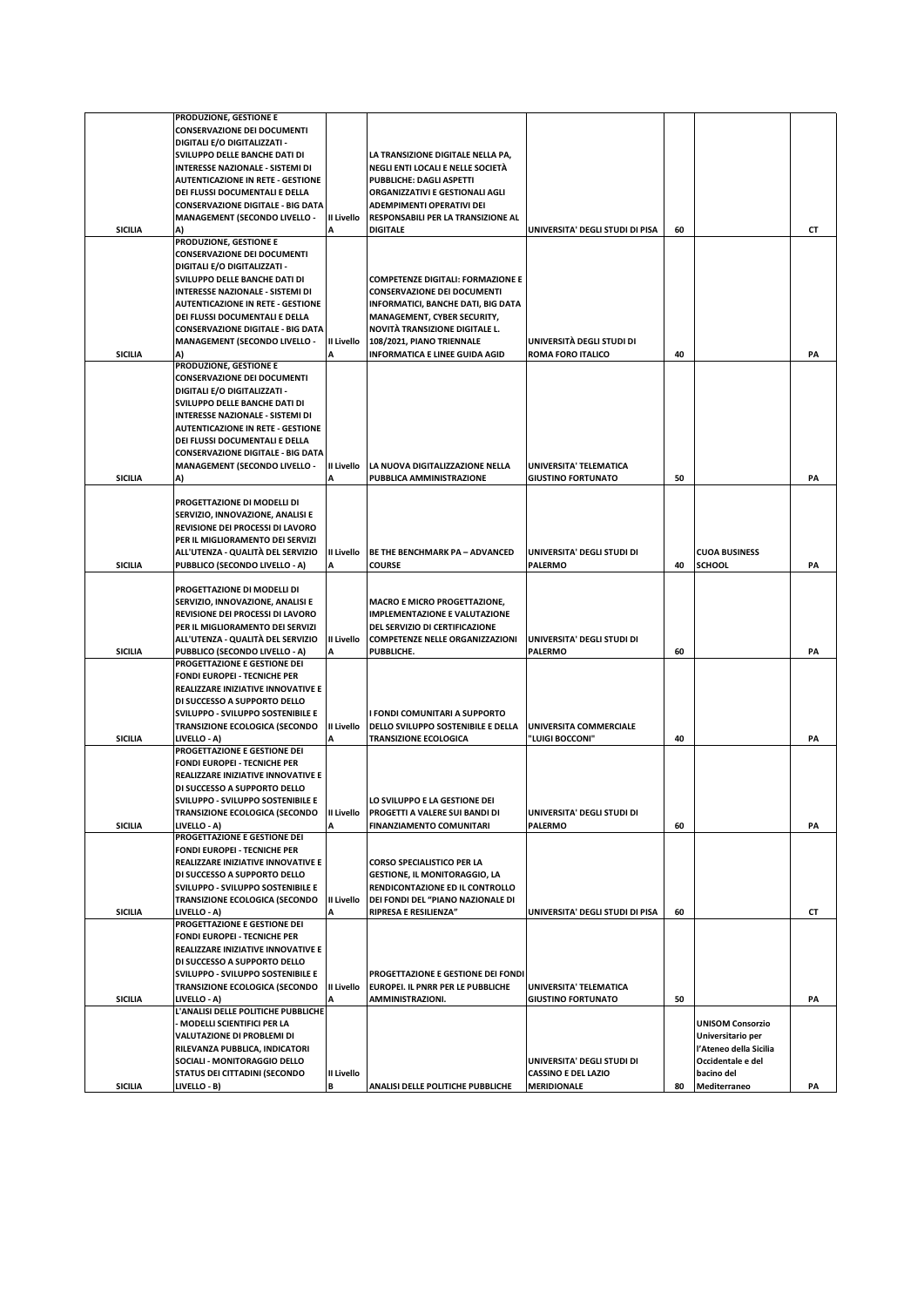| | | | | | | | |
|---|---|---|---|---|---|---|---|
| SICILIA | PRODUZIONE, GESTIONE E CONSERVAZIONE DEI DOCUMENTI DIGITALI E/O DIGITALIZZATI - SVILUPPO DELLE BANCHE DATI DI INTERESSE NAZIONALE - SISTEMI DI AUTENTICAZIONE IN RETE - GESTIONE DEI FLUSSI DOCUMENTALI E DELLA CONSERVAZIONE DIGITALE - BIG DATA MANAGEMENT (SECONDO LIVELLO - A) | II Livello A | LA TRANSIZIONE DIGITALE NELLA PA, NEGLI ENTI LOCALI E NELLE SOCIETÀ PUBBLICHE: DAGLI ASPETTI ORGANIZZATIVI E GESTIONALI AGLI ADEMPIMENTI OPERATIVI DEI RESPONSABILI PER LA TRANSIZIONE AL DIGITALE | UNIVERSITA' DEGLI STUDI DI PISA | 60 | | CT |
| SICILIA | PRODUZIONE, GESTIONE E CONSERVAZIONE DEI DOCUMENTI DIGITALI E/O DIGITALIZZATI - SVILUPPO DELLE BANCHE DATI DI INTERESSE NAZIONALE - SISTEMI DI AUTENTICAZIONE IN RETE - GESTIONE DEI FLUSSI DOCUMENTALI E DELLA CONSERVAZIONE DIGITALE - BIG DATA MANAGEMENT (SECONDO LIVELLO - A) | II Livello A | COMPETENZE DIGITALI: FORMAZIONE E CONSERVAZIONE DEI DOCUMENTI INFORMATICI, BANCHE DATI, BIG DATA MANAGEMENT, CYBER SECURITY, NOVITÀ TRANSIZIONE DIGITALE L. 108/2021, PIANO TRIENNALE INFORMATICA E LINEE GUIDA AGID | UNIVERSITÀ DEGLI STUDI DI ROMA FORO ITALICO | 40 | | PA |
| SICILIA | PRODUZIONE, GESTIONE E CONSERVAZIONE DEI DOCUMENTI DIGITALI E/O DIGITALIZZATI - SVILUPPO DELLE BANCHE DATI DI INTERESSE NAZIONALE - SISTEMI DI AUTENTICAZIONE IN RETE - GESTIONE DEI FLUSSI DOCUMENTALI E DELLA CONSERVAZIONE DIGITALE - BIG DATA MANAGEMENT (SECONDO LIVELLO - A) | II Livello A | LA NUOVA DIGITALIZZAZIONE NELLA PUBBLICA AMMINISTRAZIONE | UNIVERSITA' TELEMATICA GIUSTINO FORTUNATO | 50 | | PA |
| SICILIA | PROGETTAZIONE DI MODELLI DI SERVIZIO, INNOVAZIONE, ANALISI E REVISIONE DEI PROCESSI DI LAVORO PER IL MIGLIORAMENTO DEI SERVIZI ALL'UTENZA - QUALITÀ DEL SERVIZIO PUBBLICO (SECONDO LIVELLO - A) | II Livello A | BE THE BENCHMARK PA – ADVANCED COURSE | UNIVERSITA' DEGLI STUDI DI PALERMO | 40 | CUOA BUSINESS SCHOOL | PA |
| SICILIA | PROGETTAZIONE DI MODELLI DI SERVIZIO, INNOVAZIONE, ANALISI E REVISIONE DEI PROCESSI DI LAVORO PER IL MIGLIORAMENTO DEI SERVIZI ALL'UTENZA - QUALITÀ DEL SERVIZIO PUBBLICO (SECONDO LIVELLO - A) | II Livello A | MACRO E MICRO PROGETTAZIONE, IMPLEMENTAZIONE E VALUTAZIONE DEL SERVIZIO DI CERTIFICAZIONE COMPETENZE NELLE ORGANIZZAZIONI PUBBLICHE. | UNIVERSITA' DEGLI STUDI DI PALERMO | 60 | | PA |
| SICILIA | PROGETTAZIONE E GESTIONE DEI FONDI EUROPEI - TECNICHE PER REALIZZARE INIZIATIVE INNOVATIVE E DI SUCCESSO A SUPPORTO DELLO SVILUPPO - SVILUPPO SOSTENIBILE E TRANSIZIONE ECOLOGICA (SECONDO LIVELLO - A) | II Livello A | I FONDI COMUNITARI A SUPPORTO DELLO SVILUPPO SOSTENIBILE E DELLA TRANSIZIONE ECOLOGICA | UNIVERSITA COMMERCIALE "LUIGI BOCCONI" | 40 | | PA |
| SICILIA | PROGETTAZIONE E GESTIONE DEI FONDI EUROPEI - TECNICHE PER REALIZZARE INIZIATIVE INNOVATIVE E DI SUCCESSO A SUPPORTO DELLO SVILUPPO - SVILUPPO SOSTENIBILE E TRANSIZIONE ECOLOGICA (SECONDO LIVELLO - A) | II Livello A | LO SVILUPPO E LA GESTIONE DEI PROGETTI A VALERE SUI BANDI DI FINANZIAMENTO COMUNITARI | UNIVERSITA' DEGLI STUDI DI PALERMO | 60 | | PA |
| SICILIA | PROGETTAZIONE E GESTIONE DEI FONDI EUROPEI - TECNICHE PER REALIZZARE INIZIATIVE INNOVATIVE E DI SUCCESSO A SUPPORTO DELLO SVILUPPO - SVILUPPO SOSTENIBILE E TRANSIZIONE ECOLOGICA (SECONDO LIVELLO - A) | II Livello A | CORSO SPECIALISTICO PER LA GESTIONE, IL MONITORAGGIO, LA RENDICONTAZIONE ED IL CONTROLLO DEI FONDI DEL "PIANO NAZIONALE DI RIPRESA E RESILIENZA" | UNIVERSITA' DEGLI STUDI DI PISA | 60 | | CT |
| SICILIA | PROGETTAZIONE E GESTIONE DEI FONDI EUROPEI - TECNICHE PER REALIZZARE INIZIATIVE INNOVATIVE E DI SUCCESSO A SUPPORTO DELLO SVILUPPO - SVILUPPO SOSTENIBILE E TRANSIZIONE ECOLOGICA (SECONDO LIVELLO - A) | II Livello A | PROGETTAZIONE E GESTIONE DEI FONDI EUROPEI. IL PNRR PER LE PUBBLICHE AMMINISTRAZIONI. | UNIVERSITA' TELEMATICA GIUSTINO FORTUNATO | 50 | | PA |
| SICILIA | L'ANALISI DELLE POLITICHE PUBBLICHE - MODELLI SCIENTIFICI PER LA VALUTAZIONE DI PROBLEMI DI RILEVANZA PUBBLICA, INDICATORI SOCIALI - MONITORAGGIO DELLO STATUS DEI CITTADINI (SECONDO LIVELLO - B) | II Livello B | ANALISI DELLE POLITICHE PUBBLICHE | UNIVERSITA' DEGLI STUDI DI CASSINO E DEL LAZIO MERIDIONALE | 80 | UNISOM Consorzio Universitario per l'Ateneo della Sicilia Occidentale e del bacino del Mediterraneo | PA |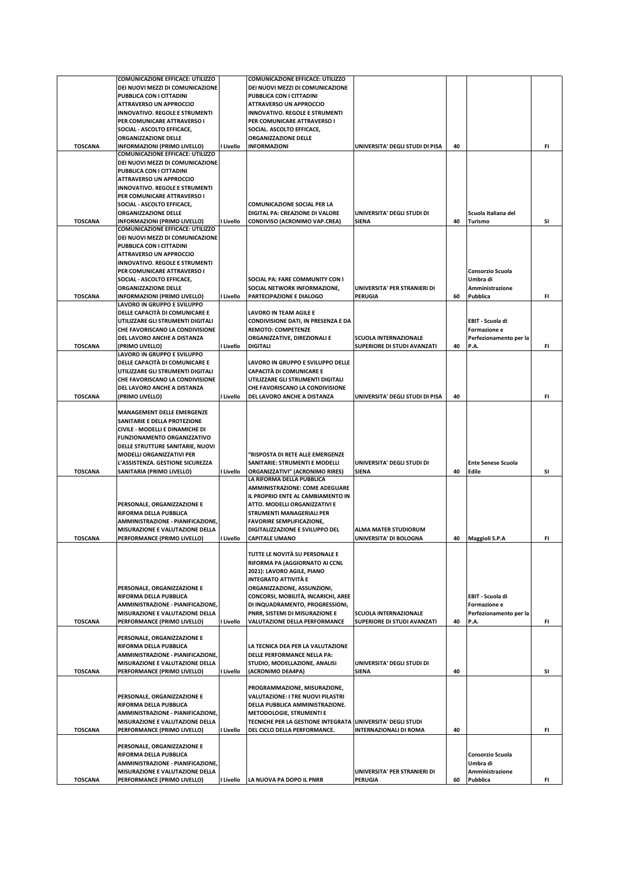| | | | | | | | |
|---|---|---|---|---|---|---|---|
| TOSCANA | COMUNICAZIONE EFFICACE: UTILIZZO DEI NUOVI MEZZI DI COMUNICAZIONE PUBBLICA CON I CITTADINI ATTRAVERSO UN APPROCCIO INNOVATIVO. REGOLE E STRUMENTI PER COMUNICARE ATTRAVERSO I SOCIAL - ASCOLTO EFFICACE, ORGANIZZAZIONE DELLE INFORMAZIONI (PRIMO LIVELLO) | I Livello | COMUNICAZIONE EFFICACE: UTILIZZO DEI NUOVI MEZZI DI COMUNICAZIONE PUBBLICA CON I CITTADINI ATTRAVERSO UN APPROCCIO INNOVATIVO. REGOLE E STRUMENTI PER COMUNICARE ATTRAVERSO I SOCIAL. ASCOLTO EFFICACE, ORGANIZZAZIONE DELLE INFORMAZIONI | UNIVERSITA' DEGLI STUDI DI PISA | 40 | | FI |
| TOSCANA | COMUNICAZIONE EFFICACE: UTILIZZO DEI NUOVI MEZZI DI COMUNICAZIONE PUBBLICA CON I CITTADINI ATTRAVERSO UN APPROCCIO INNOVATIVO. REGOLE E STRUMENTI PER COMUNICARE ATTRAVERSO I SOCIAL - ASCOLTO EFFICACE, ORGANIZZAZIONE DELLE INFORMAZIONI (PRIMO LIVELLO) | I Livello | COMUNICAZIONE SOCIAL PER LA DIGITAL PA: CREAZIONE DI VALORE CONDIVISO (ACRONIMO VAP.CREA) | UNIVERSITA' DEGLI STUDI DI SIENA | 40 | Scuola Italiana del Turismo | SI |
| TOSCANA | COMUNICAZIONE EFFICACE: UTILIZZO DEI NUOVI MEZZI DI COMUNICAZIONE PUBBLICA CON I CITTADINI ATTRAVERSO UN APPROCCIO INNOVATIVO. REGOLE E STRUMENTI PER COMUNICARE ATTRAVERSO I SOCIAL - ASCOLTO EFFICACE, ORGANIZZAZIONE DELLE INFORMAZIONI (PRIMO LIVELLO) | I Livello | SOCIAL PA: FARE COMMUNITY CON I SOCIAL NETWORK INFORMAZIONE, PARTECIPAZIONE E DIALOGO | UNIVERSITA' PER STRANIERI DI PERUGIA | 60 | Consorzio Scuola Umbra di Amministrazione Pubblica | FI |
| TOSCANA | LAVORO IN GRUPPO E SVILUPPO DELLE CAPACITÀ DI COMUNICARE E UTILIZZARE GLI STRUMENTI DIGITALI CHE FAVORISCANO LA CONDIVISIONE DEL LAVORO ANCHE A DISTANZA (PRIMO LIVELLO) | I Livello | LAVORO IN TEAM AGILE E CONDIVISIONE DATI, IN PRESENZA E DA REMOTO: COMPETENZE ORGANIZZATIVE, DIREZIONALI E DIGITALI | SCUOLA INTERNAZIONALE SUPERIORE DI STUDI AVANZATI | 40 | EBIT - Scuola di Formazione e Perfezionamento per la P.A. | FI |
| TOSCANA | LAVORO IN GRUPPO E SVILUPPO DELLE CAPACITÀ DI COMUNICARE E UTILIZZARE GLI STRUMENTI DIGITALI CHE FAVORISCANO LA CONDIVISIONE DEL LAVORO ANCHE A DISTANZA (PRIMO LIVELLO) | I Livello | LAVORO IN GRUPPO E SVILUPPO DELLE CAPACITÀ DI COMUNICARE E UTILIZZARE GLI STRUMENTI DIGITALI CHE FAVORISCANO LA CONDIVISIONE DEL LAVORO ANCHE A DISTANZA | UNIVERSITA' DEGLI STUDI DI PISA | 40 | | FI |
| TOSCANA | MANAGEMENT DELLE EMERGENZE SANITARIE E DELLA PROTEZIONE CIVILE - MODELLI E DINAMICHE DI FUNZIONAMENTO ORGANIZZATIVO DELLE STRUTTURE SANITARIE, NUOVI MODELLI ORGANIZZATIVI PER L'ASSISTENZA. GESTIONE SICUREZZA SANITARIA (PRIMO LIVELLO) | I Livello | "RISPOSTA DI RETE ALLE EMERGENZE SANITARIE: STRUMENTI E MODELLI ORGANIZZATIVI" (ACRONIMO RIRES) | UNIVERSITA' DEGLI STUDI DI SIENA | 40 | Ente Senese Scuola Edile | SI |
| TOSCANA | PERSONALE, ORGANIZZAZIONE E RIFORMA DELLA PUBBLICA AMMINISTRAZIONE - PIANIFICAZIONE, MISURAZIONE E VALUTAZIONE DELLA PERFORMANCE (PRIMO LIVELLO) | I Livello | LA RIFORMA DELLA PUBBLICA AMMINISTRAZIONE: COME ADEGUARE IL PROPRIO ENTE AL CAMBIAMENTO IN ATTO. MODELLI ORGANIZZATIVI E STRUMENTI MANAGERIALI PER FAVORIRE SEMPLIFICAZIONE, DIGITALIZZAZIONE E SVILUPPO DEL CAPITALE UMANO | ALMA MATER STUDIORUM UNIVERSITA' DI BOLOGNA | 40 | Maggioli S.P.A | FI |
| TOSCANA | PERSONALE, ORGANIZZAZIONE E RIFORMA DELLA PUBBLICA AMMINISTRAZIONE - PIANIFICAZIONE, MISURAZIONE E VALUTAZIONE DELLA PERFORMANCE (PRIMO LIVELLO) | I Livello | TUTTE LE NOVITÀ SU PERSONALE E RIFORMA PA (AGGIORNATO AI CCNL 2021): LAVORO AGILE, PIANO INTEGRATO ATTIVITÀ E ORGANIZZAZIONE, ASSUNZIONI, CONCORSI, MOBILITÀ, INCARICHI, AREE DI INQUADRAMENTO, PROGRESSIONI, PNRR, SISTEMI DI MISURAZIONE E VALUTAZIONE DELLA PERFORMANCE | SCUOLA INTERNAZIONALE SUPERIORE DI STUDI AVANZATI | 40 | EBIT - Scuola di Formazione e Perfezionamento per la P.A. | FI |
| TOSCANA | PERSONALE, ORGANIZZAZIONE E RIFORMA DELLA PUBBLICA AMMINISTRAZIONE - PIANIFICAZIONE, MISURAZIONE E VALUTAZIONE DELLA PERFORMANCE (PRIMO LIVELLO) | I Livello | LA TECNICA DEA PER LA VALUTAZIONE DELLE PERFORMANCE NELLA PA: STUDIO, MODELLAZIONE, ANALISI (ACRONIMO DEA4PA) | UNIVERSITA' DEGLI STUDI DI SIENA | 40 | | SI |
| TOSCANA | PERSONALE, ORGANIZZAZIONE E RIFORMA DELLA PUBBLICA AMMINISTRAZIONE - PIANIFICAZIONE, MISURAZIONE E VALUTAZIONE DELLA PERFORMANCE (PRIMO LIVELLO) | I Livello | PROGRAMMAZIONE, MISURAZIONE, VALUTAZIONE: I TRE NUOVI PILASTRI DELLA PUBBLICA AMMINISTRAZIONE. METODOLOGIE, STRUMENTI E TECNICHE PER LA GESTIONE INTEGRATA DEL CICLO DELLA PERFORMANCE. | UNIVERSITA' DEGLI STUDI INTERNAZIONALI DI ROMA | 40 | | FI |
| TOSCANA | PERSONALE, ORGANIZZAZIONE E RIFORMA DELLA PUBBLICA AMMINISTRAZIONE - PIANIFICAZIONE, MISURAZIONE E VALUTAZIONE DELLA PERFORMANCE (PRIMO LIVELLO) | I Livello | LA NUOVA PA DOPO IL PNRR | UNIVERSITA' PER STRANIERI DI PERUGIA | 60 | Consorzio Scuola Umbra di Amministrazione Pubblica | FI |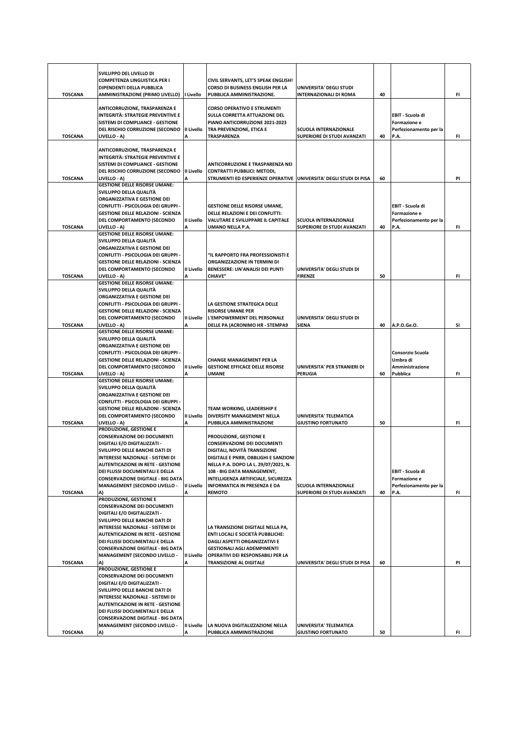| TOSCANA | SVILUPPO DEL LIVELLO DI COMPETENZA LINGUISTICA PER I DIPENDENTI DELLA PUBBLICA AMMINISTRAZIONE (PRIMO LIVELLO) | I Livello | CIVIL SERVANTS, LET'S SPEAK ENGLISH! CORSO DI BUSINESS ENGLISH PER LA PUBBLICA AMMINISTRAZIONE. | UNIVERSITA' DEGLI STUDI INTERNAZIONALI DI ROMA | 40 | | FI |
|---|---|---|---|---|---|---|---|
| TOSCANA | ANTICORRUZIONE, TRASPARENZA E INTEGRITÀ: STRATEGIE PREVENTIVE E SISTEMI DI COMPLIANCE - GESTIONE DEL RISCHIO CORRUZIONE (SECONDO LIVELLO - A) | II Livello A | CORSO OPERATIVO E STRUMENTI SULLA CORRETTA ATTUAZIONE DEL PIANO ANTICORRUZIONE 2021-2023 TRA PREVENZIONE, ETICA E TRASPARENZA | SCUOLA INTERNAZIONALE SUPERIORE DI STUDI AVANZATI | 40 | EBIT - Scuola di Formazione e Perfezionamento per la P.A. | FI |
| TOSCANA | ANTICORRUZIONE, TRASPARENZA E INTEGRITÀ: STRATEGIE PREVENTIVE E SISTEMI DI COMPLIANCE - GESTIONE DEL RISCHIO CORRUZIONE (SECONDO LIVELLO - A) | II Livello A | ANTICORRUZIONE E TRASPARENZA NEI CONTRATTI PUBBLICI: METODI, STRUMENTI ED ESPERIENZE OPERATIVE | UNIVERSITA' DEGLI STUDI DI PISA | 60 | | PI |
| TOSCANA | GESTIONE DELLE RISORSE UMANE: SVILUPPO DELLA QUALITÀ ORGANIZZATIVA E GESTIONE DEI CONFLITTI - PSICOLOGIA DEI GRUPPI - GESTIONE DELLE RELAZIONI - SCIENZA DEL COMPORTAMENTO (SECONDO LIVELLO - A) | II Livello A | GESTIONE DELLE RISORSE UMANE, DELLE RELAZIONI E DEI CONFLITTI: VALUTARE E SVILUPPARE IL CAPITALE UMANO NELLA P.A. | SCUOLA INTERNAZIONALE SUPERIORE DI STUDI AVANZATI | 40 | EBIT - Scuola di Formazione e Perfezionamento per la P.A. | FI |
| TOSCANA | GESTIONE DELLE RISORSE UMANE: SVILUPPO DELLA QUALITÀ ORGANIZZATIVA E GESTIONE DEI CONFLITTI - PSICOLOGIA DEI GRUPPI - GESTIONE DELLE RELAZIONI - SCIENZA DEL COMPORTAMENTO (SECONDO LIVELLO - A) | II Livello A | "IL RAPPORTO FRA PROFESSIONISTI E ORGANIZZAZIONE IN TERMINI DI BENESSERE: UN'ANALISI DEI PUNTI CHIAVE" | UNIVERSITA' DEGLI STUDI DI FIRENZE | 50 | | FI |
| TOSCANA | GESTIONE DELLE RISORSE UMANE: SVILUPPO DELLA QUALITÀ ORGANIZZATIVA E GESTIONE DEI CONFLITTI - PSICOLOGIA DEI GRUPPI - GESTIONE DELLE RELAZIONI - SCIENZA DEL COMPORTAMENTO (SECONDO LIVELLO - A) | II Livello A | LA GESTIONE STRATEGICA DELLE RISORSE UMANE PER L'EMPOWERMENT DEL PERSONALE DELLE PA (ACRONIMO HR - STEMPA9 | UNIVERSITA' DEGLI STUDI DI SIENA | 40 | A.P.O.Ge.O. | SI |
| TOSCANA | GESTIONE DELLE RISORSE UMANE: SVILUPPO DELLA QUALITÀ ORGANIZZATIVA E GESTIONE DEI CONFLITTI - PSICOLOGIA DEI GRUPPI - GESTIONE DELLE RELAZIONI - SCIENZA DEL COMPORTAMENTO (SECONDO LIVELLO - A) | II Livello A | CHANGE MANAGEMENT PER LA GESTIONE EFFICACE DELLE RISORSE UMANE | UNIVERSITA' PER STRANIERI DI PERUGIA | 60 | Consorzio Scuola Umbra di Amministrazione Pubblica | FI |
| TOSCANA | GESTIONE DELLE RISORSE UMANE: SVILUPPO DELLA QUALITÀ ORGANIZZATIVA E GESTIONE DEI CONFLITTI - PSICOLOGIA DEI GRUPPI - GESTIONE DELLE RELAZIONI - SCIENZA DEL COMPORTAMENTO (SECONDO LIVELLO - A) | II Livello A | TEAM WORKING, LEADERSHIP E DIVERSITY MANAGEMENT NELLA PUBBLICA AMMINISTRAZIONE | UNIVERSITA' TELEMATICA GIUSTINO FORTUNATO | 50 | | FI |
| TOSCANA | PRODUZIONE, GESTIONE E CONSERVAZIONE DEI DOCUMENTI DIGITALI E/O DIGITALIZZATI - SVILUPPO DELLE BANCHE DATI DI INTERESSE NAZIONALE - SISTEMI DI AUTENTICAZIONE IN RETE - GESTIONE DEI FLUSSI DOCUMENTALI E DELLA CONSERVAZIONE DIGITALE - BIG DATA MANAGEMENT (SECONDO LIVELLO - A) | II Livello A | PRODUZIONE, GESTIONE E CONSERVAZIONE DEI DOCUMENTI DIGITALI, NOVITÀ TRANSIZIONE DIGITALE E PNRR, OBBLIGHI E SANZIONI NELLA P.A. DOPO LA L. 29/07/2021, N. 108 - BIG DATA MANAGEMENT, INTELLIGENZA ARTIFICIALE, SICUREZZA INFORMATICA IN PRESENZA E DA REMOTO | SCUOLA INTERNAZIONALE SUPERIORE DI STUDI AVANZATI | 40 | EBIT - Scuola di Formazione e Perfezionamento per la P.A. | FI |
| TOSCANA | PRODUZIONE, GESTIONE E CONSERVAZIONE DEI DOCUMENTI DIGITALI E/O DIGITALIZZATI - SVILUPPO DELLE BANCHE DATI DI INTERESSE NAZIONALE - SISTEMI DI AUTENTICAZIONE IN RETE - GESTIONE DEI FLUSSI DOCUMENTALI E DELLA CONSERVAZIONE DIGITALE - BIG DATA MANAGEMENT (SECONDO LIVELLO - A) | II Livello A | LA TRANSIZIONE DIGITALE NELLA PA, ENTI LOCALI E SOCIETÀ PUBBLICHE: DAGLI ASPETTI ORGANIZZATIVI E GESTIONALI AGLI ADEMPIMENTI OPERATIVI DEI RESPONSABILI PER LA TRANSIZIONE AL DIGITALE | UNIVERSITA' DEGLI STUDI DI PISA | 60 | | PI |
| TOSCANA | PRODUZIONE, GESTIONE E CONSERVAZIONE DEI DOCUMENTI DIGITALI E/O DIGITALIZZATI - SVILUPPO DELLE BANCHE DATI DI INTERESSE NAZIONALE - SISTEMI DI AUTENTICAZIONE IN RETE - GESTIONE DEI FLUSSI DOCUMENTALI E DELLA CONSERVAZIONE DIGITALE - BIG DATA MANAGEMENT (SECONDO LIVELLO - A) | II Livello A | LA NUOVA DIGITALIZZAZIONE NELLA PUBBLICA AMMINISTRAZIONE | UNIVERSITA' TELEMATICA GIUSTINO FORTUNATO | 50 | | FI |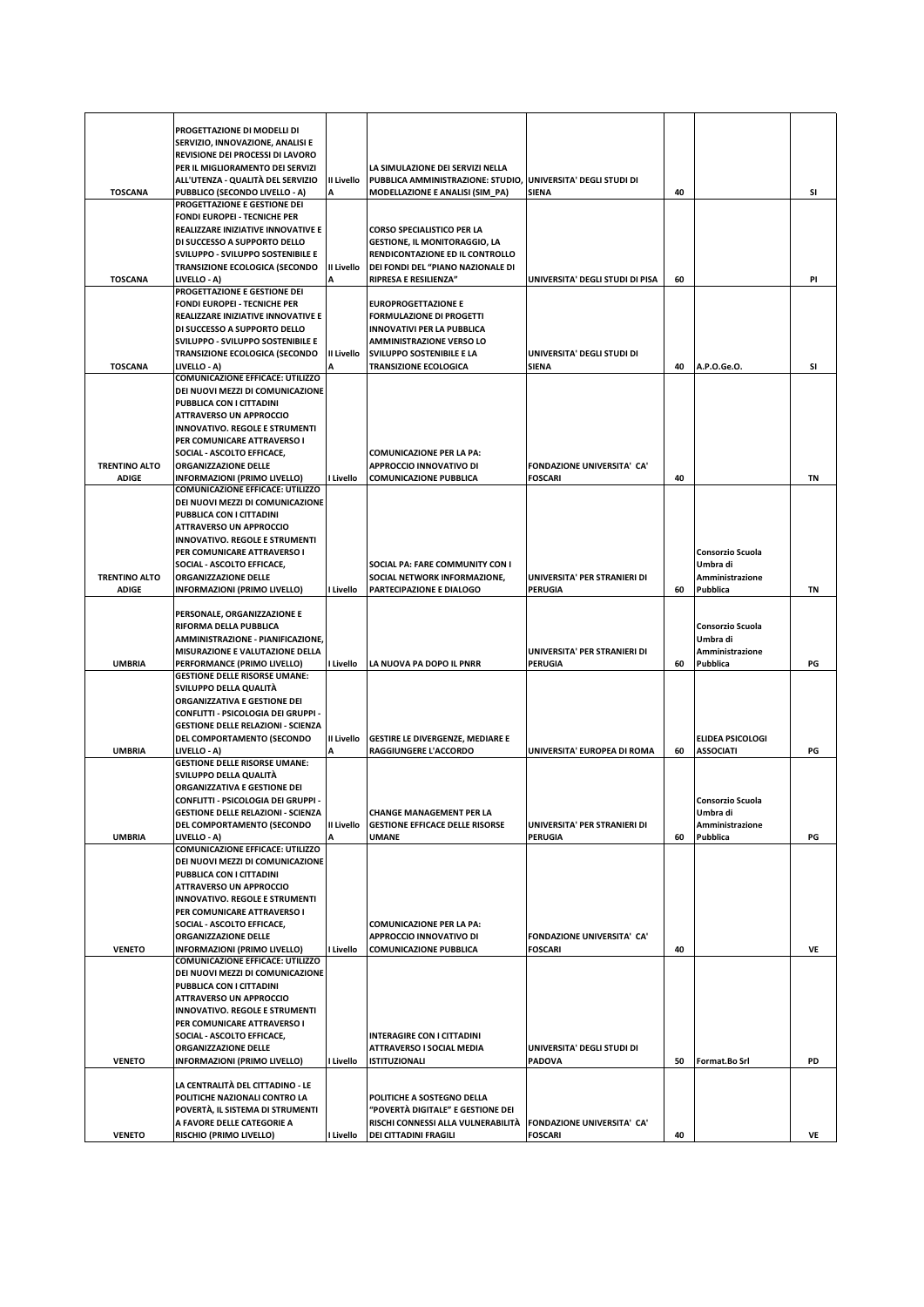| | | | | | | | |
|---|---|---|---|---|---|---|---|
| TOSCANA | PROGETTAZIONE DI MODELLI DI SERVIZIO, INNOVAZIONE, ANALISI E REVISIONE DEI PROCESSI DI LAVORO PER IL MIGLIORAMENTO DEI SERVIZI ALL'UTENZA - QUALITÀ DEL SERVIZIO PUBBLICO (SECONDO LIVELLO - A) | II Livello A | LA SIMULAZIONE DEI SERVIZI NELLA PUBBLICA AMMINISTRAZIONE: STUDIO, MODELLAZIONE E ANALISI (SIM_PA) | UNIVERSITA' DEGLI STUDI DI SIENA | 40 | | SI |
| TOSCANA | PROGETTAZIONE E GESTIONE DEI FONDI EUROPEI - TECNICHE PER REALIZZARE INIZIATIVE INNOVATIVE E DI SUCCESSO A SUPPORTO DELLO SVILUPPO - SVILUPPO SOSTENIBILE E TRANSIZIONE ECOLOGICA (SECONDO LIVELLO - A) | II Livello A | CORSO SPECIALISTICO PER LA GESTIONE, IL MONITORAGGIO, LA RENDICONTAZIONE ED IL CONTROLLO DEI FONDI DEL "PIANO NAZIONALE DI RIPRESA E RESILIENZA" | UNIVERSITA' DEGLI STUDI DI PISA | 60 | | PI |
| TOSCANA | PROGETTAZIONE E GESTIONE DEI FONDI EUROPEI - TECNICHE PER REALIZZARE INIZIATIVE INNOVATIVE E DI SUCCESSO A SUPPORTO DELLO SVILUPPO - SVILUPPO SOSTENIBILE E TRANSIZIONE ECOLOGICA (SECONDO LIVELLO - A) | II Livello A | EUROPROGETTAZIONE E FORMULAZIONE DI PROGETTI INNOVATIVI PER LA PUBBLICA AMMINISTRAZIONE VERSO LO SVILUPPO SOSTENIBILE E LA TRANSIZIONE ECOLOGICA | UNIVERSITA' DEGLI STUDI DI SIENA | 40 | A.P.O.Ge.O. | SI |
| TRENTINO ALTO ADIGE | COMUNICAZIONE EFFICACE: UTILIZZO DEI NUOVI MEZZI DI COMUNICAZIONE PUBBLICA CON I CITTADINI ATTRAVERSO UN APPROCCIO INNOVATIVO. REGOLE E STRUMENTI PER COMUNICARE ATTRAVERSO I SOCIAL - ASCOLTO EFFICACE, ORGANIZZAZIONE DELLE INFORMAZIONI (PRIMO LIVELLO) | I Livello | COMUNICAZIONE PER LA PA: APPROCCIO INNOVATIVO DI COMUNICAZIONE PUBBLICA | FONDAZIONE UNIVERSITA' CA' FOSCARI | 40 | | TN |
| TRENTINO ALTO ADIGE | COMUNICAZIONE EFFICACE: UTILIZZO DEI NUOVI MEZZI DI COMUNICAZIONE PUBBLICA CON I CITTADINI ATTRAVERSO UN APPROCCIO INNOVATIVO. REGOLE E STRUMENTI PER COMUNICARE ATTRAVERSO I SOCIAL - ASCOLTO EFFICACE, ORGANIZZAZIONE DELLE INFORMAZIONI (PRIMO LIVELLO) | I Livello | SOCIAL PA: FARE COMMUNITY CON I SOCIAL NETWORK INFORMAZIONE, PARTECIPAZIONE E DIALOGO | UNIVERSITA' PER STRANIERI DI PERUGIA | 60 | Consorzio Scuola Umbra di Amministrazione Pubblica | TN |
| UMBRIA | PERSONALE, ORGANIZZAZIONE E RIFORMA DELLA PUBBLICA AMMINISTRAZIONE - PIANIFICAZIONE, MISURAZIONE E VALUTAZIONE DELLA PERFORMANCE (PRIMO LIVELLO) | I Livello | LA NUOVA PA DOPO IL PNRR | UNIVERSITA' PER STRANIERI DI PERUGIA | 60 | Consorzio Scuola Umbra di Amministrazione Pubblica | PG |
| UMBRIA | GESTIONE DELLE RISORSE UMANE: SVILUPPO DELLA QUALITÀ ORGANIZZATIVA E GESTIONE DEI CONFLITTI - PSICOLOGIA DEI GRUPPI - GESTIONE DELLE RELAZIONI - SCIENZA DEL COMPORTAMENTO (SECONDO LIVELLO - A) | II Livello A | GESTIRE LE DIVERGENZE, MEDIARE E RAGGIUNGERE L'ACCORDO | UNIVERSITA' EUROPEA DI ROMA | 60 | ELIDEA PSICOLOGI ASSOCIATI | PG |
| UMBRIA | GESTIONE DELLE RISORSE UMANE: SVILUPPO DELLA QUALITÀ ORGANIZZATIVA E GESTIONE DEI CONFLITTI - PSICOLOGIA DEI GRUPPI - GESTIONE DELLE RELAZIONI - SCIENZA DEL COMPORTAMENTO (SECONDO LIVELLO - A) | II Livello A | CHANGE MANAGEMENT PER LA GESTIONE EFFICACE DELLE RISORSE UMANE | UNIVERSITA' PER STRANIERI DI PERUGIA | 60 | Consorzio Scuola Umbra di Amministrazione Pubblica | PG |
| VENETO | COMUNICAZIONE EFFICACE: UTILIZZO DEI NUOVI MEZZI DI COMUNICAZIONE PUBBLICA CON I CITTADINI ATTRAVERSO UN APPROCCIO INNOVATIVO. REGOLE E STRUMENTI PER COMUNICARE ATTRAVERSO I SOCIAL - ASCOLTO EFFICACE, ORGANIZZAZIONE DELLE INFORMAZIONI (PRIMO LIVELLO) | I Livello | COMUNICAZIONE PER LA PA: APPROCCIO INNOVATIVO DI COMUNICAZIONE PUBBLICA | FONDAZIONE UNIVERSITA' CA' FOSCARI | 40 | | VE |
| VENETO | COMUNICAZIONE EFFICACE: UTILIZZO DEI NUOVI MEZZI DI COMUNICAZIONE PUBBLICA CON I CITTADINI ATTRAVERSO UN APPROCCIO INNOVATIVO. REGOLE E STRUMENTI PER COMUNICARE ATTRAVERSO I SOCIAL - ASCOLTO EFFICACE, ORGANIZZAZIONE DELLE INFORMAZIONI (PRIMO LIVELLO) | I Livello | INTERAGIRE CON I CITTADINI ATTRAVERSO I SOCIAL MEDIA ISTITUZIONALI | UNIVERSITA' DEGLI STUDI DI PADOVA | 50 | Format.Bo Srl | PD |
| VENETO | LA CENTRALITÀ DEL CITTADINO - LE POLITICHE NAZIONALI CONTRO LA POVERTÀ, IL SISTEMA DI STRUMENTI A FAVORE DELLE CATEGORIE A RISCHIO (PRIMO LIVELLO) | I Livello | POLITICHE A SOSTEGNO DELLA "POVERTÀ DIGITALE" E GESTIONE DEI RISCHI CONNESSI ALLA VULNERABILITÀ DEI CITTADINI FRAGILI | FONDAZIONE UNIVERSITA' CA' FOSCARI | 40 | | VE |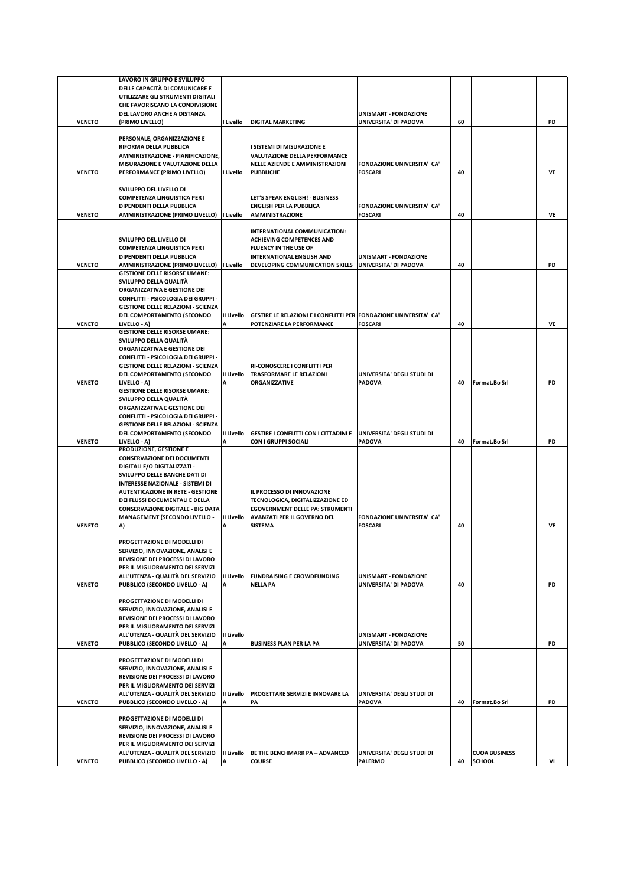| | | | | | | | |
|---|---|---|---|---|---|---|---|
| VENETO | LAVORO IN GRUPPO E SVILUPPO DELLE CAPACITÀ DI COMUNICARE E UTILIZZARE GLI STRUMENTI DIGITALI CHE FAVORISCANO LA CONDIVISIONE DEL LAVORO ANCHE A DISTANZA (PRIMO LIVELLO) | I Livello | DIGITAL MARKETING | UNISMART - FONDAZIONE UNIVERSITA' DI PADOVA | 60 | | PD |
| VENETO | PERSONALE, ORGANIZZAZIONE E RIFORMA DELLA PUBBLICA AMMINISTRAZIONE - PIANIFICAZIONE, MISURAZIONE E VALUTAZIONE DELLA PERFORMANCE (PRIMO LIVELLO) | I Livello | I SISTEMI DI MISURAZIONE E VALUTAZIONE DELLA PERFORMANCE NELLE AZIENDE E AMMINISTRAZIONI PUBBLICHE | FONDAZIONE UNIVERSITA' CA' FOSCARI | 40 | | VE |
| VENETO | SVILUPPO DEL LIVELLO DI COMPETENZA LINGUISTICA PER I DIPENDENTI DELLA PUBBLICA AMMINISTRAZIONE (PRIMO LIVELLO) | I Livello | LET'S SPEAK ENGLISH! - BUSINESS ENGLISH PER LA PUBBLICA AMMINISTRAZIONE | FONDAZIONE UNIVERSITA' CA' FOSCARI | 40 | | VE |
| VENETO | SVILUPPO DEL LIVELLO DI COMPETENZA LINGUISTICA PER I DIPENDENTI DELLA PUBBLICA AMMINISTRAZIONE (PRIMO LIVELLO) | I Livello | INTERNATIONAL COMMUNICATION: ACHIEVING COMPETENCES AND FLUENCY IN THE USE OF INTERNATIONAL ENGLISH AND DEVELOPING COMMUNICATION SKILLS | UNISMART - FONDAZIONE UNIVERSITA' DI PADOVA | 40 | | PD |
| VENETO | GESTIONE DELLE RISORSE UMANE: SVILUPPO DELLA QUALITÀ ORGANIZZATIVA E GESTIONE DEI CONFLITTI - PSICOLOGIA DEI GRUPPI - GESTIONE DELLE RELAZIONI - SCIENZA DEL COMPORTAMENTO (SECONDO LIVELLO - A) | II Livello A | GESTIRE LE RELAZIONI E I CONFLITTI PER POTENZIARE LA PERFORMANCE | FONDAZIONE UNIVERSITA' CA' FOSCARI | 40 | | VE |
| VENETO | GESTIONE DELLE RISORSE UMANE: SVILUPPO DELLA QUALITÀ ORGANIZZATIVA E GESTIONE DEI CONFLITTI - PSICOLOGIA DEI GRUPPI - GESTIONE DELLE RELAZIONI - SCIENZA DEL COMPORTAMENTO (SECONDO LIVELLO - A) | II Livello A | RI-CONOSCERE I CONFLITTI PER TRASFORMARE LE RELAZIONI ORGANIZZATIVE | UNIVERSITA' DEGLI STUDI DI PADOVA | 40 | Format.Bo Srl | PD |
| VENETO | GESTIONE DELLE RISORSE UMANE: SVILUPPO DELLA QUALITÀ ORGANIZZATIVA E GESTIONE DEI CONFLITTI - PSICOLOGIA DEI GRUPPI - GESTIONE DELLE RELAZIONI - SCIENZA DEL COMPORTAMENTO (SECONDO LIVELLO - A) | II Livello A | GESTIRE I CONFLITTI CON I CITTADINI E CON I GRUPPI SOCIALI | UNIVERSITA' DEGLI STUDI DI PADOVA | 40 | Format.Bo Srl | PD |
| VENETO | PRODUZIONE, GESTIONE E CONSERVAZIONE DEI DOCUMENTI DIGITALI E/O DIGITALIZZATI - SVILUPPO DELLE BANCHE DATI DI INTERESSE NAZIONALE - SISTEMI DI AUTENTICAZIONE IN RETE - GESTIONE DEI FLUSSI DOCUMENTALI E DELLA CONSERVAZIONE DIGITALE - BIG DATA MANAGEMENT (SECONDO LIVELLO - A) | II Livello A | IL PROCESSO DI INNOVAZIONE TECNOLOGICA, DIGITALIZZAZIONE ED EGOVERNMENT DELLE PA: STRUMENTI AVANZATI PER IL GOVERNO DEL SISTEMA | FONDAZIONE UNIVERSITA' CA' FOSCARI | 40 | | VE |
| VENETO | PROGETTAZIONE DI MODELLI DI SERVIZIO, INNOVAZIONE, ANALISI E REVISIONE DEI PROCESSI DI LAVORO PER IL MIGLIORAMENTO DEI SERVIZI ALL'UTENZA - QUALITÀ DEL SERVIZIO PUBBLICO (SECONDO LIVELLO - A) | II Livello A | FUNDRAISING E CROWDFUNDING NELLA PA | UNISMART - FONDAZIONE UNIVERSITA' DI PADOVA | 40 | | PD |
| VENETO | PROGETTAZIONE DI MODELLI DI SERVIZIO, INNOVAZIONE, ANALISI E REVISIONE DEI PROCESSI DI LAVORO PER IL MIGLIORAMENTO DEI SERVIZI ALL'UTENZA - QUALITÀ DEL SERVIZIO PUBBLICO (SECONDO LIVELLO - A) | II Livello A | BUSINESS PLAN PER LA PA | UNISMART - FONDAZIONE UNIVERSITA' DI PADOVA | 50 | | PD |
| VENETO | PROGETTAZIONE DI MODELLI DI SERVIZIO, INNOVAZIONE, ANALISI E REVISIONE DEI PROCESSI DI LAVORO PER IL MIGLIORAMENTO DEI SERVIZI ALL'UTENZA - QUALITÀ DEL SERVIZIO PUBBLICO (SECONDO LIVELLO - A) | II Livello A | PROGETTARE SERVIZI E INNOVARE LA PA | UNIVERSITA' DEGLI STUDI DI PADOVA | 40 | Format.Bo Srl | PD |
| VENETO | PROGETTAZIONE DI MODELLI DI SERVIZIO, INNOVAZIONE, ANALISI E REVISIONE DEI PROCESSI DI LAVORO PER IL MIGLIORAMENTO DEI SERVIZI ALL'UTENZA - QUALITÀ DEL SERVIZIO PUBBLICO (SECONDO LIVELLO - A) | II Livello A | BE THE BENCHMARK PA – ADVANCED COURSE | UNIVERSITA' DEGLI STUDI DI PALERMO | 40 | CUOA BUSINESS SCHOOL | VI |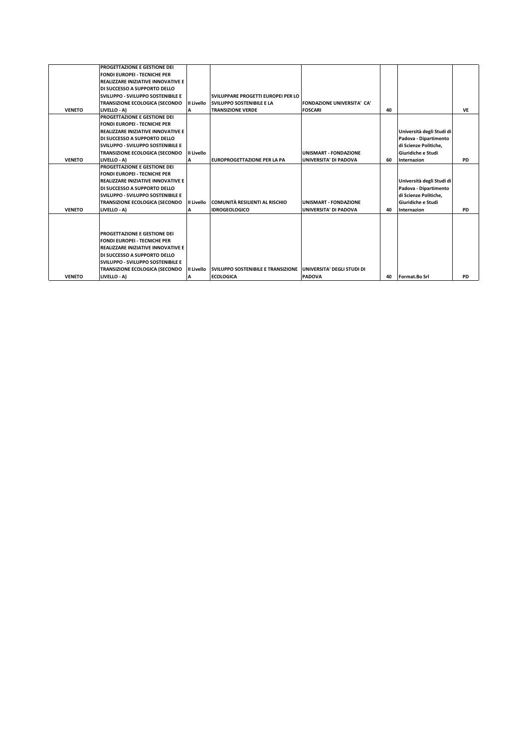| | | | | | | | |
|---|---|---|---|---|---|---|---|
| **VENETO** | **PROGETTAZIONE E GESTIONE DEI FONDI EUROPEI - TECNICHE PER REALIZZARE INIZIATIVE INNOVATIVE E DI SUCCESSO A SUPPORTO DELLO SVILUPPO - SVILUPPO SOSTENIBILE E TRANSIZIONE ECOLOGICA (SECONDO LIVELLO - A)** | **II Livello A** | **SVILUPPARE PROGETTI EUROPEI PER LO SVILUPPO SOSTENIBILE E LA TRANSIZIONE VERDE** | **FONDAZIONE UNIVERSITA' CA' FOSCARI** | **40** | | **VE** |
| **VENETO** | **PROGETTAZIONE E GESTIONE DEI FONDI EUROPEI - TECNICHE PER REALIZZARE INIZIATIVE INNOVATIVE E DI SUCCESSO A SUPPORTO DELLO SVILUPPO - SVILUPPO SOSTENIBILE E TRANSIZIONE ECOLOGICA (SECONDO LIVELLO - A)** | **II Livello A** | **EUROPROGETTAZIONE PER LA PA** | **UNISMART - FONDAZIONE UNIVERSITA' DI PADOVA** | **60** | **Università degli Studi di Padova - Dipartimento di Scienze Politiche, Giuridiche e Studi Internazion** | **PD** |
| **VENETO** | **PROGETTAZIONE E GESTIONE DEI FONDI EUROPEI - TECNICHE PER REALIZZARE INIZIATIVE INNOVATIVE E DI SUCCESSO A SUPPORTO DELLO SVILUPPO - SVILUPPO SOSTENIBILE E TRANSIZIONE ECOLOGICA (SECONDO LIVELLO - A)** | **II Livello A** | **COMUNITÀ RESILIENTI AL RISCHIO IDROGEOLOGICO** | **UNISMART - FONDAZIONE UNIVERSITA' DI PADOVA** | **40** | **Università degli Studi di Padova - Dipartimento di Scienze Politiche, Giuridiche e Studi Internazion** | **PD** |
| **VENETO** | **PROGETTAZIONE E GESTIONE DEI FONDI EUROPEI - TECNICHE PER REALIZZARE INIZIATIVE INNOVATIVE E DI SUCCESSO A SUPPORTO DELLO SVILUPPO - SVILUPPO SOSTENIBILE E TRANSIZIONE ECOLOGICA (SECONDO LIVELLO - A)** | **II Livello A** | **SVILUPPO SOSTENIBILE E TRANSIZIONE ECOLOGICA** | **UNIVERSITA' DEGLI STUDI DI PADOVA** | **40** | **Format.Bo Srl** | **PD** |